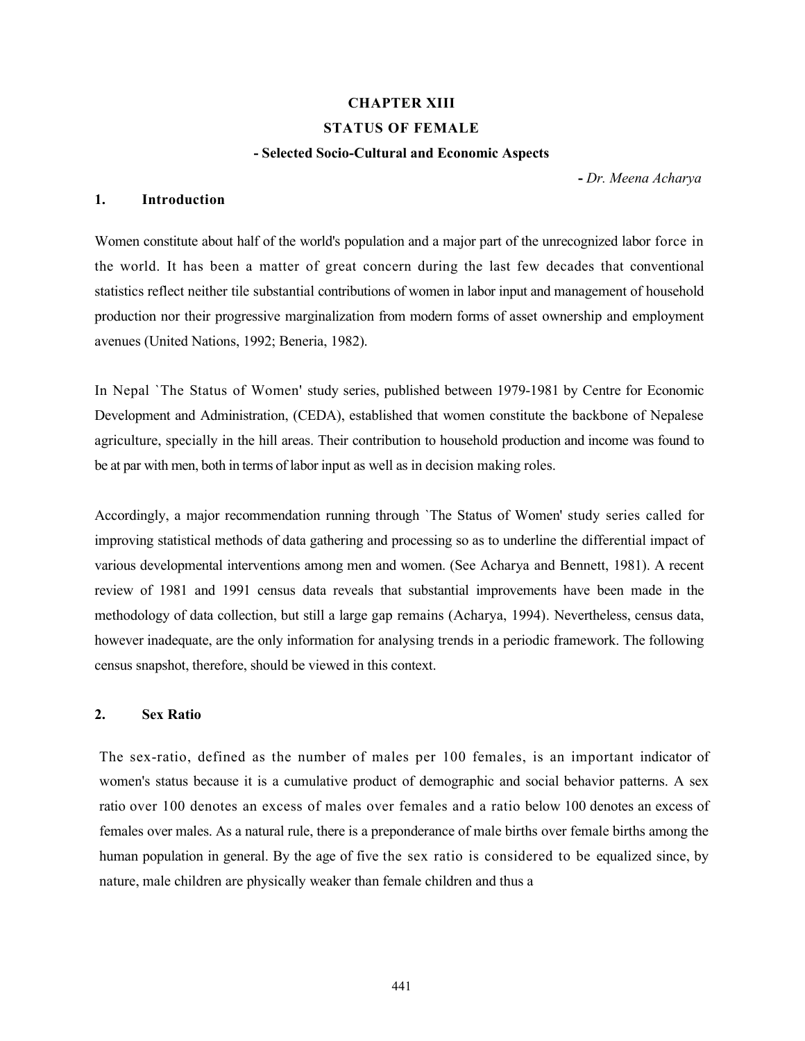# CHAPTER XIII

## STATUS OF FEMALE

### - Selected Socio-Cultural and Economic Aspects

**-** *Dr. Meena Acharya*

## 1. Introduction

Women constitute about half of the world's population and a major part of the unrecognized labor force in the world. It has been a matter of great concern during the last few decades that conventional statistics reflect neither tile substantial contributions of women in labor input and management of household production nor their progressive marginalization from modern forms of asset ownership and employment avenues (United Nations, 1992; Beneria, 1982).

In Nepal `The Status of Women' study series, published between 1979-1981 by Centre for Economic Development and Administration, (CEDA), established that women constitute the backbone of Nepalese agriculture, specially in the hill areas. Their contribution to household production and income was found to be at par with men, both in terms of labor input as well as in decision making roles.

Accordingly, a major recommendation running through `The Status of Women' study series called for improving statistical methods of data gathering and processing so as to underline the differential impact of various developmental interventions among men and women. (See Acharya and Bennett, 1981). A recent review of 1981 and 1991 census data reveals that substantial improvements have been made in the methodology of data collection, but still a large gap remains (Acharya, 1994). Nevertheless, census data, however inadequate, are the only information for analysing trends in a periodic framework. The following census snapshot, therefore, should be viewed in this context.

## 2. Sex Ratio

The sex-ratio, defined as the number of males per 100 females, is an important indicator of women's status because it is a cumulative product of demographic and social behavior patterns. A sex ratio over 100 denotes an excess of males over females and a ratio below 100 denotes an excess of females over males. As a natural rule, there is a preponderance of male births over female births among the human population in general. By the age of five the sex ratio is considered to be equalized since, by nature, male children are physically weaker than female children and thus a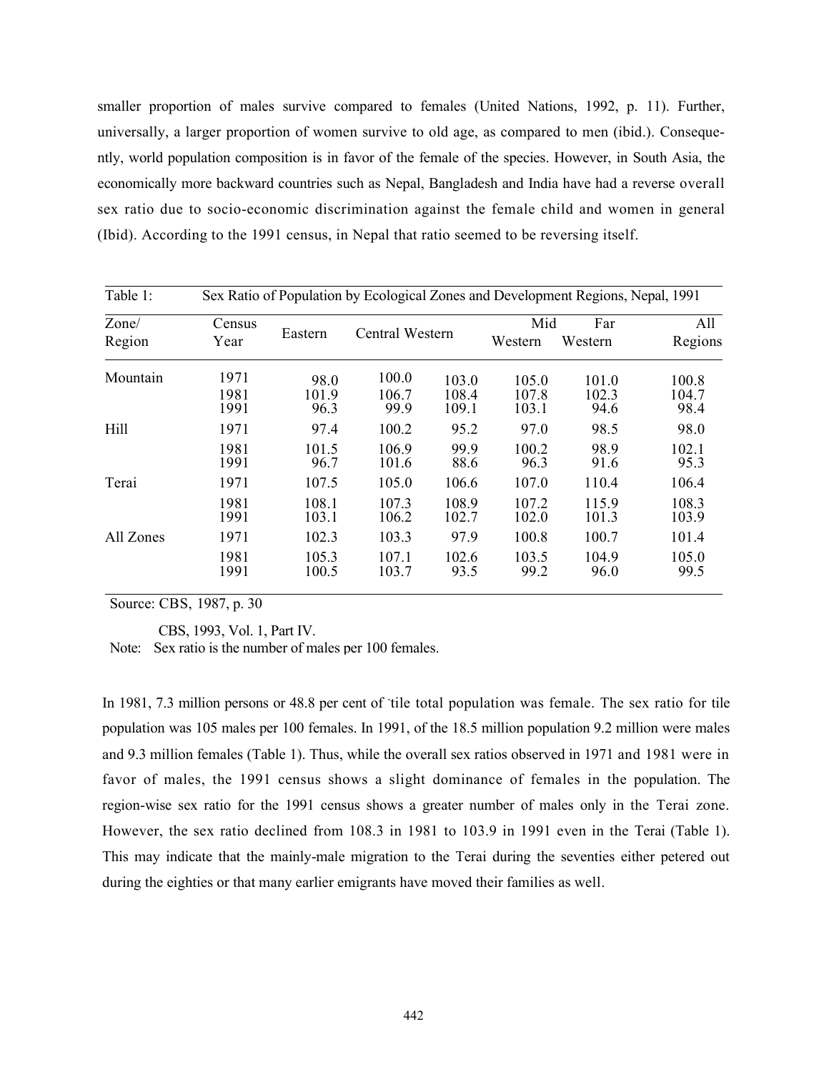smaller proportion of males survive compared to females (United Nations, 1992, p. 11). Further, universally, a larger proportion of women survive to old age, as compared to men (ibid.). Consequently, world population composition is in favor of the female of the species. However, in South Asia, the economically more backward countries such as Nepal, Bangladesh and India have had a reverse overall sex ratio due to socio-economic discrimination against the female child and women in general (Ibid). According to the 1991 census, in Nepal that ratio seemed to be reversing itself.

Table 1: Sex Ratio of Population by Ecological Zones and Development Regions, Nepal, 1991

| Zone/ Region | Census Year | Eastern | Central | Western | Mid Western | Far Western | All Regions |
|---|---|---|---|---|---|---|---|
| Mountain | 1971 | 98.0 | 100.0 | 103.0 | 105.0 | 101.0 | 100.8 |
| | 1981 | 101.9 | 106.7 | 108.4 | 107.8 | 102.3 | 104.7 |
| | 1991 | 96.3 | 99.9 | 109.1 | 103.1 | 94.6 | 98.4 |
| Hill | 1971 | 97.4 | 100.2 | 95.2 | 97.0 | 98.5 | 98.0 |
| | 1981 | 101.5 | 106.9 | 99.9 | 100.2 | 98.9 | 102.1 |
| | 1991 | 96.7 | 101.6 | 88.6 | 96.3 | 91.6 | 95.3 |
| Terai | 1971 | 107.5 | 105.0 | 106.6 | 107.0 | 110.4 | 106.4 |
| | 1981 | 108.1 | 107.3 | 108.9 | 107.2 | 115.9 | 108.3 |
| | 1991 | 103.1 | 106.2 | 102.7 | 102.0 | 101.3 | 103.9 |
| All Zones | 1971 | 102.3 | 103.3 | 97.9 | 100.8 | 100.7 | 101.4 |
| | 1981 | 105.3 | 107.1 | 102.6 | 103.5 | 104.9 | 105.0 |
| | 1991 | 100.5 | 103.7 | 93.5 | 99.2 | 96.0 | 99.5 |

Source: CBS, 1987, p. 30

CBS, 1993, Vol. 1, Part IV.

Note: Sex ratio is the number of males per 100 females.

In 1981, 7.3 million persons or 48.8 per cent of tile total population was female. The sex ratio for tile population was 105 males per 100 females. In 1991, of the 18.5 million population 9.2 million were males and 9.3 million females (Table 1). Thus, while the overall sex ratios observed in 1971 and 1981 were in favor of males, the 1991 census shows a slight dominance of females in the population. The region-wise sex ratio for the 1991 census shows a greater number of males only in the Terai zone. However, the sex ratio declined from 108.3 in 1981 to 103.9 in 1991 even in the Terai (Table 1). This may indicate that the mainly-male migration to the Terai during the seventies either petered out during the eighties or that many earlier emigrants have moved their families as well.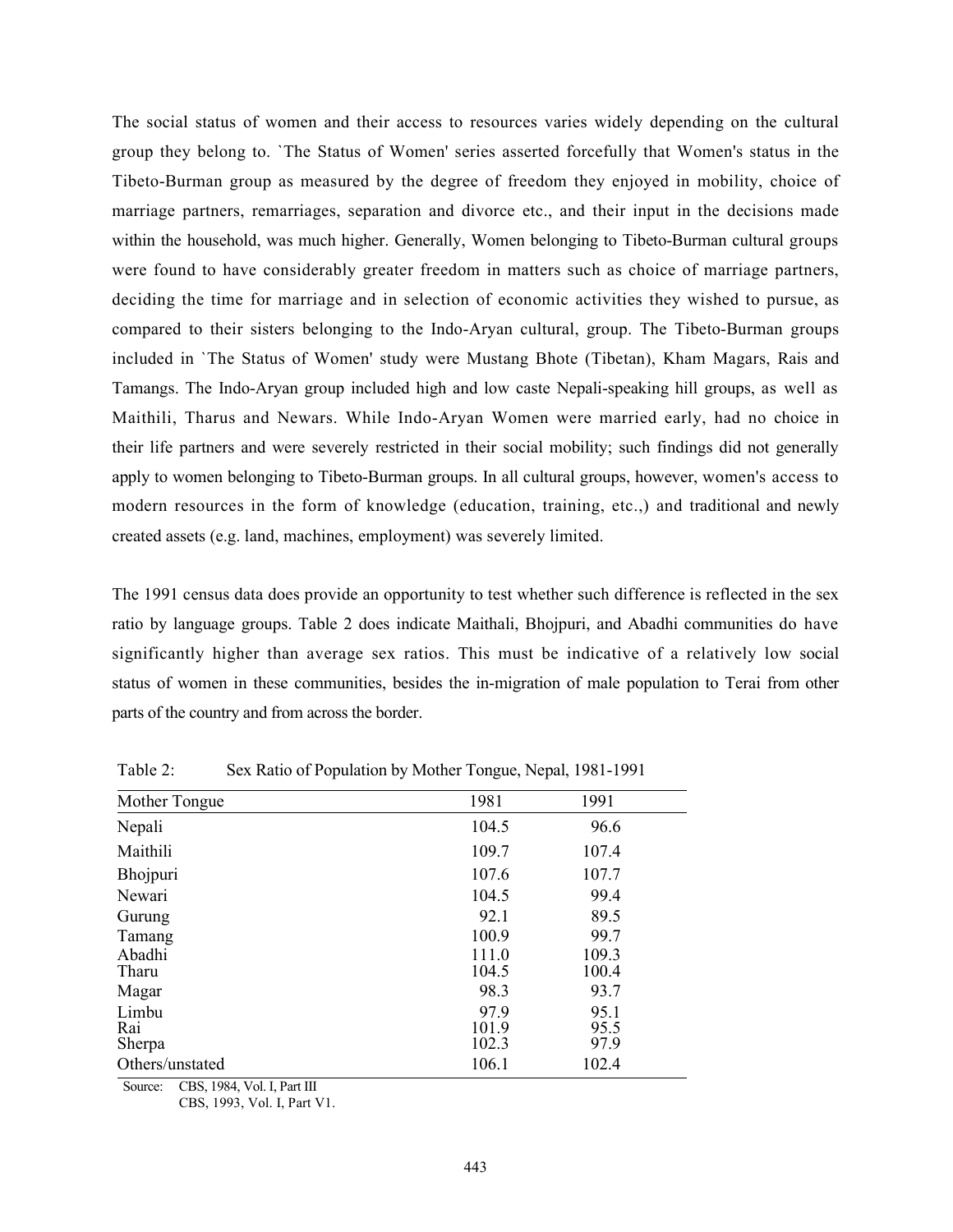The social status of women and their access to resources varies widely depending on the cultural group they belong to. `The Status of Women' series asserted forcefully that Women's status in the Tibeto-Burman group as measured by the degree of freedom they enjoyed in mobility, choice of marriage partners, remarriages, separation and divorce etc., and their input in the decisions made within the household, was much higher. Generally, Women belonging to Tibeto-Burman cultural groups were found to have considerably greater freedom in matters such as choice of marriage partners, deciding the time for marriage and in selection of economic activities they wished to pursue, as compared to their sisters belonging to the Indo-Aryan cultural, group. The Tibeto-Burman groups included in `The Status of Women' study were Mustang Bhote (Tibetan), Kham Magars, Rais and Tamangs. The Indo-Aryan group included high and low caste Nepali-speaking hill groups, as well as Maithili, Tharus and Newars. While Indo-Aryan Women were married early, had no choice in their life partners and were severely restricted in their social mobility; such findings did not generally apply to women belonging to Tibeto-Burman groups. In all cultural groups, however, women's access to modern resources in the form of knowledge (education, training, etc.,) and traditional and newly created assets (e.g. land, machines, employment) was severely limited.

The 1991 census data does provide an opportunity to test whether such difference is reflected in the sex ratio by language groups. Table 2 does indicate Maithali, Bhojpuri, and Abadhi communities do have significantly higher than average sex ratios. This must be indicative of a relatively low social status of women in these communities, besides the in-migration of male population to Terai from other parts of the country and from across the border.

Table 2: Sex Ratio of Population by Mother Tongue, Nepal, 1981-1991

| Mother Tongue | 1981 | 1991 |
|---|---|---|
| Nepali | 104.5 | 96.6 |
| Maithili | 109.7 | 107.4 |
| Bhojpuri | 107.6 | 107.7 |
| Newari | 104.5 | 99.4 |
| Gurung | 92.1 | 89.5 |
| Tamang | 100.9 | 99.7 |
| Abadhi | 111.0 | 109.3 |
| Tharu | 104.5 | 100.4 |
| Magar | 98.3 | 93.7 |
| Limbu | 97.9 | 95.1 |
| Rai | 101.9 | 95.5 |
| Sherpa | 102.3 | 97.9 |
| Others/unstated | 106.1 | 102.4 |

Source: CBS, 1984, Vol. I, Part III
CBS, 1993, Vol. I, Part V1.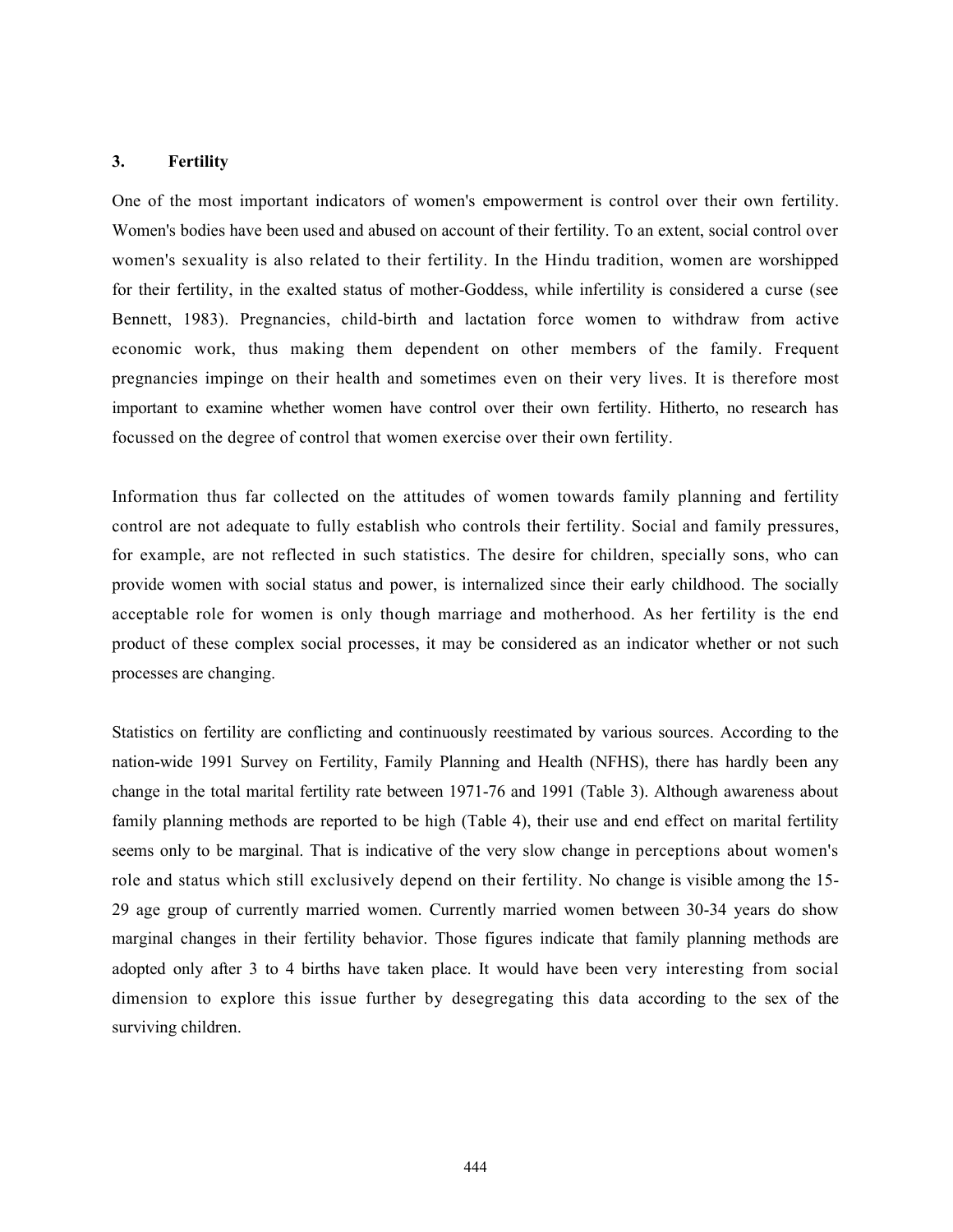## 3. Fertility

One of the most important indicators of women's empowerment is control over their own fertility. Women's bodies have been used and abused on account of their fertility. To an extent, social control over women's sexuality is also related to their fertility. In the Hindu tradition, women are worshipped for their fertility, in the exalted status of mother-Goddess, while infertility is considered a curse (see Bennett, 1983). Pregnancies, child-birth and lactation force women to withdraw from active economic work, thus making them dependent on other members of the family. Frequent pregnancies impinge on their health and sometimes even on their very lives. It is therefore most important to examine whether women have control over their own fertility. Hitherto, no research has focussed on the degree of control that women exercise over their own fertility.

Information thus far collected on the attitudes of women towards family planning and fertility control are not adequate to fully establish who controls their fertility. Social and family pressures, for example, are not reflected in such statistics. The desire for children, specially sons, who can provide women with social status and power, is internalized since their early childhood. The socially acceptable role for women is only though marriage and motherhood. As her fertility is the end product of these complex social processes, it may be considered as an indicator whether or not such processes are changing.

Statistics on fertility are conflicting and continuously reestimated by various sources. According to the nation-wide 1991 Survey on Fertility, Family Planning and Health (NFHS), there has hardly been any change in the total marital fertility rate between 1971-76 and 1991 (Table 3). Although awareness about family planning methods are reported to be high (Table 4), their use and end effect on marital fertility seems only to be marginal. That is indicative of the very slow change in perceptions about women's role and status which still exclusively depend on their fertility. No change is visible among the 15-29 age group of currently married women. Currently married women between 30-34 years do show marginal changes in their fertility behavior. Those figures indicate that family planning methods are adopted only after 3 to 4 births have taken place. It would have been very interesting from social dimension to explore this issue further by desegregating this data according to the sex of the surviving children.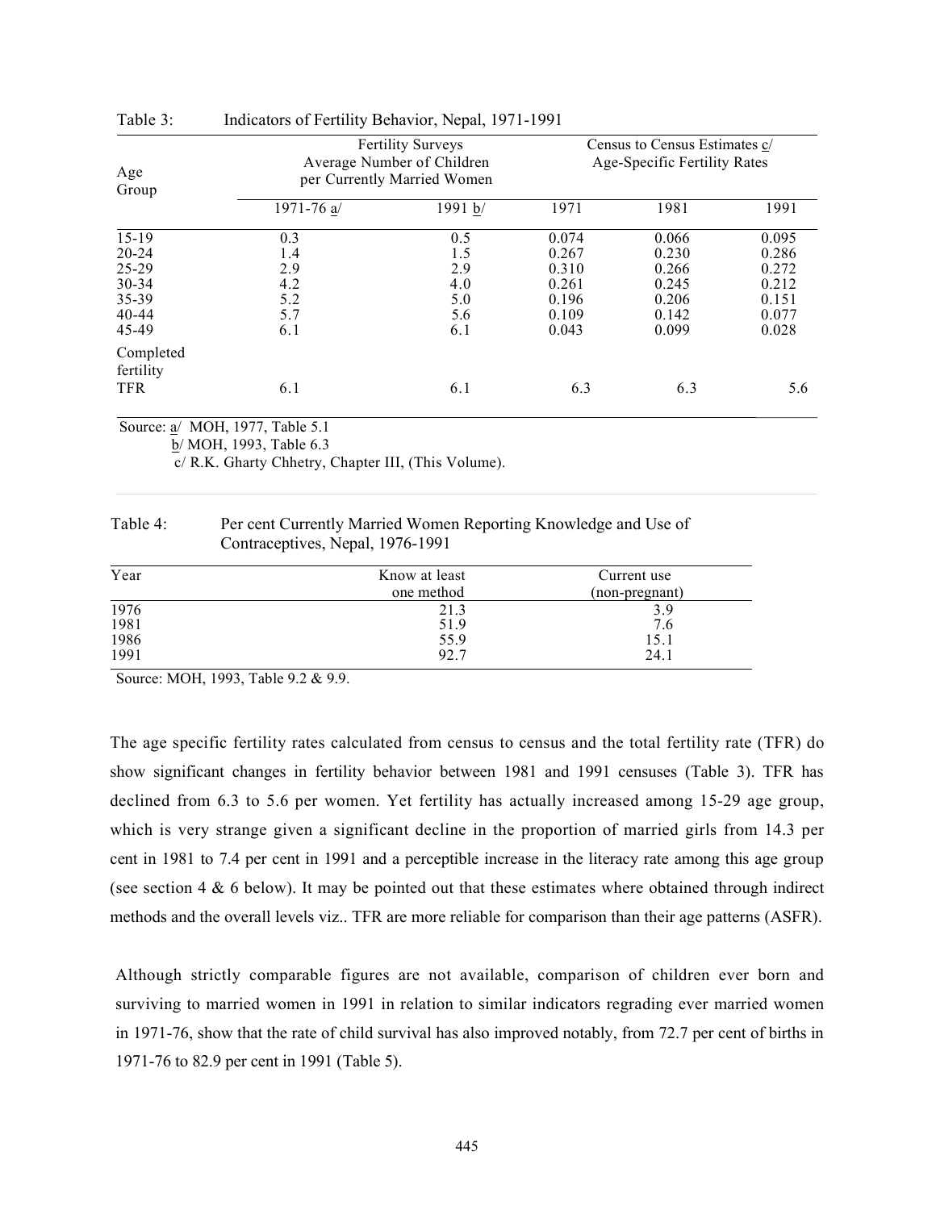Table 3: Indicators of Fertility Behavior, Nepal, 1971-1991

| Age Group | Fertility Surveys Average Number of Children per Currently Married Women | | Census to Census Estimates c/ Age-Specific Fertility Rates | | |
|---|---|---|---|---|---|
| | 1971-76 a/ | 1991 b/ | 1971 | 1981 | 1991 |
| 15-19 | 0.3 | 0.5 | 0.074 | 0.066 | 0.095 |
| 20-24 | 1.4 | 1.5 | 0.267 | 0.230 | 0.286 |
| 25-29 | 2.9 | 2.9 | 0.310 | 0.266 | 0.272 |
| 30-34 | 4.2 | 4.0 | 0.261 | 0.245 | 0.212 |
| 35-39 | 5.2 | 5.0 | 0.196 | 0.206 | 0.151 |
| 40-44 | 5.7 | 5.6 | 0.109 | 0.142 | 0.077 |
| 45-49 | 6.1 | 6.1 | 0.043 | 0.099 | 0.028 |
| Completed fertility TFR | 6.1 | 6.1 | 6.3 | 6.3 | 5.6 |

Source: a/ MOH, 1977, Table 5.1
b/ MOH, 1993, Table 6.3
c/ R.K. Gharty Chhetry, Chapter III, (This Volume).

Table 4: Per cent Currently Married Women Reporting Knowledge and Use of Contraceptives, Nepal, 1976-1991

| Year | Know at least one method | Current use (non-pregnant) |
|---|---|---|
| 1976 | 21.3 | 3.9 |
| 1981 | 51.9 | 7.6 |
| 1986 | 55.9 | 15.1 |
| 1991 | 92.7 | 24.1 |

Source: MOH, 1993, Table 9.2 & 9.9.

The age specific fertility rates calculated from census to census and the total fertility rate (TFR) do show significant changes in fertility behavior between 1981 and 1991 censuses (Table 3). TFR has declined from 6.3 to 5.6 per women. Yet fertility has actually increased among 15-29 age group, which is very strange given a significant decline in the proportion of married girls from 14.3 per cent in 1981 to 7.4 per cent in 1991 and a perceptible increase in the literacy rate among this age group (see section 4 & 6 below). It may be pointed out that these estimates where obtained through indirect methods and the overall levels viz.. TFR are more reliable for comparison than their age patterns (ASFR).

Although strictly comparable figures are not available, comparison of children ever born and surviving to married women in 1991 in relation to similar indicators regrading ever married women in 1971-76, show that the rate of child survival has also improved notably, from 72.7 per cent of births in 1971-76 to 82.9 per cent in 1991 (Table 5).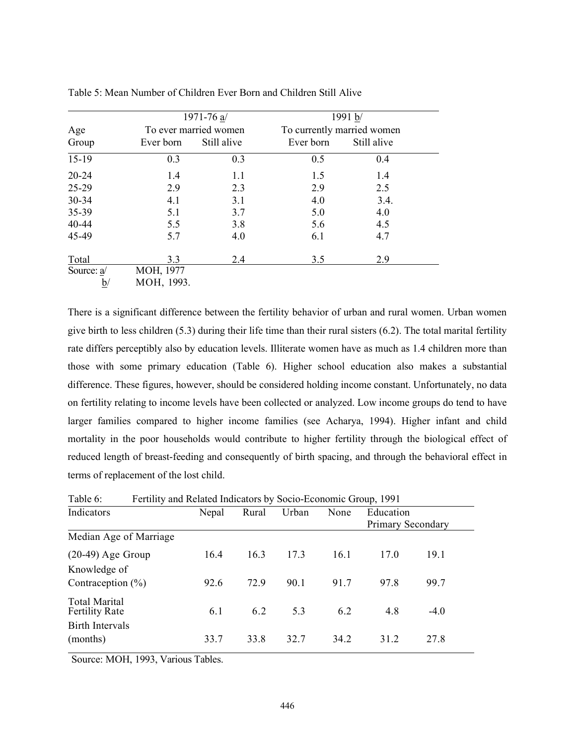Table 5: Mean Number of Children Ever Born and Children Still Alive

| Age Group | 1971-76 a/ To ever married women | | 1991 b/ To currently married women | |
|---|---|---|---|---|
| | Ever born | Still alive | Ever born | Still alive |
| 15-19 | 0.3 | 0.3 | 0.5 | 0.4 |
| 20-24 | 1.4 | 1.1 | 1.5 | 1.4 |
| 25-29 | 2.9 | 2.3 | 2.9 | 2.5 |
| 30-34 | 4.1 | 3.1 | 4.0 | 3.4. |
| 35-39 | 5.1 | 3.7 | 5.0 | 4.0 |
| 40-44 | 5.5 | 3.8 | 5.6 | 4.5 |
| 45-49 | 5.7 | 4.0 | 6.1 | 4.7 |
| Total | 3.3 | 2.4 | 3.5 | 2.9 |

Source: a/ MOH, 1977
b/ MOH, 1993.

There is a significant difference between the fertility behavior of urban and rural women. Urban women give birth to less children (5.3) during their life time than their rural sisters (6.2). The total marital fertility rate differs perceptibly also by education levels. Illiterate women have as much as 1.4 children more than those with some primary education (Table 6). Higher school education also makes a substantial difference. These figures, however, should be considered holding income constant. Unfortunately, no data on fertility relating to income levels have been collected or analyzed. Low income groups do tend to have larger families compared to higher income families (see Acharya, 1994). Higher infant and child mortality in the poor households would contribute to higher fertility through the biological effect of reduced length of breast-feeding and consequently of birth spacing, and through the behavioral effect in terms of replacement of the lost child.

Table 6: Fertility and Related Indicators by Socio-Economic Group, 1991

| Indicators | Nepal | Rural | Urban | None | Education Primary | Secondary |
|---|---|---|---|---|---|---|
| Median Age of Marriage (20-49) Age Group | 16.4 | 16.3 | 17.3 | 16.1 | 17.0 | 19.1 |
| Knowledge of Contraception (%) | 92.6 | 72.9 | 90.1 | 91.7 | 97.8 | 99.7 |
| Total Marital Fertility Rate | 6.1 | 6.2 | 5.3 | 6.2 | 4.8 | -4.0 |
| Birth Intervals (months) | 33.7 | 33.8 | 32.7 | 34.2 | 31.2 | 27.8 |

Source: MOH, 1993, Various Tables.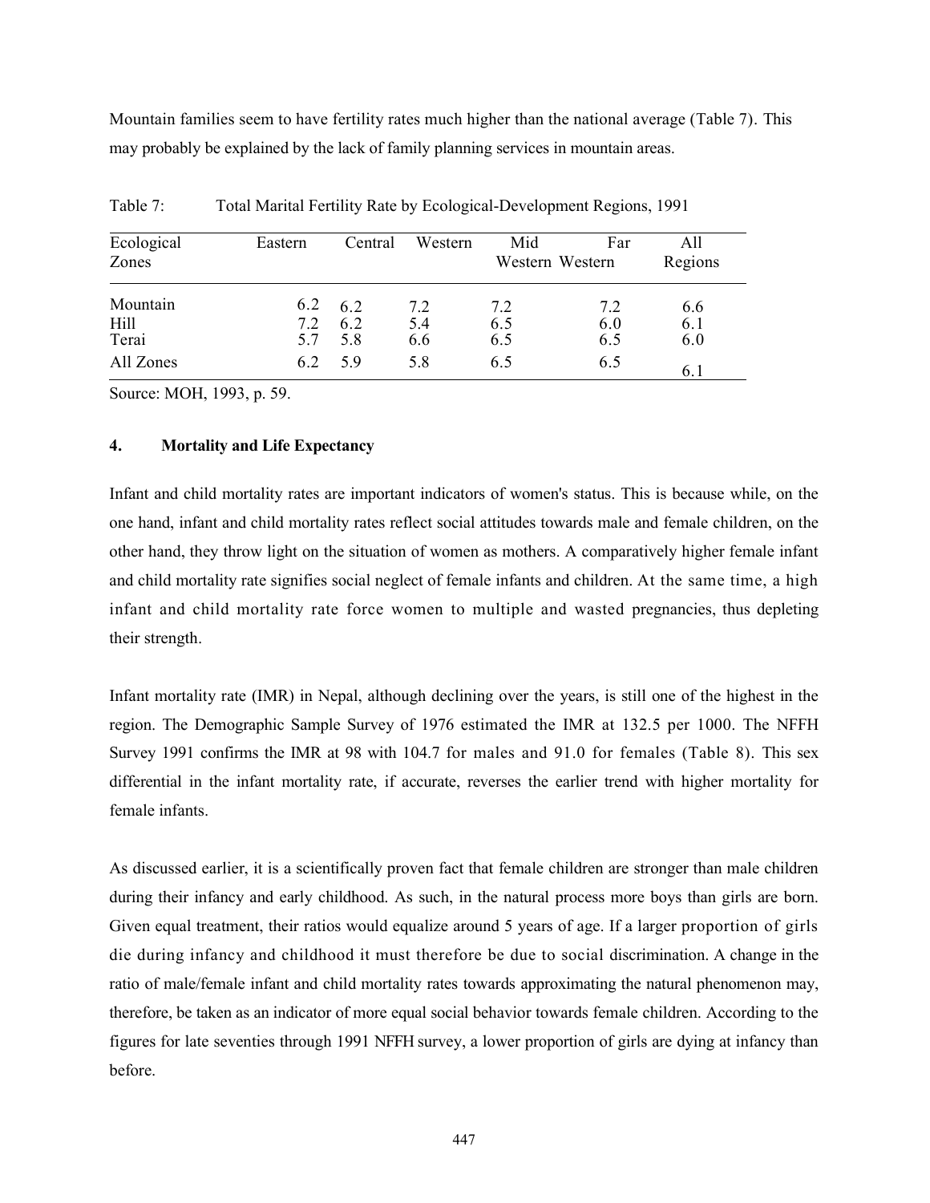Mountain families seem to have fertility rates much higher than the national average (Table 7). This may probably be explained by the lack of family planning services in mountain areas.

Table 7: Total Marital Fertility Rate by Ecological-Development Regions, 1991

| Ecological Zones | Eastern | Central | Western | Mid Western | Far Western | All Regions |
|---|---|---|---|---|---|---|
| Mountain | 6.2 | 6.2 | 7.2 | 7.2 | 7.2 | 6.6 |
| Hill | 7.2 | 6.2 | 5.4 | 6.5 | 6.0 | 6.1 |
| Terai | 5.7 | 5.8 | 6.6 | 6.5 | 6.5 | 6.0 |
| All Zones | 6.2 | 5.9 | 5.8 | 6.5 | 6.5 | 6.1 |

Source: MOH, 1993, p. 59.

### 4. Mortality and Life Expectancy

Infant and child mortality rates are important indicators of women's status. This is because while, on the one hand, infant and child mortality rates reflect social attitudes towards male and female children, on the other hand, they throw light on the situation of women as mothers. A comparatively higher female infant and child mortality rate signifies social neglect of female infants and children. At the same time, a high infant and child mortality rate force women to multiple and wasted pregnancies, thus depleting their strength.

Infant mortality rate (IMR) in Nepal, although declining over the years, is still one of the highest in the region. The Demographic Sample Survey of 1976 estimated the IMR at 132.5 per 1000. The NFFH Survey 1991 confirms the IMR at 98 with 104.7 for males and 91.0 for females (Table 8). This sex differential in the infant mortality rate, if accurate, reverses the earlier trend with higher mortality for female infants.

As discussed earlier, it is a scientifically proven fact that female children are stronger than male children during their infancy and early childhood. As such, in the natural process more boys than girls are born. Given equal treatment, their ratios would equalize around 5 years of age. If a larger proportion of girls die during infancy and childhood it must therefore be due to social discrimination. A change in the ratio of male/female infant and child mortality rates towards approximating the natural phenomenon may, therefore, be taken as an indicator of more equal social behavior towards female children. According to the figures for late seventies through 1991 NFFH survey, a lower proportion of girls are dying at infancy than before.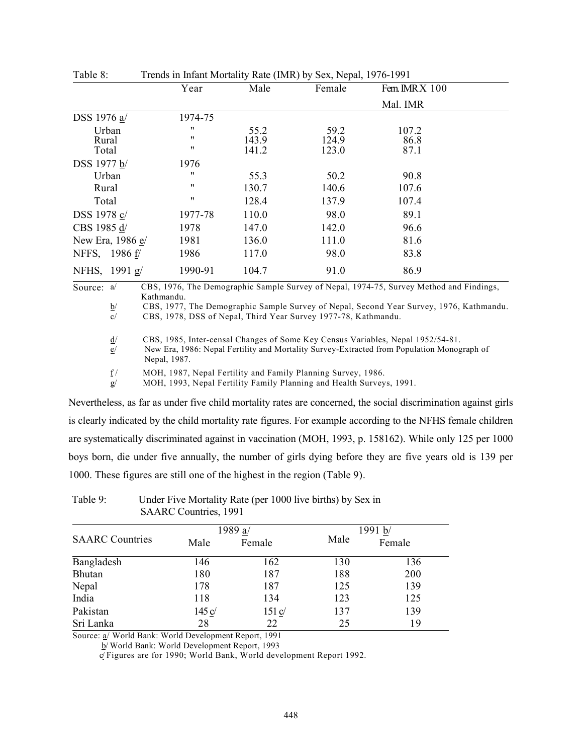Table 8: Trends in Infant Mortality Rate (IMR) by Sex, Nepal, 1976-1991

| | Year | Male | Female | Fem.IMR X 100 / Mal. IMR |
|---|---|---|---|---|
| DSS 1976 a/ | 1974-75 | | | |
| Urban | " | 55.2 | 59.2 | 107.2 |
| Rural | " | 143.9 | 124.9 | 86.8 |
| Total | " | 141.2 | 123.0 | 87.1 |
| DSS 1977 b/ | 1976 | | | |
| Urban | " | 55.3 | 50.2 | 90.8 |
| Rural | " | 130.7 | 140.6 | 107.6 |
| Total | " | 128.4 | 137.9 | 107.4 |
| DSS 1978 c/ | 1977-78 | 110.0 | 98.0 | 89.1 |
| CBS 1985 d/ | 1978 | 147.0 | 142.0 | 96.6 |
| New Era, 1986 e/ | 1981 | 136.0 | 111.0 | 81.6 |
| NFFS, 1986 f/ | 1986 | 117.0 | 98.0 | 83.8 |
| NFHS, 1991 g/ | 1990-91 | 104.7 | 91.0 | 86.9 |

Source: a/ CBS, 1976, The Demographic Sample Survey of Nepal, 1974-75, Survey Method and Findings, Kathmandu.
b/ CBS, 1977, The Demographic Sample Survey of Nepal, Second Year Survey, 1976, Kathmandu.
c/ CBS, 1978, DSS of Nepal, Third Year Survey 1977-78, Kathmandu.
d/ CBS, 1985, Inter-censal Changes of Some Key Census Variables, Nepal 1952/54-81.
e/ New Era, 1986: Nepal Fertility and Mortality Survey-Extracted from Population Monograph of Nepal, 1987.
f/ MOH, 1987, Nepal Fertility and Family Planning Survey, 1986.
g/ MOH, 1993, Nepal Fertility Family Planning and Health Surveys, 1991.

Nevertheless, as far as under five child mortality rates are concerned, the social discrimination against girls is clearly indicated by the child mortality rate figures. For example according to the NFHS female children are systematically discriminated against in vaccination (MOH, 1993, p. 158162). While only 125 per 1000 boys born, die under five annually, the number of girls dying before they are five years old is 139 per 1000. These figures are still one of the highest in the region (Table 9).

Table 9: Under Five Mortality Rate (per 1000 live births) by Sex in SAARC Countries, 1991

| SAARC Countries | 1989 a/ | | 1991 b/ | |
|---|---|---|---|---|
| | Male | Female | Male | Female |
| Bangladesh | 146 | 162 | 130 | 136 |
| Bhutan | 180 | 187 | 188 | 200 |
| Nepal | 178 | 187 | 125 | 139 |
| India | 118 | 134 | 123 | 125 |
| Pakistan | 145 c/ | 151 c/ | 137 | 139 |
| Sri Lanka | 28 | 22 | 25 | 19 |

Source: a/ World Bank: World Development Report, 1991
b/ World Bank: World Development Report, 1993
c/ Figures are for 1990; World Bank, World development Report 1992.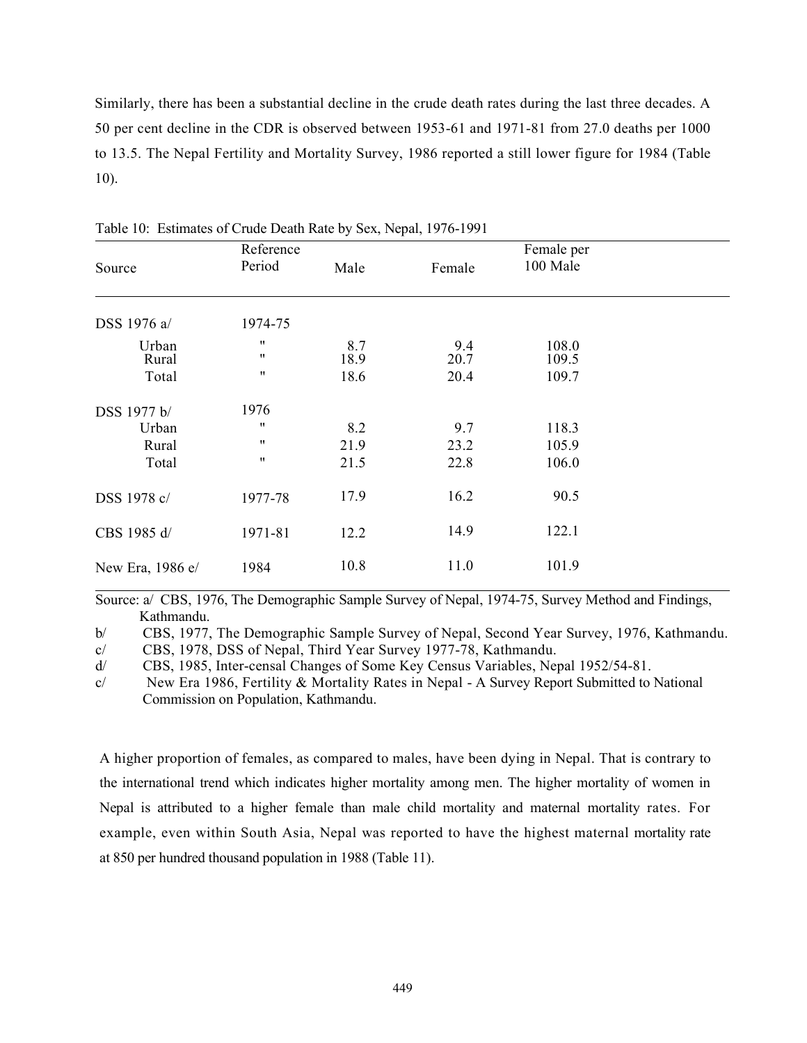Similarly, there has been a substantial decline in the crude death rates during the last three decades. A 50 per cent decline in the CDR is observed between 1953-61 and 1971-81 from 27.0 deaths per 1000 to 13.5. The Nepal Fertility and Mortality Survey, 1986 reported a still lower figure for 1984 (Table 10).

Table 10: Estimates of Crude Death Rate by Sex, Nepal, 1976-1991

| Source | Reference Period | Male | Female | Female per 100 Male |
|---|---|---|---|---|
| DSS 1976 a/ | 1974-75 | | | |
| Urban | " | 8.7 | 9.4 | 108.0 |
| Rural | " | 18.9 | 20.7 | 109.5 |
| Total | " | 18.6 | 20.4 | 109.7 |
| DSS 1977 b/ | 1976 | | | |
| Urban | " | 8.2 | 9.7 | 118.3 |
| Rural | " | 21.9 | 23.2 | 105.9 |
| Total | " | 21.5 | 22.8 | 106.0 |
| DSS 1978 c/ | 1977-78 | 17.9 | 16.2 | 90.5 |
| CBS 1985 d/ | 1971-81 | 12.2 | 14.9 | 122.1 |
| New Era, 1986 e/ | 1984 | 10.8 | 11.0 | 101.9 |

Source: a/ CBS, 1976, The Demographic Sample Survey of Nepal, 1974-75, Survey Method and Findings, Kathmandu.

b/ CBS, 1977, The Demographic Sample Survey of Nepal, Second Year Survey, 1976, Kathmandu.

c/ CBS, 1978, DSS of Nepal, Third Year Survey 1977-78, Kathmandu.

d/ CBS, 1985, Inter-censal Changes of Some Key Census Variables, Nepal 1952/54-81.

c/ New Era 1986, Fertility & Mortality Rates in Nepal - A Survey Report Submitted to National Commission on Population, Kathmandu.

A higher proportion of females, as compared to males, have been dying in Nepal. That is contrary to the international trend which indicates higher mortality among men. The higher mortality of women in Nepal is attributed to a higher female than male child mortality and maternal mortality rates. For example, even within South Asia, Nepal was reported to have the highest maternal mortality rate at 850 per hundred thousand population in 1988 (Table 11).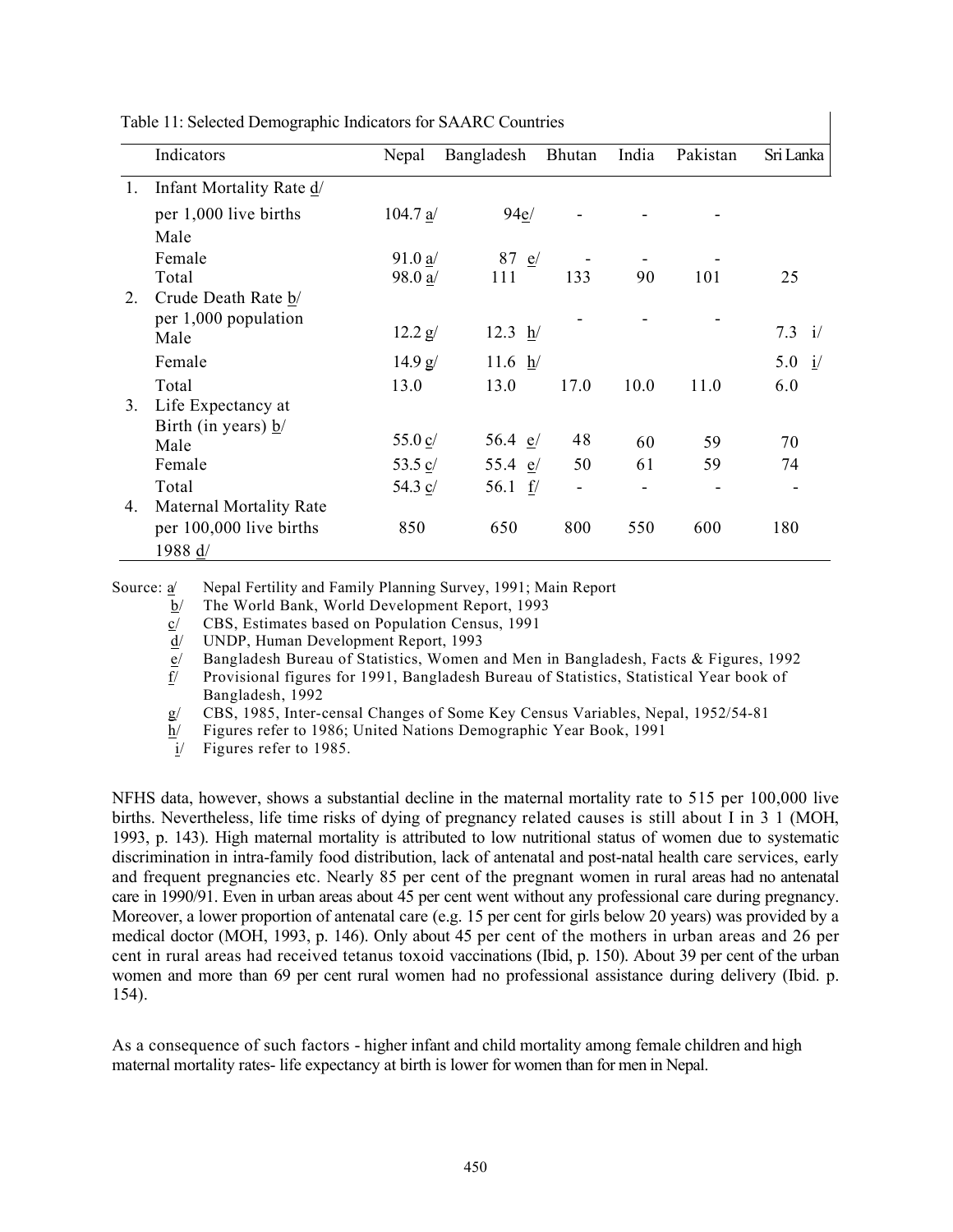Table 11: Selected Demographic Indicators for SAARC Countries

| | Indicators | Nepal | Bangladesh | Bhutan | India | Pakistan | Sri Lanka |
|---|---|---|---|---|---|---|---|
| 1. | Infant Mortality Rate d/ | | | | | | |
| | per 1,000 live births | 104.7 a/ | 94e/ | - | - | - | |
| | Male | | | | | | |
| | Female | 91.0 a/ | 87 e/ | - | - | - | |
| | Total | 98.0 a/ | 111 | 133 | 90 | 101 | 25 |
| 2. | Crude Death Rate b/ | | | | | | |
| | per 1,000 population | | | - | - | - | |
| | Male | 12.2 g/ | 12.3 h/ | | | | 7.3 i/ |
| | Female | 14.9 g/ | 11.6 h/ | | | | 5.0 i/ |
| | Total | 13.0 | 13.0 | 17.0 | 10.0 | 11.0 | 6.0 |
| 3. | Life Expectancy at | | | | | | |
| | Birth (in years) b/ | | | | | | |
| | Male | 55.0 c/ | 56.4 e/ | 48 | 60 | 59 | 70 |
| | Female | 53.5 c/ | 55.4 e/ | 50 | 61 | 59 | 74 |
| | Total | 54.3 c/ | 56.1 f/ | - | - | - | - |
| 4. | Maternal Mortality Rate | | | | | | |
| | per 100,000 live births | 850 | 650 | 800 | 550 | 600 | 180 |
| | 1988 d/ | | | | | | |

Source:
a/ Nepal Fertility and Family Planning Survey, 1991; Main Report
b/ The World Bank, World Development Report, 1993
c/ CBS, Estimates based on Population Census, 1991
d/ UNDP, Human Development Report, 1993
e/ Bangladesh Bureau of Statistics, Women and Men in Bangladesh, Facts & Figures, 1992
f/ Provisional figures for 1991, Bangladesh Bureau of Statistics, Statistical Year book of Bangladesh, 1992
g/ CBS, 1985, Inter-censal Changes of Some Key Census Variables, Nepal, 1952/54-81
h/ Figures refer to 1986; United Nations Demographic Year Book, 1991
i/ Figures refer to 1985.

NFHS data, however, shows a substantial decline in the maternal mortality rate to 515 per 100,000 live births. Nevertheless, life time risks of dying of pregnancy related causes is still about I in 3 1 (MOH, 1993, p. 143). High maternal mortality is attributed to low nutritional status of women due to systematic discrimination in intra-family food distribution, lack of antenatal and post-natal health care services, early and frequent pregnancies etc. Nearly 85 per cent of the pregnant women in rural areas had no antenatal care in 1990/91. Even in urban areas about 45 per cent went without any professional care during pregnancy. Moreover, a lower proportion of antenatal care (e.g. 15 per cent for girls below 20 years) was provided by a medical doctor (MOH, 1993, p. 146). Only about 45 per cent of the mothers in urban areas and 26 per cent in rural areas had received tetanus toxoid vaccinations (Ibid, p. 150). About 39 per cent of the urban women and more than 69 per cent rural women had no professional assistance during delivery (Ibid. p. 154).

As a consequence of such factors - higher infant and child mortality among female children and high maternal mortality rates- life expectancy at birth is lower for women than for men in Nepal.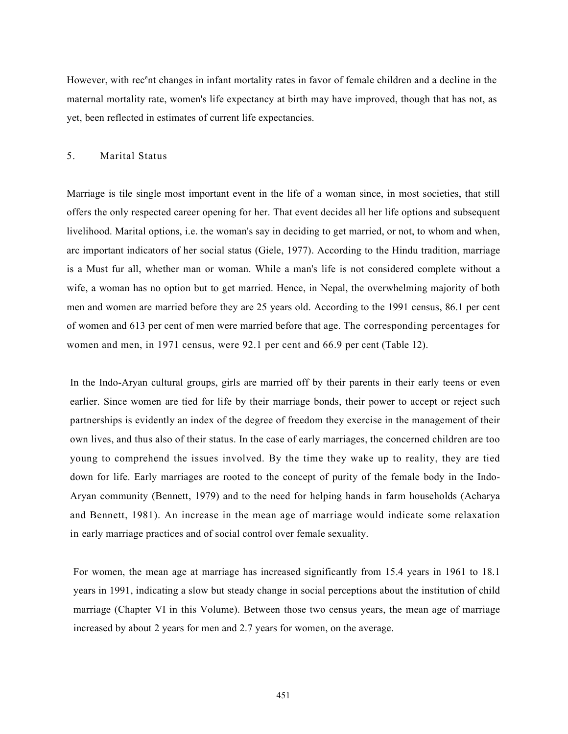However, with recent changes in infant mortality rates in favor of female children and a decline in the maternal mortality rate, women's life expectancy at birth may have improved, though that has not, as yet, been reflected in estimates of current life expectancies.

## 5. Marital Status

Marriage is tile single most important event in the life of a woman since, in most societies, that still offers the only respected career opening for her. That event decides all her life options and subsequent livelihood. Marital options, i.e. the woman's say in deciding to get married, or not, to whom and when, arc important indicators of her social status (Giele, 1977). According to the Hindu tradition, marriage is a Must fur all, whether man or woman. While a man's life is not considered complete without a wife, a woman has no option but to get married. Hence, in Nepal, the overwhelming majority of both men and women are married before they are 25 years old. According to the 1991 census, 86.1 per cent of women and 613 per cent of men were married before that age. The corresponding percentages for women and men, in 1971 census, were 92.1 per cent and 66.9 per cent (Table 12).

In the Indo-Aryan cultural groups, girls are married off by their parents in their early teens or even earlier. Since women are tied for life by their marriage bonds, their power to accept or reject such partnerships is evidently an index of the degree of freedom they exercise in the management of their own lives, and thus also of their status. In the case of early marriages, the concerned children are too young to comprehend the issues involved. By the time they wake up to reality, they are tied down for life. Early marriages are rooted to the concept of purity of the female body in the Indo-Aryan community (Bennett, 1979) and to the need for helping hands in farm households (Acharya and Bennett, 1981). An increase in the mean age of marriage would indicate some relaxation in early marriage practices and of social control over female sexuality.

For women, the mean age at marriage has increased significantly from 15.4 years in 1961 to 18.1 years in 1991, indicating a slow but steady change in social perceptions about the institution of child marriage (Chapter VI in this Volume). Between those two census years, the mean age of marriage increased by about 2 years for men and 2.7 years for women, on the average.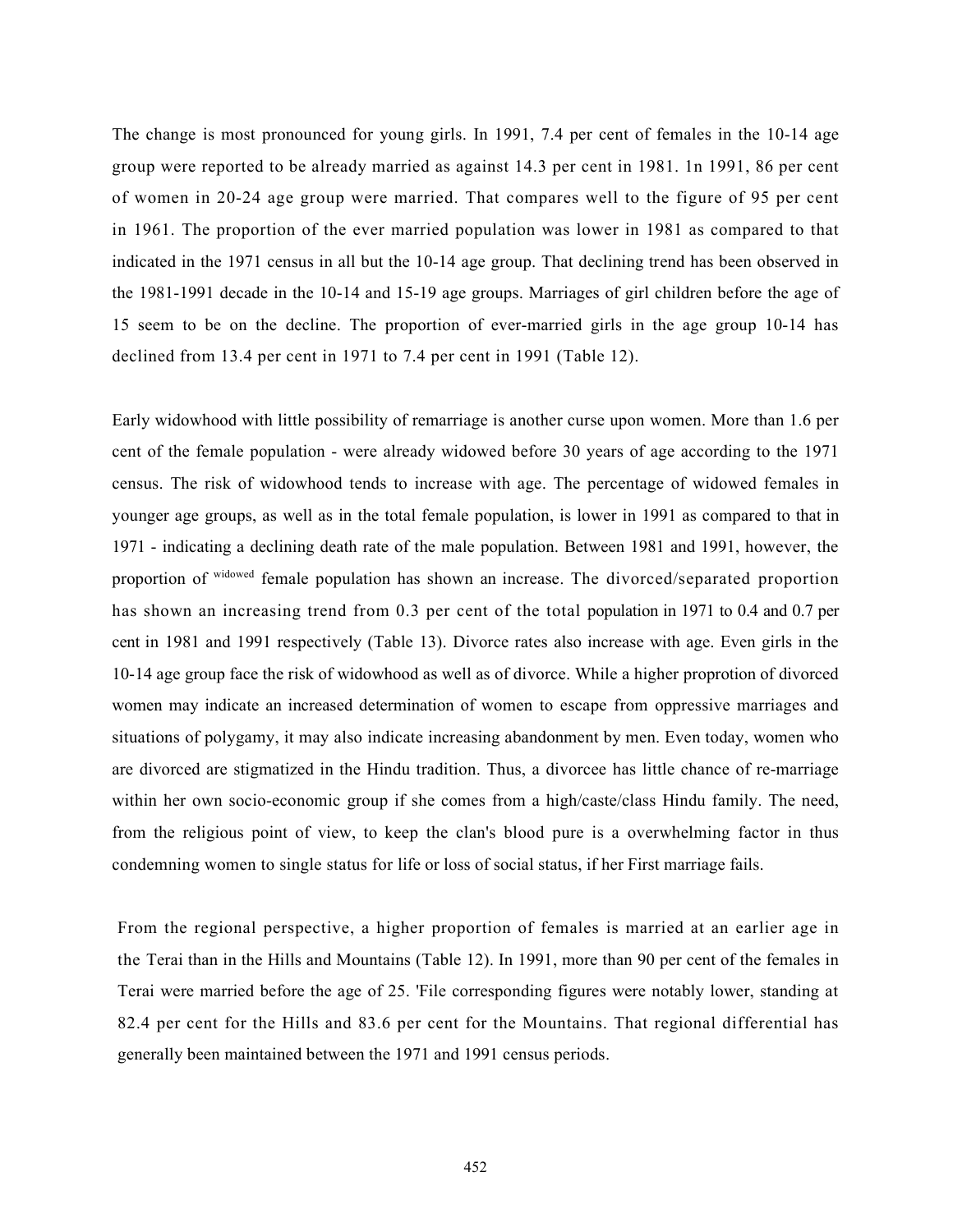The change is most pronounced for young girls. In 1991, 7.4 per cent of females in the 10-14 age group were reported to be already married as against 14.3 per cent in 1981. 1n 1991, 86 per cent of women in 20-24 age group were married. That compares well to the figure of 95 per cent in 1961. The proportion of the ever married population was lower in 1981 as compared to that indicated in the 1971 census in all but the 10-14 age group. That declining trend has been observed in the 1981-1991 decade in the 10-14 and 15-19 age groups. Marriages of girl children before the age of 15 seem to be on the decline. The proportion of ever-married girls in the age group 10-14 has declined from 13.4 per cent in 1971 to 7.4 per cent in 1991 (Table 12).

Early widowhood with little possibility of remarriage is another curse upon women. More than 1.6 per cent of the female population - were already widowed before 30 years of age according to the 1971 census. The risk of widowhood tends to increase with age. The percentage of widowed females in younger age groups, as well as in the total female population, is lower in 1991 as compared to that in 1971 - indicating a declining death rate of the male population. Between 1981 and 1991, however, the proportion of widowed female population has shown an increase. The divorced/separated proportion has shown an increasing trend from 0.3 per cent of the total population in 1971 to 0.4 and 0.7 per cent in 1981 and 1991 respectively (Table 13). Divorce rates also increase with age. Even girls in the 10-14 age group face the risk of widowhood as well as of divorce. While a higher proprotion of divorced women may indicate an increased determination of women to escape from oppressive marriages and situations of polygamy, it may also indicate increasing abandonment by men. Even today, women who are divorced are stigmatized in the Hindu tradition. Thus, a divorcee has little chance of re-marriage within her own socio-economic group if she comes from a high/caste/class Hindu family. The need, from the religious point of view, to keep the clan's blood pure is a overwhelming factor in thus condemning women to single status for life or loss of social status, if her First marriage fails.

From the regional perspective, a higher proportion of females is married at an earlier age in the Terai than in the Hills and Mountains (Table 12). In 1991, more than 90 per cent of the females in Terai were married before the age of 25. 'File corresponding figures were notably lower, standing at 82.4 per cent for the Hills and 83.6 per cent for the Mountains. That regional differential has generally been maintained between the 1971 and 1991 census periods.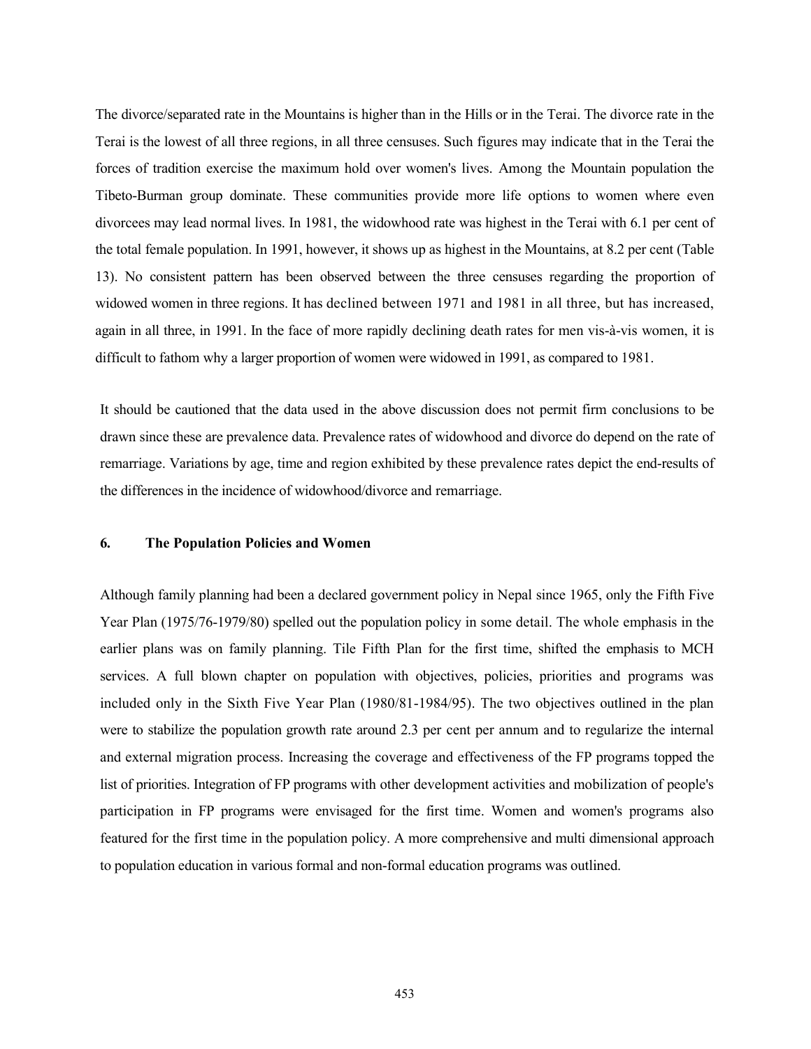The divorce/separated rate in the Mountains is higher than in the Hills or in the Terai. The divorce rate in the Terai is the lowest of all three regions, in all three censuses. Such figures may indicate that in the Terai the forces of tradition exercise the maximum hold over women's lives. Among the Mountain population the Tibeto-Burman group dominate. These communities provide more life options to women where even divorcees may lead normal lives. In 1981, the widowhood rate was highest in the Terai with 6.1 per cent of the total female population. In 1991, however, it shows up as highest in the Mountains, at 8.2 per cent (Table 13). No consistent pattern has been observed between the three censuses regarding the proportion of widowed women in three regions. It has declined between 1971 and 1981 in all three, but has increased, again in all three, in 1991. In the face of more rapidly declining death rates for men vis-à-vis women, it is difficult to fathom why a larger proportion of women were widowed in 1991, as compared to 1981.

It should be cautioned that the data used in the above discussion does not permit firm conclusions to be drawn since these are prevalence data. Prevalence rates of widowhood and divorce do depend on the rate of remarriage. Variations by age, time and region exhibited by these prevalence rates depict the end-results of the differences in the incidence of widowhood/divorce and remarriage.

## 6. The Population Policies and Women

Although family planning had been a declared government policy in Nepal since 1965, only the Fifth Five Year Plan (1975/76-1979/80) spelled out the population policy in some detail. The whole emphasis in the earlier plans was on family planning. Tile Fifth Plan for the first time, shifted the emphasis to MCH services. A full blown chapter on population with objectives, policies, priorities and programs was included only in the Sixth Five Year Plan (1980/81-1984/95). The two objectives outlined in the plan were to stabilize the population growth rate around 2.3 per cent per annum and to regularize the internal and external migration process. Increasing the coverage and effectiveness of the FP programs topped the list of priorities. Integration of FP programs with other development activities and mobilization of people's participation in FP programs were envisaged for the first time. Women and women's programs also featured for the first time in the population policy. A more comprehensive and multi dimensional approach to population education in various formal and non-formal education programs was outlined.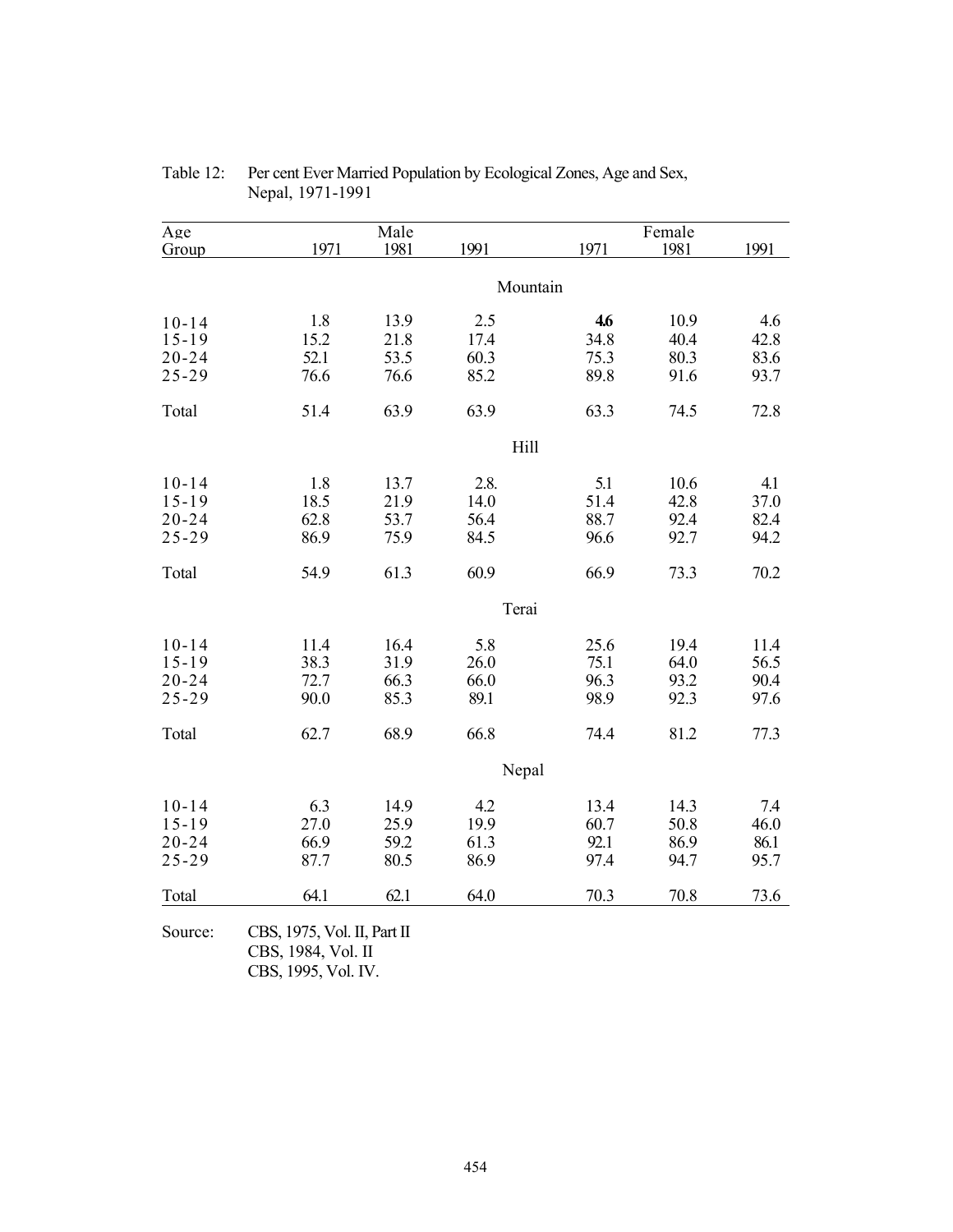Table 12: Per cent Ever Married Population by Ecological Zones, Age and Sex, Nepal, 1971-1991

| Age Group | Male 1971 | Male 1981 | Male 1991 | Female 1971 | Female 1981 | Female 1991 |
|---|---|---|---|---|---|---|
| | | | **Mountain** | | | |
| 10-14 | 1.8 | 13.9 | 2.5 | **4.6** | 10.9 | 4.6 |
| 15-19 | 15.2 | 21.8 | 17.4 | 34.8 | 40.4 | 42.8 |
| 20-24 | 52.1 | 53.5 | 60.3 | 75.3 | 80.3 | 83.6 |
| 25-29 | 76.6 | 76.6 | 85.2 | 89.8 | 91.6 | 93.7 |
| Total | 51.4 | 63.9 | 63.9 | 63.3 | 74.5 | 72.8 |
| | | | **Hill** | | | |
| 10-14 | 1.8 | 13.7 | 2.8. | 5.1 | 10.6 | 4.1 |
| 15-19 | 18.5 | 21.9 | 14.0 | 51.4 | 42.8 | 37.0 |
| 20-24 | 62.8 | 53.7 | 56.4 | 88.7 | 92.4 | 82.4 |
| 25-29 | 86.9 | 75.9 | 84.5 | 96.6 | 92.7 | 94.2 |
| Total | 54.9 | 61.3 | 60.9 | 66.9 | 73.3 | 70.2 |
| | | | **Terai** | | | |
| 10-14 | 11.4 | 16.4 | 5.8 | 25.6 | 19.4 | 11.4 |
| 15-19 | 38.3 | 31.9 | 26.0 | 75.1 | 64.0 | 56.5 |
| 20-24 | 72.7 | 66.3 | 66.0 | 96.3 | 93.2 | 90.4 |
| 25-29 | 90.0 | 85.3 | 89.1 | 98.9 | 92.3 | 97.6 |
| Total | 62.7 | 68.9 | 66.8 | 74.4 | 81.2 | 77.3 |
| | | | **Nepal** | | | |
| 10-14 | 6.3 | 14.9 | 4.2 | 13.4 | 14.3 | 7.4 |
| 15-19 | 27.0 | 25.9 | 19.9 | 60.7 | 50.8 | 46.0 |
| 20-24 | 66.9 | 59.2 | 61.3 | 92.1 | 86.9 | 86.1 |
| 25-29 | 87.7 | 80.5 | 86.9 | 97.4 | 94.7 | 95.7 |
| Total | 64.1 | 62.1 | 64.0 | 70.3 | 70.8 | 73.6 |

Source: CBS, 1975, Vol. II, Part II
CBS, 1984, Vol. II
CBS, 1995, Vol. IV.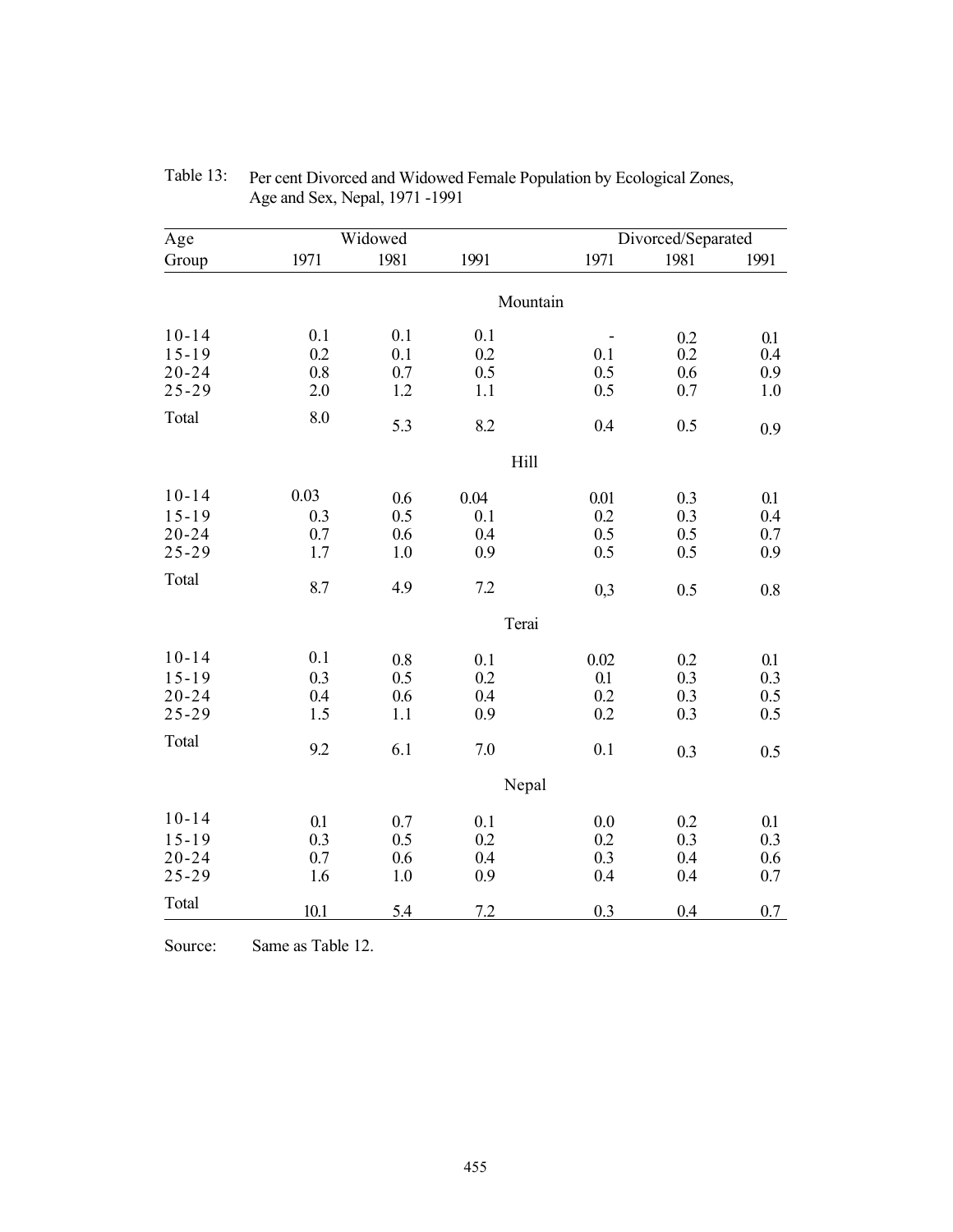Table 13: Per cent Divorced and Widowed Female Population by Ecological Zones, Age and Sex, Nepal, 1971 -1991

| Age Group | Widowed | | | Divorced/Separated | | |
|---|---|---|---|---|---|---|
| | 1971 | 1981 | 1991 | 1971 | 1981 | 1991 |
| **Mountain** | | | | | | |
| 10-14 | 0.1 | 0.1 | 0.1 | - | 0.2 | 0.1 |
| 15-19 | 0.2 | 0.1 | 0.2 | 0.1 | 0.2 | 0.4 |
| 20-24 | 0.8 | 0.7 | 0.5 | 0.5 | 0.6 | 0.9 |
| 25-29 | 2.0 | 1.2 | 1.1 | 0.5 | 0.7 | 1.0 |
| Total | 8.0 | 5.3 | 8.2 | 0.4 | 0.5 | 0.9 |
| **Hill** | | | | | | |
| 10-14 | 0.03 | 0.6 | 0.04 | 0.01 | 0.3 | 0.1 |
| 15-19 | 0.3 | 0.5 | 0.1 | 0.2 | 0.3 | 0.4 |
| 20-24 | 0.7 | 0.6 | 0.4 | 0.5 | 0.5 | 0.7 |
| 25-29 | 1.7 | 1.0 | 0.9 | 0.5 | 0.5 | 0.9 |
| Total | 8.7 | 4.9 | 7.2 | 0,3 | 0.5 | 0.8 |
| **Terai** | | | | | | |
| 10-14 | 0.1 | 0.8 | 0.1 | 0.02 | 0.2 | 0.1 |
| 15-19 | 0.3 | 0.5 | 0.2 | 0.1 | 0.3 | 0.3 |
| 20-24 | 0.4 | 0.6 | 0.4 | 0.2 | 0.3 | 0.5 |
| 25-29 | 1.5 | 1.1 | 0.9 | 0.2 | 0.3 | 0.5 |
| Total | 9.2 | 6.1 | 7.0 | 0.1 | 0.3 | 0.5 |
| **Nepal** | | | | | | |
| 10-14 | 0.1 | 0.7 | 0.1 | 0.0 | 0.2 | 0.1 |
| 15-19 | 0.3 | 0.5 | 0.2 | 0.2 | 0.3 | 0.3 |
| 20-24 | 0.7 | 0.6 | 0.4 | 0.3 | 0.4 | 0.6 |
| 25-29 | 1.6 | 1.0 | 0.9 | 0.4 | 0.4 | 0.7 |
| Total | 10.1 | 5.4 | 7.2 | 0.3 | 0.4 | 0.7 |

Source: Same as Table 12.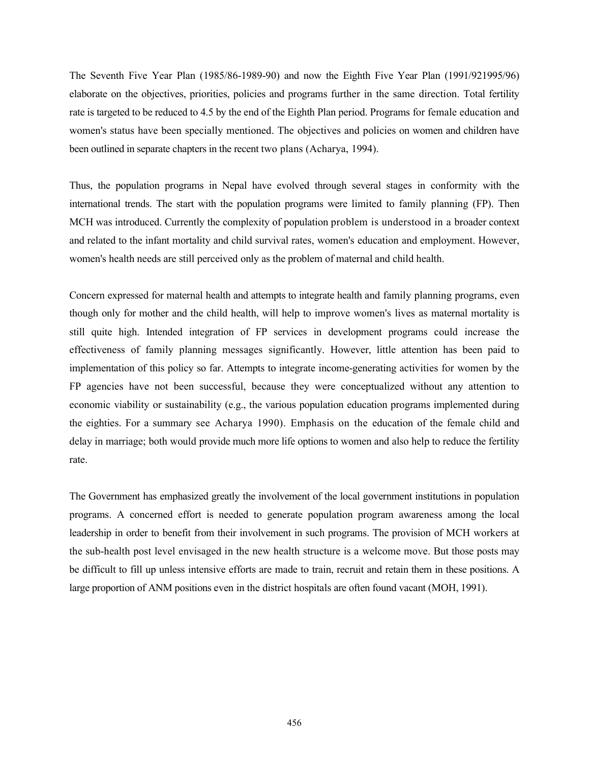The Seventh Five Year Plan (1985/86-1989-90) and now the Eighth Five Year Plan (1991/921995/96) elaborate on the objectives, priorities, policies and programs further in the same direction. Total fertility rate is targeted to be reduced to 4.5 by the end of the Eighth Plan period. Programs for female education and women's status have been specially mentioned. The objectives and policies on women and children have been outlined in separate chapters in the recent two plans (Acharya, 1994).

Thus, the population programs in Nepal have evolved through several stages in conformity with the international trends. The start with the population programs were limited to family planning (FP). Then MCH was introduced. Currently the complexity of population problem is understood in a broader context and related to the infant mortality and child survival rates, women's education and employment. However, women's health needs are still perceived only as the problem of maternal and child health.

Concern expressed for maternal health and attempts to integrate health and family planning programs, even though only for mother and the child health, will help to improve women's lives as maternal mortality is still quite high. Intended integration of FP services in development programs could increase the effectiveness of family planning messages significantly. However, little attention has been paid to implementation of this policy so far. Attempts to integrate income-generating activities for women by the FP agencies have not been successful, because they were conceptualized without any attention to economic viability or sustainability (e.g., the various population education programs implemented during the eighties. For a summary see Acharya 1990). Emphasis on the education of the female child and delay in marriage; both would provide much more life options to women and also help to reduce the fertility rate.

The Government has emphasized greatly the involvement of the local government institutions in population programs. A concerned effort is needed to generate population program awareness among the local leadership in order to benefit from their involvement in such programs. The provision of MCH workers at the sub-health post level envisaged in the new health structure is a welcome move. But those posts may be difficult to fill up unless intensive efforts are made to train, recruit and retain them in these positions. A large proportion of ANM positions even in the district hospitals are often found vacant (MOH, 1991).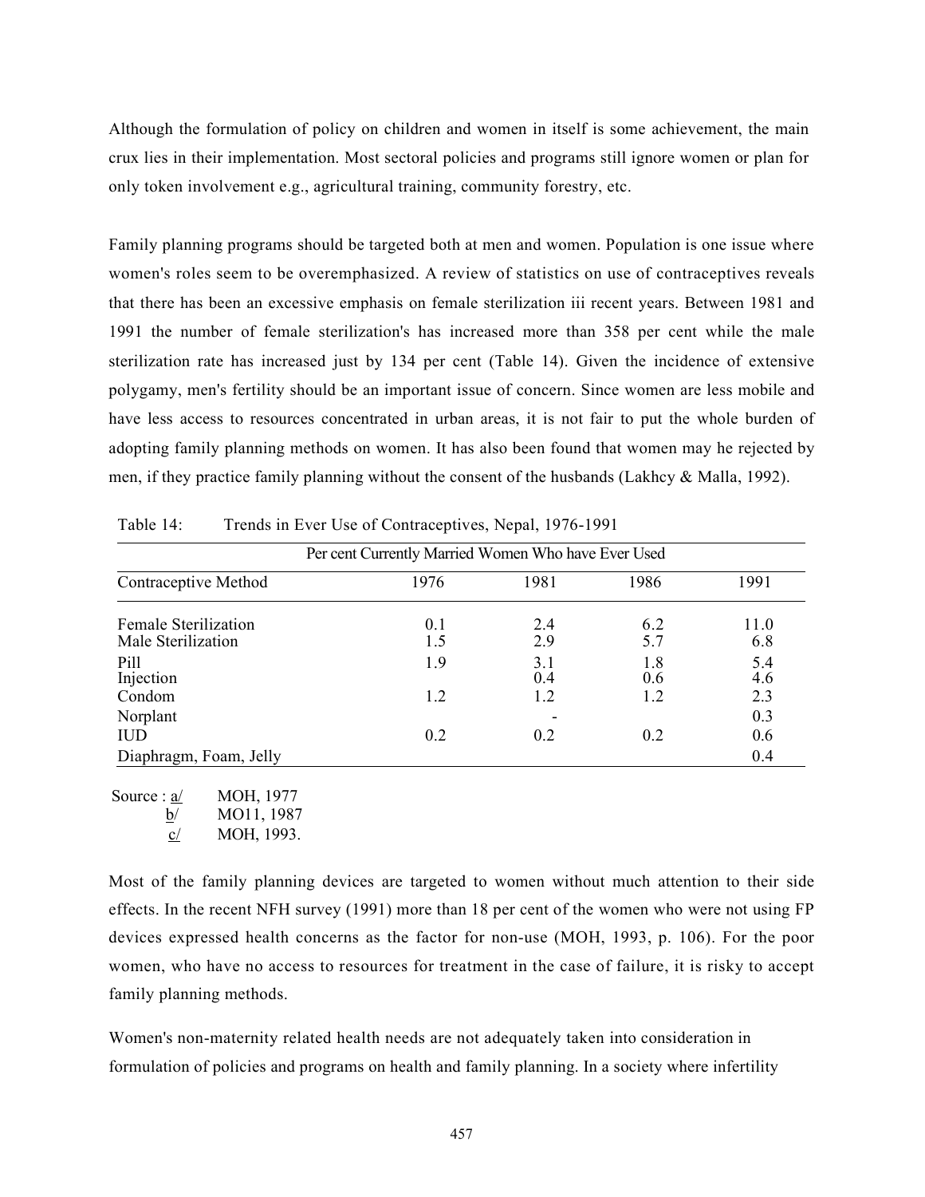Although the formulation of policy on children and women in itself is some achievement, the main crux lies in their implementation. Most sectoral policies and programs still ignore women or plan for only token involvement e.g., agricultural training, community forestry, etc.

Family planning programs should be targeted both at men and women. Population is one issue where women's roles seem to be overemphasized. A review of statistics on use of contraceptives reveals that there has been an excessive emphasis on female sterilization iii recent years. Between 1981 and 1991 the number of female sterilization's has increased more than 358 per cent while the male sterilization rate has increased just by 134 per cent (Table 14). Given the incidence of extensive polygamy, men's fertility should be an important issue of concern. Since women are less mobile and have less access to resources concentrated in urban areas, it is not fair to put the whole burden of adopting family planning methods on women. It has also been found that women may he rejected by men, if they practice family planning without the consent of the husbands (Lakhcy & Malla, 1992).

Table 14: Trends in Ever Use of Contraceptives, Nepal, 1976-1991

| | Per cent Currently Married Women Who have Ever Used | | | |
|---|---|---|---|---|
| Contraceptive Method | 1976 | 1981 | 1986 | 1991 |
| Female Sterilization | 0.1 | 2.4 | 6.2 | 11.0 |
| Male Sterilization | 1.5 | 2.9 | 5.7 | 6.8 |
| Pill | 1.9 | 3.1 | 1.8 | 5.4 |
| Injection | | 0.4 | 0.6 | 4.6 |
| Condom | 1.2 | 1.2 | 1.2 | 2.3 |
| Norplant | | - | | 0.3 |
| IUD | 0.2 | 0.2 | 0.2 | 0.6 |
| Diaphragm, Foam, Jelly | | | | 0.4 |

Source : a/ MOH, 1977
b/ MO11, 1987
c/ MOH, 1993.

Most of the family planning devices are targeted to women without much attention to their side effects. In the recent NFH survey (1991) more than 18 per cent of the women who were not using FP devices expressed health concerns as the factor for non-use (MOH, 1993, p. 106). For the poor women, who have no access to resources for treatment in the case of failure, it is risky to accept family planning methods.

Women's non-maternity related health needs are not adequately taken into consideration in formulation of policies and programs on health and family planning. In a society where infertility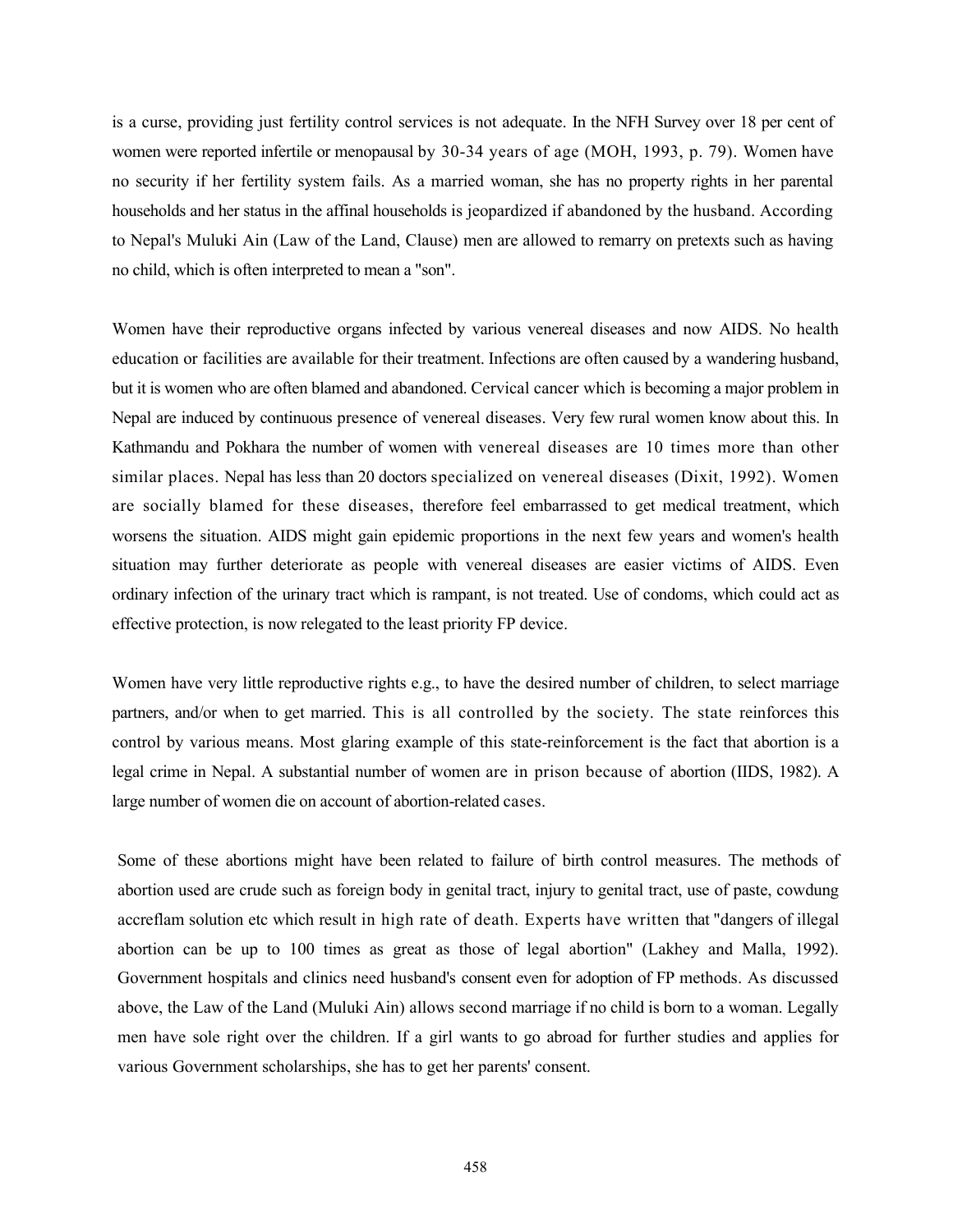is a curse, providing just fertility control services is not adequate. In the NFH Survey over 18 per cent of women were reported infertile or menopausal by 30-34 years of age (MOH, 1993, p. 79). Women have no security if her fertility system fails. As a married woman, she has no property rights in her parental households and her status in the affinal households is jeopardized if abandoned by the husband. According to Nepal's Muluki Ain (Law of the Land, Clause) men are allowed to remarry on pretexts such as having no child, which is often interpreted to mean a "son".

Women have their reproductive organs infected by various venereal diseases and now AIDS. No health education or facilities are available for their treatment. Infections are often caused by a wandering husband, but it is women who are often blamed and abandoned. Cervical cancer which is becoming a major problem in Nepal are induced by continuous presence of venereal diseases. Very few rural women know about this. In Kathmandu and Pokhara the number of women with venereal diseases are 10 times more than other similar places. Nepal has less than 20 doctors specialized on venereal diseases (Dixit, 1992). Women are socially blamed for these diseases, therefore feel embarrassed to get medical treatment, which worsens the situation. AIDS might gain epidemic proportions in the next few years and women's health situation may further deteriorate as people with venereal diseases are easier victims of AIDS. Even ordinary infection of the urinary tract which is rampant, is not treated. Use of condoms, which could act as effective protection, is now relegated to the least priority FP device.

Women have very little reproductive rights e.g., to have the desired number of children, to select marriage partners, and/or when to get married. This is all controlled by the society. The state reinforces this control by various means. Most glaring example of this state-reinforcement is the fact that abortion is a legal crime in Nepal. A substantial number of women are in prison because of abortion (IIDS, 1982). A large number of women die on account of abortion-related cases.

Some of these abortions might have been related to failure of birth control measures. The methods of abortion used are crude such as foreign body in genital tract, injury to genital tract, use of paste, cowdung accreflam solution etc which result in high rate of death. Experts have written that "dangers of illegal abortion can be up to 100 times as great as those of legal abortion" (Lakhey and Malla, 1992). Government hospitals and clinics need husband's consent even for adoption of FP methods. As discussed above, the Law of the Land (Muluki Ain) allows second marriage if no child is born to a woman. Legally men have sole right over the children. If a girl wants to go abroad for further studies and applies for various Government scholarships, she has to get her parents' consent.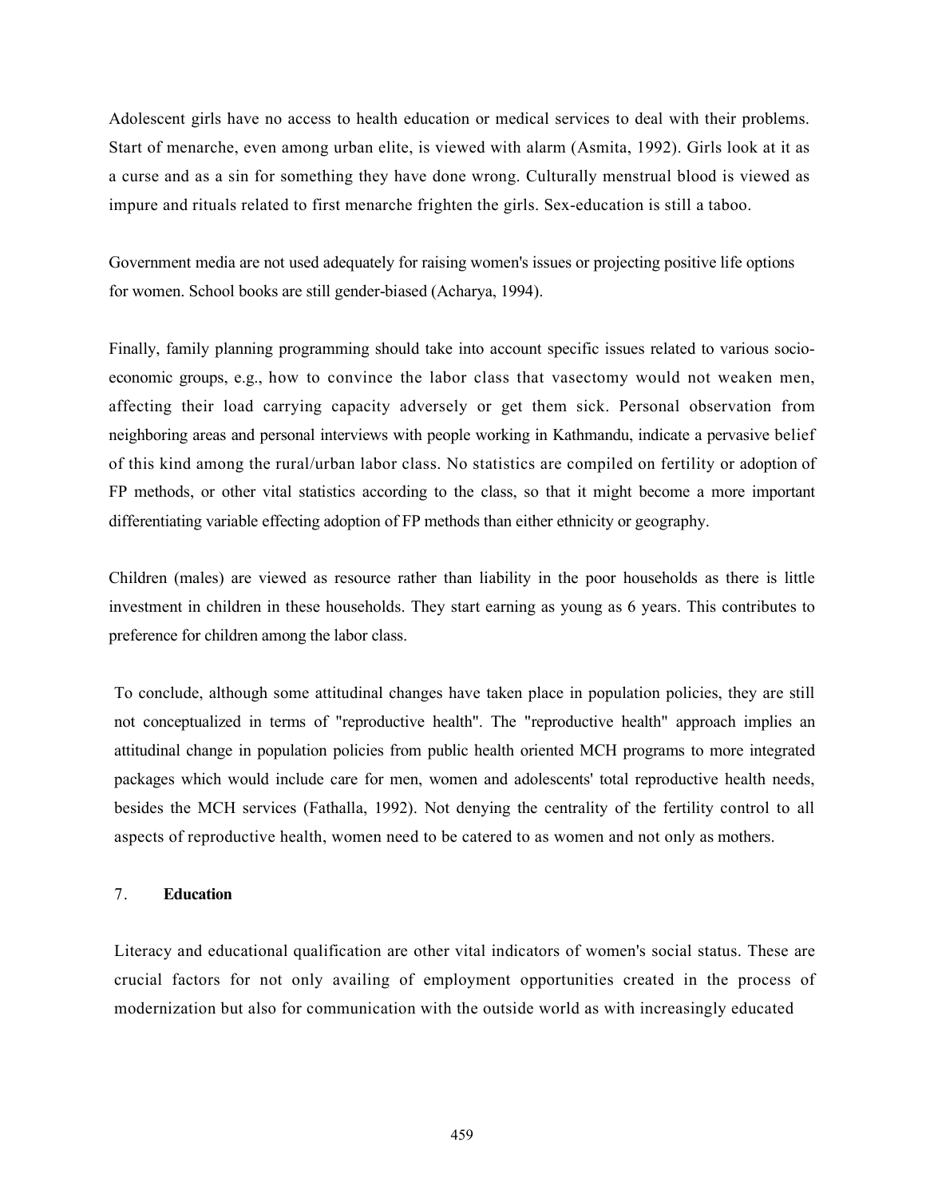Adolescent girls have no access to health education or medical services to deal with their problems. Start of menarche, even among urban elite, is viewed with alarm (Asmita, 1992). Girls look at it as a curse and as a sin for something they have done wrong. Culturally menstrual blood is viewed as impure and rituals related to first menarche frighten the girls. Sex-education is still a taboo.

Government media are not used adequately for raising women's issues or projecting positive life options for women. School books are still gender-biased (Acharya, 1994).

Finally, family planning programming should take into account specific issues related to various socio-economic groups, e.g., how to convince the labor class that vasectomy would not weaken men, affecting their load carrying capacity adversely or get them sick. Personal observation from neighboring areas and personal interviews with people working in Kathmandu, indicate a pervasive belief of this kind among the rural/urban labor class. No statistics are compiled on fertility or adoption of FP methods, or other vital statistics according to the class, so that it might become a more important differentiating variable effecting adoption of FP methods than either ethnicity or geography.

Children (males) are viewed as resource rather than liability in the poor households as there is little investment in children in these households. They start earning as young as 6 years. This contributes to preference for children among the labor class.

To conclude, although some attitudinal changes have taken place in population policies, they are still not conceptualized in terms of "reproductive health". The "reproductive health" approach implies an attitudinal change in population policies from public health oriented MCH programs to more integrated packages which would include care for men, women and adolescents' total reproductive health needs, besides the MCH services (Fathalla, 1992). Not denying the centrality of the fertility control to all aspects of reproductive health, women need to be catered to as women and not only as mothers.

## 7. **Education**

Literacy and educational qualification are other vital indicators of women's social status. These are crucial factors for not only availing of employment opportunities created in the process of modernization but also for communication with the outside world as with increasingly educated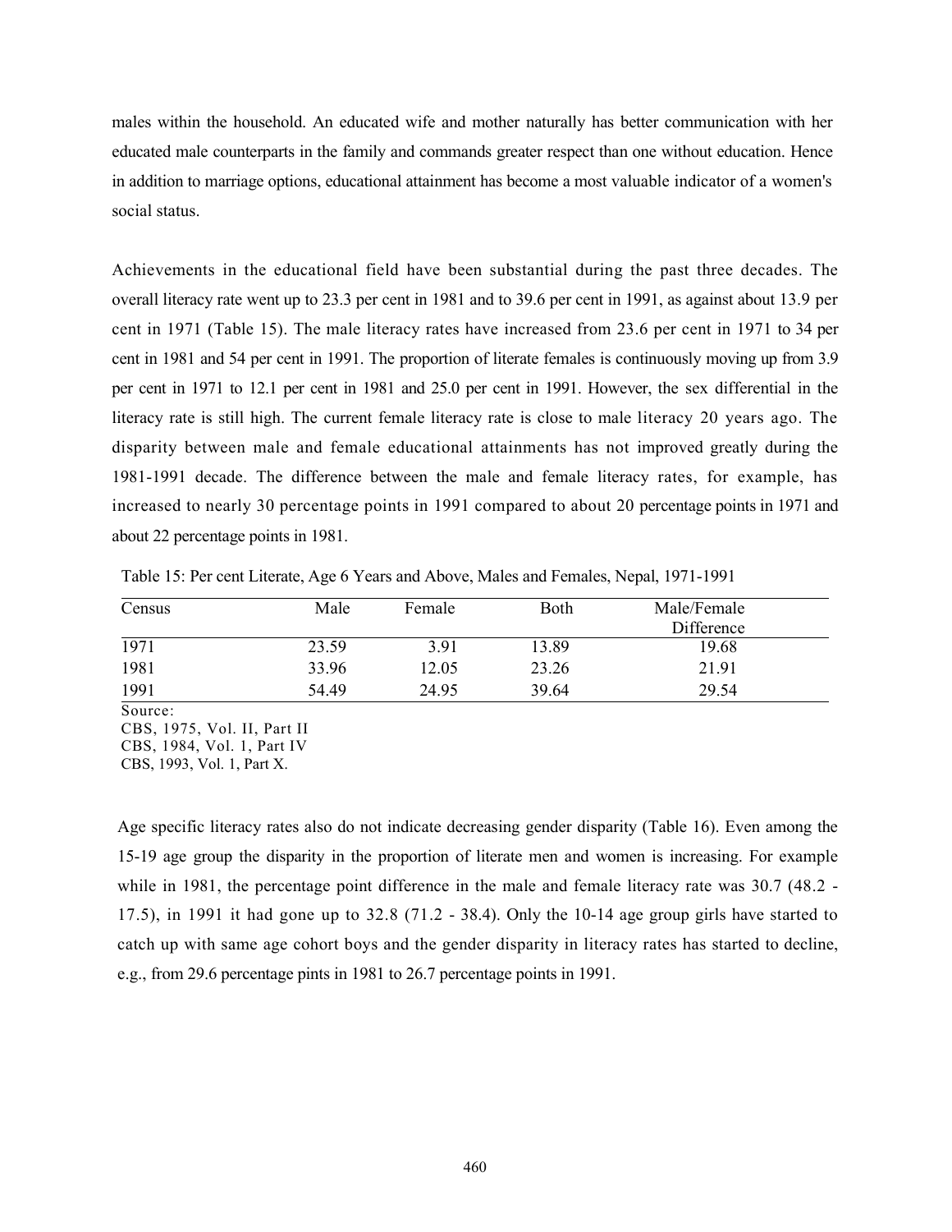males within the household. An educated wife and mother naturally has better communication with her educated male counterparts in the family and commands greater respect than one without education. Hence in addition to marriage options, educational attainment has become a most valuable indicator of a women's social status.

Achievements in the educational field have been substantial during the past three decades. The overall literacy rate went up to 23.3 per cent in 1981 and to 39.6 per cent in 1991, as against about 13.9 per cent in 1971 (Table 15). The male literacy rates have increased from 23.6 per cent in 1971 to 34 per cent in 1981 and 54 per cent in 1991. The proportion of literate females is continuously moving up from 3.9 per cent in 1971 to 12.1 per cent in 1981 and 25.0 per cent in 1991. However, the sex differential in the literacy rate is still high. The current female literacy rate is close to male literacy 20 years ago. The disparity between male and female educational attainments has not improved greatly during the 1981-1991 decade. The difference between the male and female literacy rates, for example, has increased to nearly 30 percentage points in 1991 compared to about 20 percentage points in 1971 and about 22 percentage points in 1981.

Table 15: Per cent Literate, Age 6 Years and Above, Males and Females, Nepal, 1971-1991

| Census | Male | Female | Both | Male/Female Difference |
|---|---|---|---|---|
| 1971 | 23.59 | 3.91 | 13.89 | 19.68 |
| 1981 | 33.96 | 12.05 | 23.26 | 21.91 |
| 1991 | 54.49 | 24.95 | 39.64 | 29.54 |

Source:
CBS, 1975, Vol. II, Part II
CBS, 1984, Vol. 1, Part IV
CBS, 1993, Vol. 1, Part X.

Age specific literacy rates also do not indicate decreasing gender disparity (Table 16). Even among the 15-19 age group the disparity in the proportion of literate men and women is increasing. For example while in 1981, the percentage point difference in the male and female literacy rate was 30.7 (48.2 - 17.5), in 1991 it had gone up to 32.8 (71.2 - 38.4). Only the 10-14 age group girls have started to catch up with same age cohort boys and the gender disparity in literacy rates has started to decline, e.g., from 29.6 percentage pints in 1981 to 26.7 percentage points in 1991.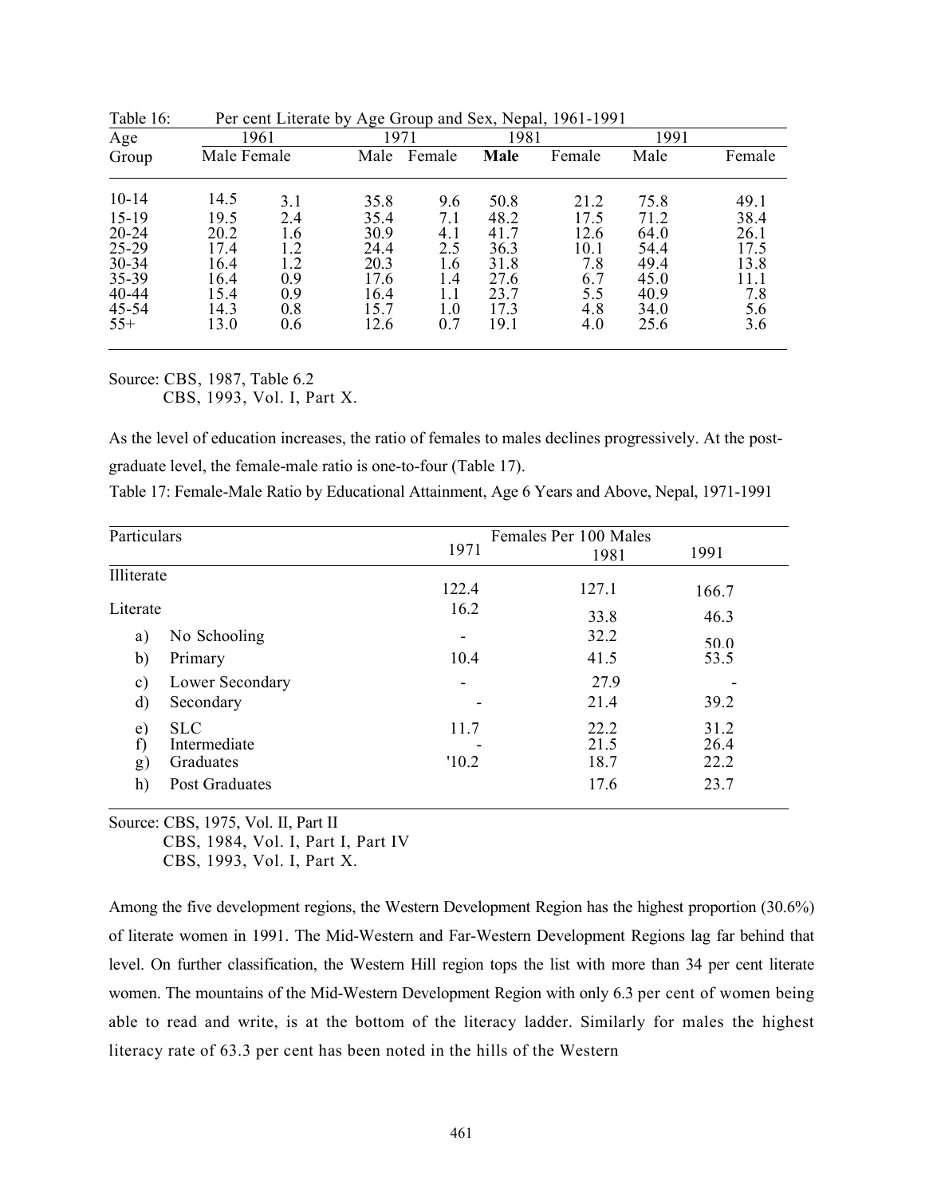Table 16: Per cent Literate by Age Group and Sex, Nepal, 1961-1991

| Age Group | 1961 | | 1971 | | 1981 | | 1991 | |
|---|---|---|---|---|---|---|---|---|
| | Male | Female | Male | Female | **Male** | Female | Male | Female |
| 10-14 | 14.5 | 3.1 | 35.8 | 9.6 | 50.8 | 21.2 | 75.8 | 49.1 |
| 15-19 | 19.5 | 2.4 | 35.4 | 7.1 | 48.2 | 17.5 | 71.2 | 38.4 |
| 20-24 | 20.2 | 1.6 | 30.9 | 4.1 | 41.7 | 12.6 | 64.0 | 26.1 |
| 25-29 | 17.4 | 1.2 | 24.4 | 2.5 | 36.3 | 10.1 | 54.4 | 17.5 |
| 30-34 | 16.4 | 1.2 | 20.3 | 1.6 | 31.8 | 7.8 | 49.4 | 13.8 |
| 35-39 | 16.4 | 0.9 | 17.6 | 1.4 | 27.6 | 6.7 | 45.0 | 11.1 |
| 40-44 | 15.4 | 0.9 | 16.4 | 1.1 | 23.7 | 5.5 | 40.9 | 7.8 |
| 45-54 | 14.3 | 0.8 | 15.7 | 1.0 | 17.3 | 4.8 | 34.0 | 5.6 |
| 55+ | 13.0 | 0.6 | 12.6 | 0.7 | 19.1 | 4.0 | 25.6 | 3.6 |

Source: CBS, 1987, Table 6.2
CBS, 1993, Vol. I, Part X.

As the level of education increases, the ratio of females to males declines progressively. At the post-graduate level, the female-male ratio is one-to-four (Table 17).

Table 17: Female-Male Ratio by Educational Attainment, Age 6 Years and Above, Nepal, 1971-1991

| Particulars | Females Per 100 Males 1971 | 1981 | 1991 |
|---|---|---|---|
| Illiterate | 122.4 | 127.1 | 166.7 |
| Literate | 16.2 | 33.8 | 46.3 |
| a) No Schooling | - | 32.2 | 50.0 |
| b) Primary | 10.4 | 41.5 | 53.5 |
| c) Lower Secondary | - | 27.9 | - |
| d) Secondary | - | 21.4 | 39.2 |
| e) SLC | 11.7 | 22.2 | 31.2 |
| f) Intermediate | - | 21.5 | 26.4 |
| g) Graduates | '10.2 | 18.7 | 22.2 |
| h) Post Graduates | | 17.6 | 23.7 |

Source: CBS, 1975, Vol. II, Part II
CBS, 1984, Vol. I, Part I, Part IV
CBS, 1993, Vol. I, Part X.

Among the five development regions, the Western Development Region has the highest proportion (30.6%) of literate women in 1991. The Mid-Western and Far-Western Development Regions lag far behind that level. On further classification, the Western Hill region tops the list with more than 34 per cent literate women. The mountains of the Mid-Western Development Region with only 6.3 per cent of women being able to read and write, is at the bottom of the literacy ladder. Similarly for males the highest literacy rate of 63.3 per cent has been noted in the hills of the Western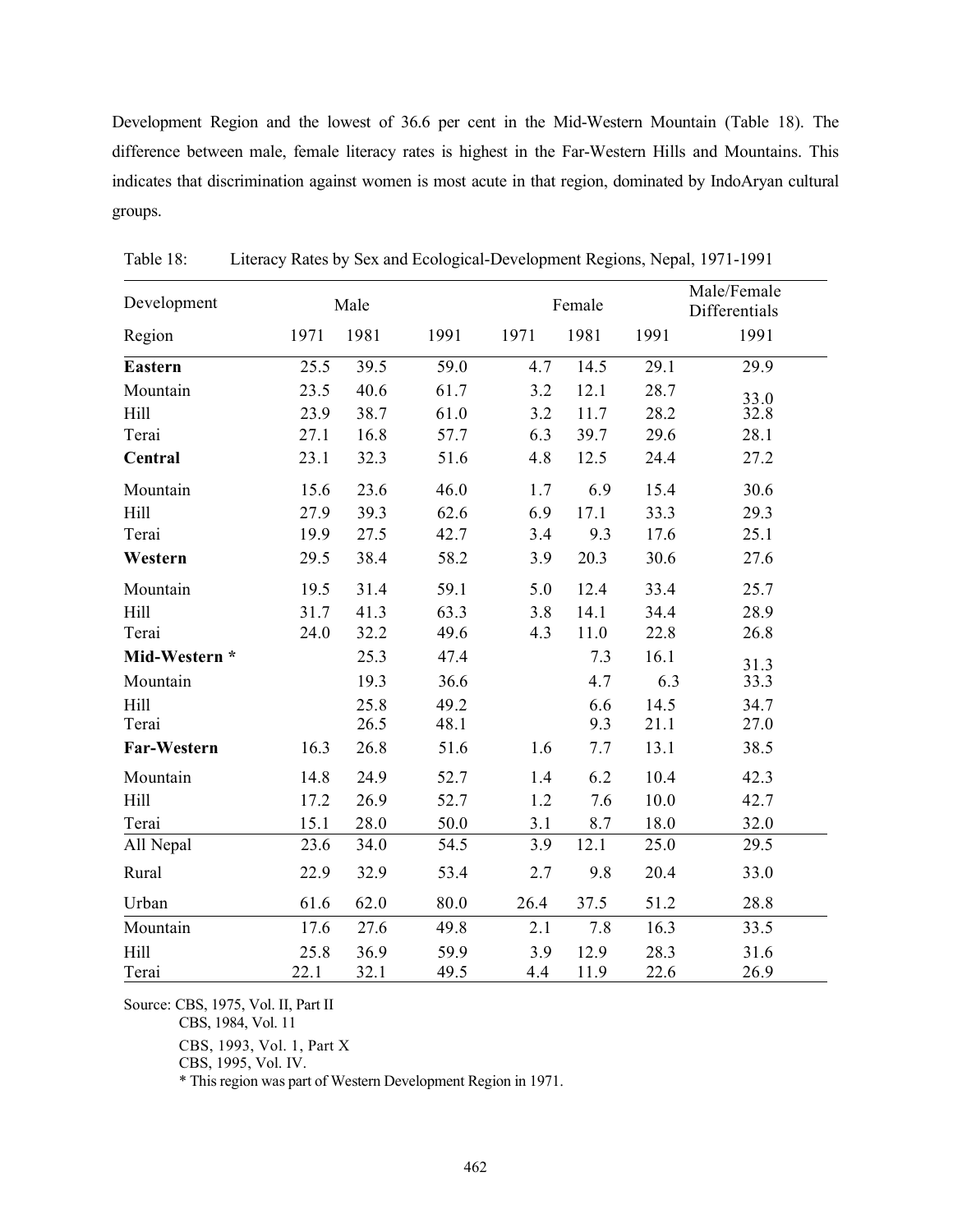Development Region and the lowest of 36.6 per cent in the Mid-Western Mountain (Table 18). The difference between male, female literacy rates is highest in the Far-Western Hills and Mountains. This indicates that discrimination against women is most acute in that region, dominated by IndoAryan cultural groups.

Table 18: Literacy Rates by Sex and Ecological-Development Regions, Nepal, 1971-1991

| Development | Male | | | Female | | | Male/Female Differentials |
|---|---|---|---|---|---|---|---|
| Region | 1971 | 1981 | 1991 | 1971 | 1981 | 1991 | 1991 |
| **Eastern** | 25.5 | 39.5 | 59.0 | 4.7 | 14.5 | 29.1 | 29.9 |
| Mountain | 23.5 | 40.6 | 61.7 | 3.2 | 12.1 | 28.7 | 33.0 |
| Hill | 23.9 | 38.7 | 61.0 | 3.2 | 11.7 | 28.2 | 32.8 |
| Terai | 27.1 | 16.8 | 57.7 | 6.3 | 39.7 | 29.6 | 28.1 |
| **Central** | 23.1 | 32.3 | 51.6 | 4.8 | 12.5 | 24.4 | 27.2 |
| Mountain | 15.6 | 23.6 | 46.0 | 1.7 | 6.9 | 15.4 | 30.6 |
| Hill | 27.9 | 39.3 | 62.6 | 6.9 | 17.1 | 33.3 | 29.3 |
| Terai | 19.9 | 27.5 | 42.7 | 3.4 | 9.3 | 17.6 | 25.1 |
| **Western** | 29.5 | 38.4 | 58.2 | 3.9 | 20.3 | 30.6 | 27.6 |
| Mountain | 19.5 | 31.4 | 59.1 | 5.0 | 12.4 | 33.4 | 25.7 |
| Hill | 31.7 | 41.3 | 63.3 | 3.8 | 14.1 | 34.4 | 28.9 |
| Terai | 24.0 | 32.2 | 49.6 | 4.3 | 11.0 | 22.8 | 26.8 |
| **Mid-Western *** | | 25.3 | 47.4 | | 7.3 | 16.1 | 31.3 |
| Mountain | | 19.3 | 36.6 | | 4.7 | 6.3 | 33.3 |
| Hill | | 25.8 | 49.2 | | 6.6 | 14.5 | 34.7 |
| Terai | | 26.5 | 48.1 | | 9.3 | 21.1 | 27.0 |
| **Far-Western** | 16.3 | 26.8 | 51.6 | 1.6 | 7.7 | 13.1 | 38.5 |
| Mountain | 14.8 | 24.9 | 52.7 | 1.4 | 6.2 | 10.4 | 42.3 |
| Hill | 17.2 | 26.9 | 52.7 | 1.2 | 7.6 | 10.0 | 42.7 |
| Terai | 15.1 | 28.0 | 50.0 | 3.1 | 8.7 | 18.0 | 32.0 |
| All Nepal | 23.6 | 34.0 | 54.5 | 3.9 | 12.1 | 25.0 | 29.5 |
| Rural | 22.9 | 32.9 | 53.4 | 2.7 | 9.8 | 20.4 | 33.0 |
| Urban | 61.6 | 62.0 | 80.0 | 26.4 | 37.5 | 51.2 | 28.8 |
| Mountain | 17.6 | 27.6 | 49.8 | 2.1 | 7.8 | 16.3 | 33.5 |
| Hill | 25.8 | 36.9 | 59.9 | 3.9 | 12.9 | 28.3 | 31.6 |
| Terai | 22.1 | 32.1 | 49.5 | 4.4 | 11.9 | 22.6 | 26.9 |

Source: CBS, 1975, Vol. II, Part II
CBS, 1984, Vol. 11
CBS, 1993, Vol. 1, Part X
CBS, 1995, Vol. IV.
* This region was part of Western Development Region in 1971.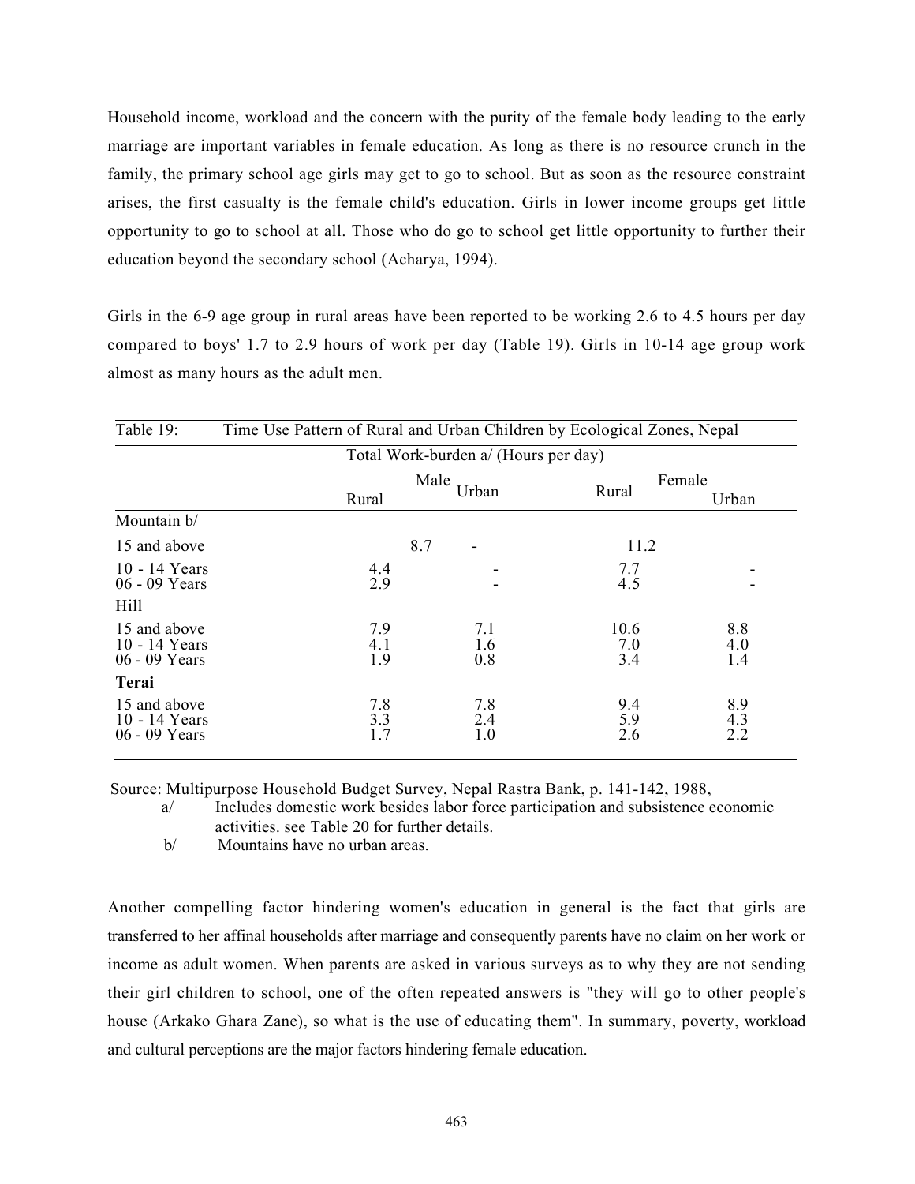Household income, workload and the concern with the purity of the female body leading to the early marriage are important variables in female education. As long as there is no resource crunch in the family, the primary school age girls may get to go to school. But as soon as the resource constraint arises, the first casualty is the female child's education. Girls in lower income groups get little opportunity to go to school at all. Those who do go to school get little opportunity to further their education beyond the secondary school (Acharya, 1994).

Girls in the 6-9 age group in rural areas have been reported to be working 2.6 to 4.5 hours per day compared to boys' 1.7 to 2.9 hours of work per day (Table 19). Girls in 10-14 age group work almost as many hours as the adult men.

Table 19: Time Use Pattern of Rural and Urban Children by Ecological Zones, Nepal

| | Total Work-burden a/ (Hours per day) | | | |
|---|---|---|---|---|
| | Male | | Female | |
| | Rural | Urban | Rural | Urban |
| Mountain b/ | | | | |
| 15 and above | 8.7 | - | 11.2 | |
| 10 - 14 Years | 4.4 | - | 7.7 | - |
| 06 - 09 Years | 2.9 | - | 4.5 | - |
| Hill | | | | |
| 15 and above | 7.9 | 7.1 | 10.6 | 8.8 |
| 10 - 14 Years | 4.1 | 1.6 | 7.0 | 4.0 |
| 06 - 09 Years | 1.9 | 0.8 | 3.4 | 1.4 |
| **Terai** | | | | |
| 15 and above | 7.8 | 7.8 | 9.4 | 8.9 |
| 10 - 14 Years | 3.3 | 2.4 | 5.9 | 4.3 |
| 06 - 09 Years | 1.7 | 1.0 | 2.6 | 2.2 |

Source: Multipurpose Household Budget Survey, Nepal Rastra Bank, p. 141-142, 1988,

a/ Includes domestic work besides labor force participation and subsistence economic activities. see Table 20 for further details.

b/ Mountains have no urban areas.

Another compelling factor hindering women's education in general is the fact that girls are transferred to her affinal households after marriage and consequently parents have no claim on her work or income as adult women. When parents are asked in various surveys as to why they are not sending their girl children to school, one of the often repeated answers is "they will go to other people's house (Arkako Ghara Zane), so what is the use of educating them". In summary, poverty, workload and cultural perceptions are the major factors hindering female education.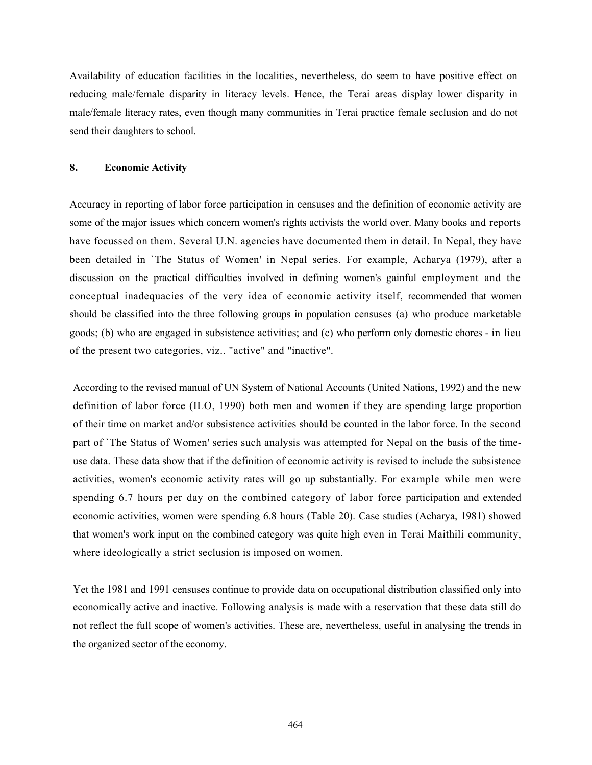Availability of education facilities in the localities, nevertheless, do seem to have positive effect on reducing male/female disparity in literacy levels. Hence, the Terai areas display lower disparity in male/female literacy rates, even though many communities in Terai practice female seclusion and do not send their daughters to school.

## 8. Economic Activity

Accuracy in reporting of labor force participation in censuses and the definition of economic activity are some of the major issues which concern women's rights activists the world over. Many books and reports have focussed on them. Several U.N. agencies have documented them in detail. In Nepal, they have been detailed in `The Status of Women' in Nepal series. For example, Acharya (1979), after a discussion on the practical difficulties involved in defining women's gainful employment and the conceptual inadequacies of the very idea of economic activity itself, recommended that women should be classified into the three following groups in population censuses (a) who produce marketable goods; (b) who are engaged in subsistence activities; and (c) who perform only domestic chores - in lieu of the present two categories, viz.. "active" and "inactive".

According to the revised manual of UN System of National Accounts (United Nations, 1992) and the new definition of labor force (ILO, 1990) both men and women if they are spending large proportion of their time on market and/or subsistence activities should be counted in the labor force. In the second part of `The Status of Women' series such analysis was attempted for Nepal on the basis of the time-use data. These data show that if the definition of economic activity is revised to include the subsistence activities, women's economic activity rates will go up substantially. For example while men were spending 6.7 hours per day on the combined category of labor force participation and extended economic activities, women were spending 6.8 hours (Table 20). Case studies (Acharya, 1981) showed that women's work input on the combined category was quite high even in Terai Maithili community, where ideologically a strict seclusion is imposed on women.

Yet the 1981 and 1991 censuses continue to provide data on occupational distribution classified only into economically active and inactive. Following analysis is made with a reservation that these data still do not reflect the full scope of women's activities. These are, nevertheless, useful in analysing the trends in the organized sector of the economy.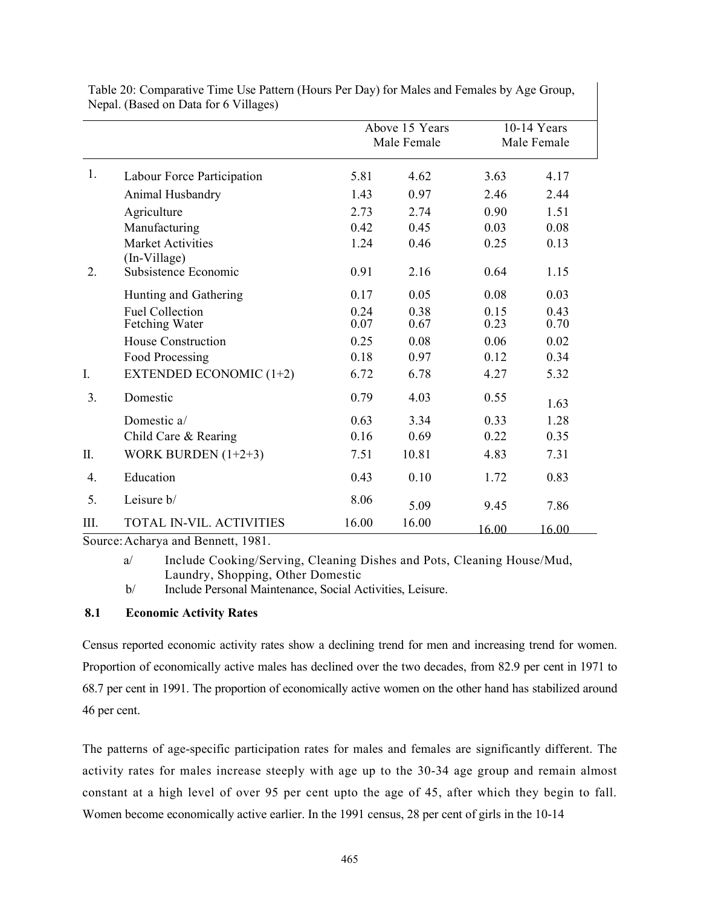Table 20: Comparative Time Use Pattern (Hours Per Day) for Males and Females by Age Group, Nepal. (Based on Data for 6 Villages)

| | | Above 15 Years | | 10-14 Years | |
|---|---|---|---|---|---|
| | | Male | Female | Male | Female |
| 1. | Labour Force Participation | 5.81 | 4.62 | 3.63 | 4.17 |
| | Animal Husbandry | 1.43 | 0.97 | 2.46 | 2.44 |
| | Agriculture | 2.73 | 2.74 | 0.90 | 1.51 |
| | Manufacturing | 0.42 | 0.45 | 0.03 | 0.08 |
| | Market Activities (In-Village) | 1.24 | 0.46 | 0.25 | 0.13 |
| 2. | Subsistence Economic | 0.91 | 2.16 | 0.64 | 1.15 |
| | Hunting and Gathering | 0.17 | 0.05 | 0.08 | 0.03 |
| | Fuel Collection | 0.24 | 0.38 | 0.15 | 0.43 |
| | Fetching Water | 0.07 | 0.67 | 0.23 | 0.70 |
| | House Construction | 0.25 | 0.08 | 0.06 | 0.02 |
| | Food Processing | 0.18 | 0.97 | 0.12 | 0.34 |
| I. | EXTENDED ECONOMIC (1+2) | 6.72 | 6.78 | 4.27 | 5.32 |
| 3. | Domestic | 0.79 | 4.03 | 0.55 | 1.63 |
| | Domestic a/ | 0.63 | 3.34 | 0.33 | 1.28 |
| | Child Care & Rearing | 0.16 | 0.69 | 0.22 | 0.35 |
| II. | WORK BURDEN (1+2+3) | 7.51 | 10.81 | 4.83 | 7.31 |
| 4. | Education | 0.43 | 0.10 | 1.72 | 0.83 |
| 5. | Leisure b/ | 8.06 | 5.09 | 9.45 | 7.86 |
| III. | TOTAL IN-VIL. ACTIVITIES | 16.00 | 16.00 | 16.00 | 16.00 |

Source: Acharya and Bennett, 1981.

a/ Include Cooking/Serving, Cleaning Dishes and Pots, Cleaning House/Mud, Laundry, Shopping, Other Domestic

b/ Include Personal Maintenance, Social Activities, Leisure.

### 8.1 Economic Activity Rates

Census reported economic activity rates show a declining trend for men and increasing trend for women. Proportion of economically active males has declined over the two decades, from 82.9 per cent in 1971 to 68.7 per cent in 1991. The proportion of economically active women on the other hand has stabilized around 46 per cent.

The patterns of age-specific participation rates for males and females are significantly different. The activity rates for males increase steeply with age up to the 30-34 age group and remain almost constant at a high level of over 95 per cent upto the age of 45, after which they begin to fall. Women become economically active earlier. In the 1991 census, 28 per cent of girls in the 10-14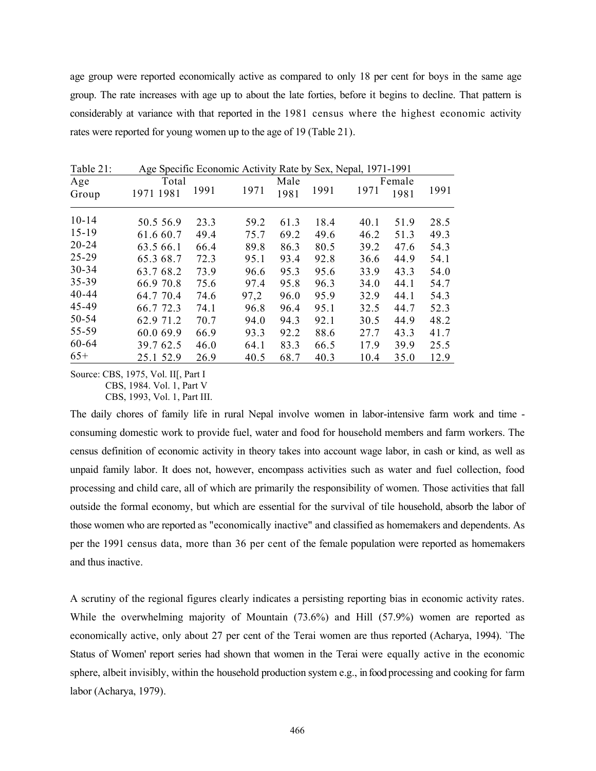age group were reported economically active as compared to only 18 per cent for boys in the same age group. The rate increases with age up to about the late forties, before it begins to decline. That pattern is considerably at variance with that reported in the 1981 census where the highest economic activity rates were reported for young women up to the age of 19 (Table 21).

Table 21: Age Specific Economic Activity Rate by Sex, Nepal, 1971-1991

| Age Group | Total | | | Male | | | Female | | |
|---|---|---|---|---|---|---|---|---|---|
| | 1971 | 1981 | 1991 | 1971 | 1981 | 1991 | 1971 | 1981 | 1991 |
| 10-14 | 50.5 | 56.9 | 23.3 | 59.2 | 61.3 | 18.4 | 40.1 | 51.9 | 28.5 |
| 15-19 | 61.6 | 60.7 | 49.4 | 75.7 | 69.2 | 49.6 | 46.2 | 51.3 | 49.3 |
| 20-24 | 63.5 | 66.1 | 66.4 | 89.8 | 86.3 | 80.5 | 39.2 | 47.6 | 54.3 |
| 25-29 | 65.3 | 68.7 | 72.3 | 95.1 | 93.4 | 92.8 | 36.6 | 44.9 | 54.1 |
| 30-34 | 63.7 | 68.2 | 73.9 | 96.6 | 95.3 | 95.6 | 33.9 | 43.3 | 54.0 |
| 35-39 | 66.9 | 70.8 | 75.6 | 97.4 | 95.8 | 96.3 | 34.0 | 44.1 | 54.7 |
| 40-44 | 64.7 | 70.4 | 74.6 | 97,2 | 96.0 | 95.9 | 32.9 | 44.1 | 54.3 |
| 45-49 | 66.7 | 72.3 | 74.1 | 96.8 | 96.4 | 95.1 | 32.5 | 44.7 | 52.3 |
| 50-54 | 62.9 | 71.2 | 70.7 | 94.0 | 94.3 | 92.1 | 30.5 | 44.9 | 48.2 |
| 55-59 | 60.0 | 69.9 | 66.9 | 93.3 | 92.2 | 88.6 | 27.7 | 43.3 | 41.7 |
| 60-64 | 39.7 | 62.5 | 46.0 | 64.1 | 83.3 | 66.5 | 17.9 | 39.9 | 25.5 |
| 65+ | 25.1 | 52.9 | 26.9 | 40.5 | 68.7 | 40.3 | 10.4 | 35.0 | 12.9 |

Source: CBS, 1975, Vol. II[, Part I
CBS, 1984. Vol. 1, Part V
CBS, 1993, Vol. 1, Part III.

The daily chores of family life in rural Nepal involve women in labor-intensive farm work and time - consuming domestic work to provide fuel, water and food for household members and farm workers. The census definition of economic activity in theory takes into account wage labor, in cash or kind, as well as unpaid family labor. It does not, however, encompass activities such as water and fuel collection, food processing and child care, all of which are primarily the responsibility of women. Those activities that fall outside the formal economy, but which are essential for the survival of tile household, absorb the labor of those women who are reported as "economically inactive" and classified as homemakers and dependents. As per the 1991 census data, more than 36 per cent of the female population were reported as homemakers and thus inactive.

A scrutiny of the regional figures clearly indicates a persisting reporting bias in economic activity rates. While the overwhelming majority of Mountain (73.6%) and Hill (57.9%) women are reported as economically active, only about 27 per cent of the Terai women are thus reported (Acharya, 1994). `The Status of Women' report series had shown that women in the Terai were equally active in the economic sphere, albeit invisibly, within the household production system e.g., in food processing and cooking for farm labor (Acharya, 1979).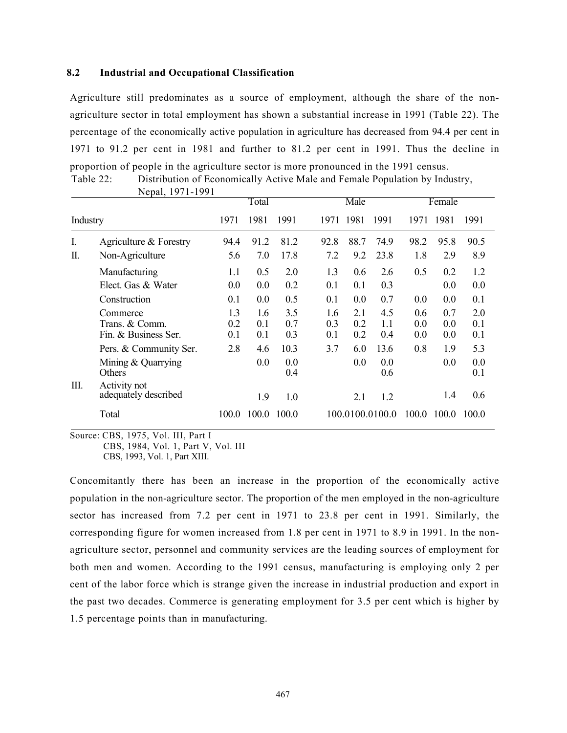### 8.2 Industrial and Occupational Classification

Agriculture still predominates as a source of employment, although the share of the non-agriculture sector in total employment has shown a substantial increase in 1991 (Table 22). The percentage of the economically active population in agriculture has decreased from 94.4 per cent in 1971 to 91.2 per cent in 1981 and further to 81.2 per cent in 1991. Thus the decline in proportion of people in the agriculture sector is more pronounced in the 1991 census.

Table 22: Distribution of Economically Active Male and Female Population by Industry, Nepal, 1971-1991

| | Industry | Total | | | Male | | | Female | | |
|---|---|---|---|---|---|---|---|---|---|---|
| | | 1971 | 1981 | 1991 | 1971 | 1981 | 1991 | 1971 | 1981 | 1991 |
| I. | Agriculture & Forestry | 94.4 | 91.2 | 81.2 | 92.8 | 88.7 | 74.9 | 98.2 | 95.8 | 90.5 |
| II. | Non-Agriculture | 5.6 | 7.0 | 17.8 | 7.2 | 9.2 | 23.8 | 1.8 | 2.9 | 8.9 |
| | Manufacturing | 1.1 | 0.5 | 2.0 | 1.3 | 0.6 | 2.6 | 0.5 | 0.2 | 1.2 |
| | Elect. Gas & Water | 0.0 | 0.0 | 0.2 | 0.1 | 0.1 | 0.3 | | 0.0 | 0.0 |
| | Construction | 0.1 | 0.0 | 0.5 | 0.1 | 0.0 | 0.7 | 0.0 | 0.0 | 0.1 |
| | Commerce | 1.3 | 1.6 | 3.5 | 1.6 | 2.1 | 4.5 | 0.6 | 0.7 | 2.0 |
| | Trans. & Comm. | 0.2 | 0.1 | 0.7 | 0.3 | 0.2 | 1.1 | 0.0 | 0.0 | 0.1 |
| | Fin. & Business Ser. | 0.1 | 0.1 | 0.3 | 0.1 | 0.2 | 0.4 | 0.0 | 0.0 | 0.1 |
| | Pers. & Community Ser. | 2.8 | 4.6 | 10.3 | 3.7 | 6.0 | 13.6 | 0.8 | 1.9 | 5.3 |
| | Mining & Quarrying | | 0.0 | 0.0 | | 0.0 | 0.0 | | 0.0 | 0.0 |
| | Others | | | 0.4 | | | 0.6 | | | 0.1 |
| III. | Activity not adequately described | | 1.9 | 1.0 | | 2.1 | 1.2 | | 1.4 | 0.6 |
| | Total | 100.0 | 100.0 | 100.0 | 100.0 | 100.0 | 100.0 | 100.0 | 100.0 | 100.0 |

Source: CBS, 1975, Vol. III, Part I
CBS, 1984, Vol. 1, Part V, Vol. III
CBS, 1993, Vol. 1, Part XIII.

Concomitantly there has been an increase in the proportion of the economically active population in the non-agriculture sector. The proportion of the men employed in the non-agriculture sector has increased from 7.2 per cent in 1971 to 23.8 per cent in 1991. Similarly, the corresponding figure for women increased from 1.8 per cent in 1971 to 8.9 in 1991. In the non-agriculture sector, personnel and community services are the leading sources of employment for both men and women. According to the 1991 census, manufacturing is employing only 2 per cent of the labor force which is strange given the increase in industrial production and export in the past two decades. Commerce is generating employment for 3.5 per cent which is higher by 1.5 percentage points than in manufacturing.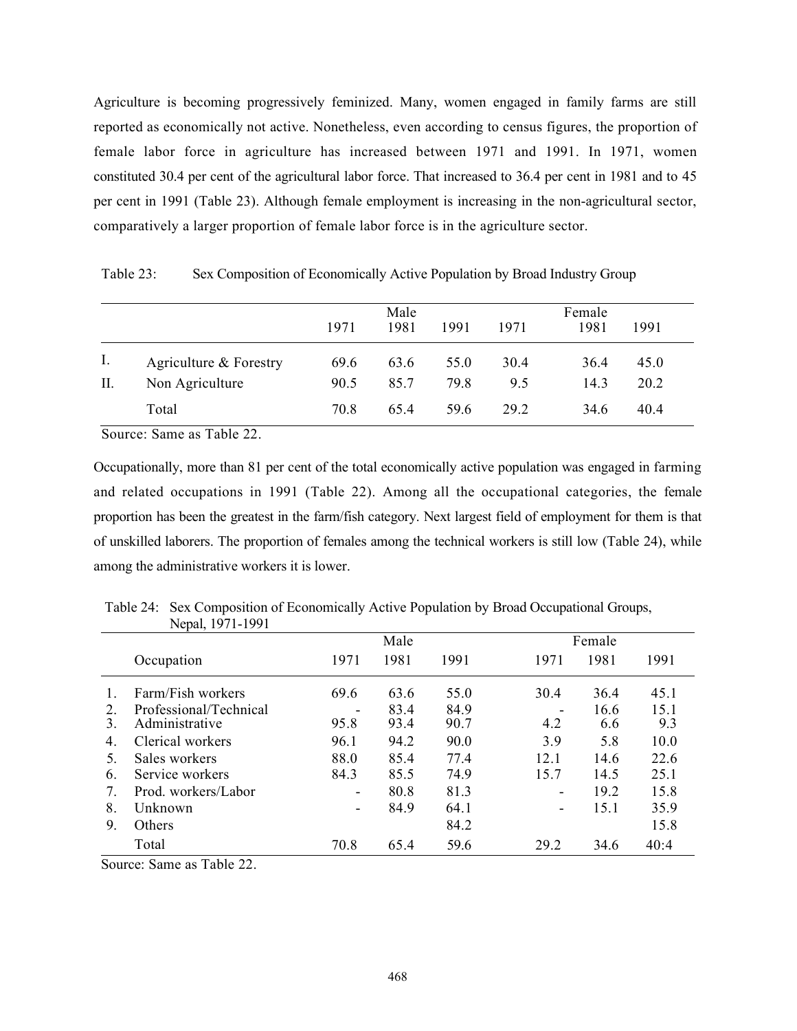Agriculture is becoming progressively feminized. Many, women engaged in family farms are still reported as economically not active. Nonetheless, even according to census figures, the proportion of female labor force in agriculture has increased between 1971 and 1991. In 1971, women constituted 30.4 per cent of the agricultural labor force. That increased to 36.4 per cent in 1981 and to 45 per cent in 1991 (Table 23). Although female employment is increasing in the non-agricultural sector, comparatively a larger proportion of female labor force is in the agriculture sector.

Table 23: Sex Composition of Economically Active Population by Broad Industry Group

| | | Male | | | Female | | |
|---|---|---|---|---|---|---|---|
| | | 1971 | 1981 | 1991 | 1971 | 1981 | 1991 |
| I. | Agriculture & Forestry | 69.6 | 63.6 | 55.0 | 30.4 | 36.4 | 45.0 |
| II. | Non Agriculture | 90.5 | 85.7 | 79.8 | 9.5 | 14.3 | 20.2 |
| | Total | 70.8 | 65.4 | 59.6 | 29.2 | 34.6 | 40.4 |

Source: Same as Table 22.

Occupationally, more than 81 per cent of the total economically active population was engaged in farming and related occupations in 1991 (Table 22). Among all the occupational categories, the female proportion has been the greatest in the farm/fish category. Next largest field of employment for them is that of unskilled laborers. The proportion of females among the technical workers is still low (Table 24), while among the administrative workers it is lower.

Table 24: Sex Composition of Economically Active Population by Broad Occupational Groups, Nepal, 1971-1991

| | | Male | | | Female | | |
|---|---|---|---|---|---|---|---|
| | Occupation | 1971 | 1981 | 1991 | 1971 | 1981 | 1991 |
| 1. | Farm/Fish workers | 69.6 | 63.6 | 55.0 | 30.4 | 36.4 | 45.1 |
| 2. | Professional/Technical | - | 83.4 | 84.9 | - | 16.6 | 15.1 |
| 3. | Administrative | 95.8 | 93.4 | 90.7 | 4.2 | 6.6 | 9.3 |
| 4. | Clerical workers | 96.1 | 94.2 | 90.0 | 3.9 | 5.8 | 10.0 |
| 5. | Sales workers | 88.0 | 85.4 | 77.4 | 12.1 | 14.6 | 22.6 |
| 6. | Service workers | 84.3 | 85.5 | 74.9 | 15.7 | 14.5 | 25.1 |
| 7. | Prod. workers/Labor | - | 80.8 | 81.3 | - | 19.2 | 15.8 |
| 8. | Unknown | - | 84.9 | 64.1 | - | 15.1 | 35.9 |
| 9. | Others | | | 84.2 | | | 15.8 |
| | Total | 70.8 | 65.4 | 59.6 | 29.2 | 34.6 | 40:4 |

Source: Same as Table 22.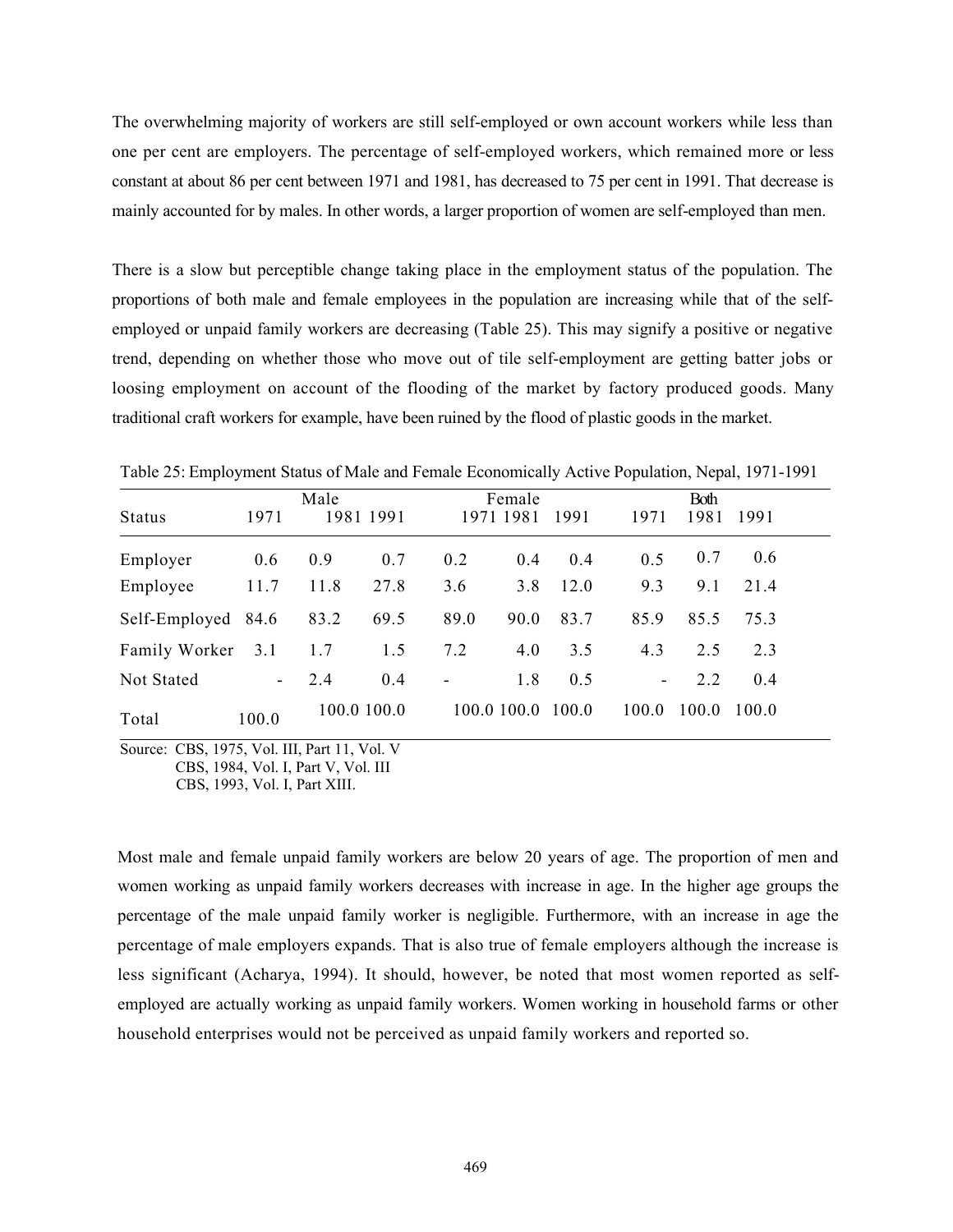The overwhelming majority of workers are still self-employed or own account workers while less than one per cent are employers. The percentage of self-employed workers, which remained more or less constant at about 86 per cent between 1971 and 1981, has decreased to 75 per cent in 1991. That decrease is mainly accounted for by males. In other words, a larger proportion of women are self-employed than men.

There is a slow but perceptible change taking place in the employment status of the population. The proportions of both male and female employees in the population are increasing while that of the self-employed or unpaid family workers are decreasing (Table 25). This may signify a positive or negative trend, depending on whether those who move out of tile self-employment are getting batter jobs or loosing employment on account of the flooding of the market by factory produced goods. Many traditional craft workers for example, have been ruined by the flood of plastic goods in the market.

Table 25: Employment Status of Male and Female Economically Active Population, Nepal, 1971-1991

| Status | Male | | | Female | | | Both | | |
|---|---|---|---|---|---|---|---|---|---|
| | 1971 | 1981 | 1991 | 1971 | 1981 | 1991 | 1971 | 1981 | 1991 |
| Employer | 0.6 | 0.9 | 0.7 | 0.2 | 0.4 | 0.4 | 0.5 | 0.7 | 0.6 |
| Employee | 11.7 | 11.8 | 27.8 | 3.6 | 3.8 | 12.0 | 9.3 | 9.1 | 21.4 |
| Self-Employed | 84.6 | 83.2 | 69.5 | 89.0 | 90.0 | 83.7 | 85.9 | 85.5 | 75.3 |
| Family Worker | 3.1 | 1.7 | 1.5 | 7.2 | 4.0 | 3.5 | 4.3 | 2.5 | 2.3 |
| Not Stated | - | 2.4 | 0.4 | - | 1.8 | 0.5 | - | 2.2 | 0.4 |
| Total | 100.0 | 100.0 | 100.0 | 100.0 | 100.0 | 100.0 | 100.0 | 100.0 | 100.0 |

Source: CBS, 1975, Vol. III, Part 11, Vol. V
CBS, 1984, Vol. I, Part V, Vol. III
CBS, 1993, Vol. I, Part XIII.

Most male and female unpaid family workers are below 20 years of age. The proportion of men and women working as unpaid family workers decreases with increase in age. In the higher age groups the percentage of the male unpaid family worker is negligible. Furthermore, with an increase in age the percentage of male employers expands. That is also true of female employers although the increase is less significant (Acharya, 1994). It should, however, be noted that most women reported as self-employed are actually working as unpaid family workers. Women working in household farms or other household enterprises would not be perceived as unpaid family workers and reported so.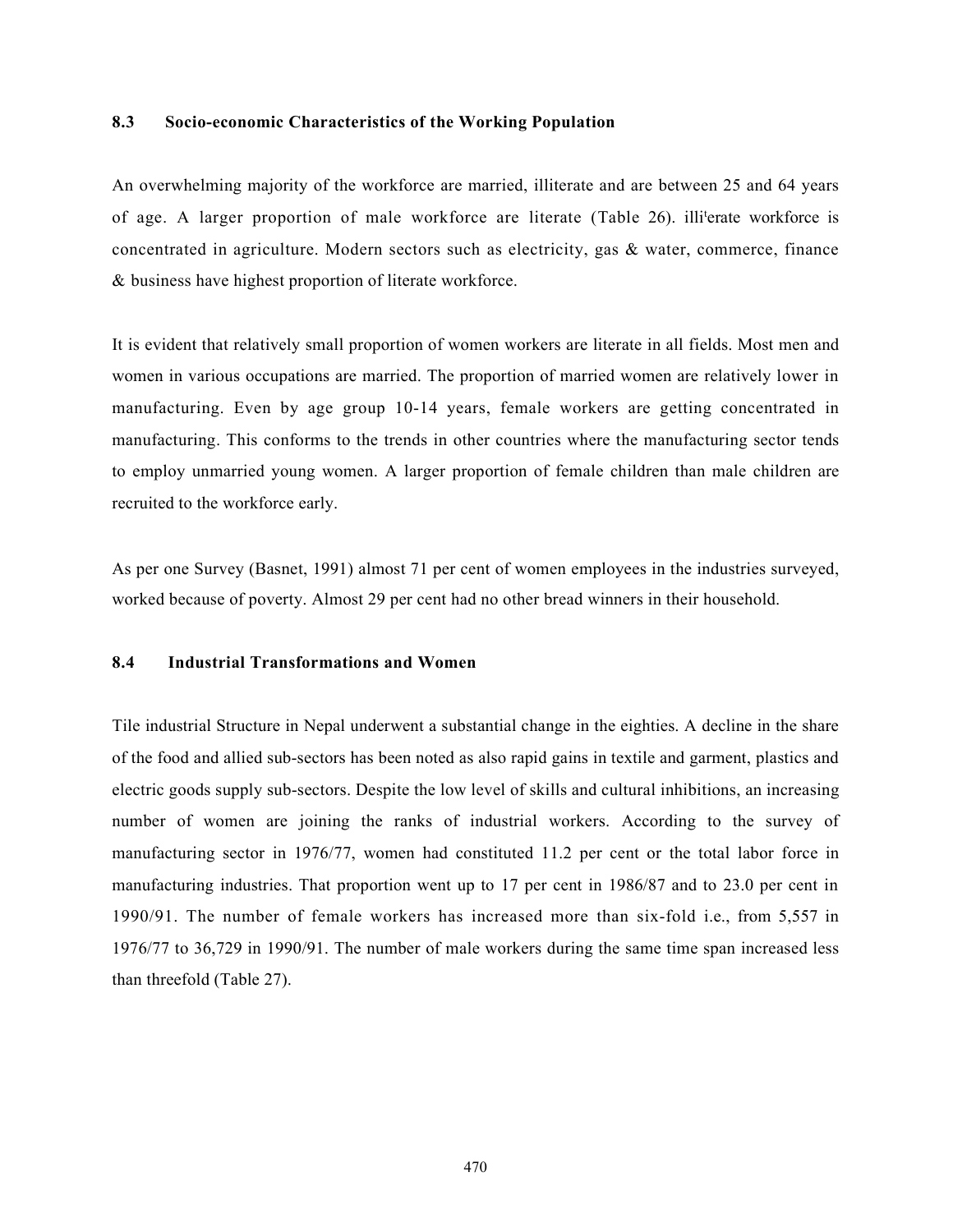### 8.3 Socio-economic Characteristics of the Working Population

An overwhelming majority of the workforce are married, illiterate and are between 25 and 64 years of age. A larger proportion of male workforce are literate (Table 26). illi'erate workforce is concentrated in agriculture. Modern sectors such as electricity, gas & water, commerce, finance & business have highest proportion of literate workforce.

It is evident that relatively small proportion of women workers are literate in all fields. Most men and women in various occupations are married. The proportion of married women are relatively lower in manufacturing. Even by age group 10-14 years, female workers are getting concentrated in manufacturing. This conforms to the trends in other countries where the manufacturing sector tends to employ unmarried young women. A larger proportion of female children than male children are recruited to the workforce early.

As per one Survey (Basnet, 1991) almost 71 per cent of women employees in the industries surveyed, worked because of poverty. Almost 29 per cent had no other bread winners in their household.

### 8.4 Industrial Transformations and Women

Tile industrial Structure in Nepal underwent a substantial change in the eighties. A decline in the share of the food and allied sub-sectors has been noted as also rapid gains in textile and garment, plastics and electric goods supply sub-sectors. Despite the low level of skills and cultural inhibitions, an increasing number of women are joining the ranks of industrial workers. According to the survey of manufacturing sector in 1976/77, women had constituted 11.2 per cent or the total labor force in manufacturing industries. That proportion went up to 17 per cent in 1986/87 and to 23.0 per cent in 1990/91. The number of female workers has increased more than six-fold i.e., from 5,557 in 1976/77 to 36,729 in 1990/91. The number of male workers during the same time span increased less than threefold (Table 27).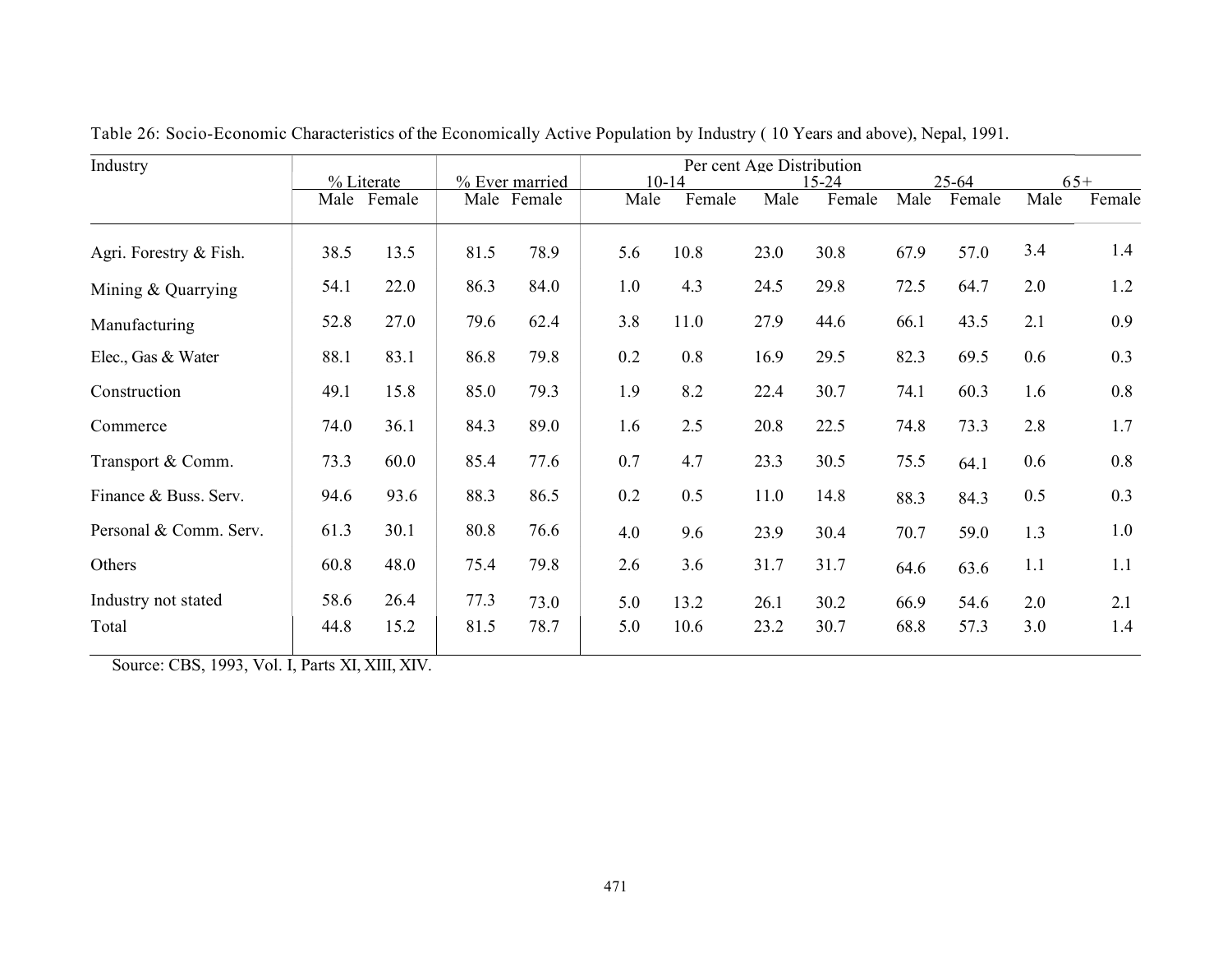Table 26: Socio-Economic Characteristics of the Economically Active Population by Industry ( 10 Years and above), Nepal, 1991.

| Industry | % Literate | | % Ever married | | Per cent Age Distribution | | | | | | | |
|---|---|---|---|---|---|---|---|---|---|---|---|---|
| | | | | | 10-14 | | 15-24 | | 25-64 | | 65+ | |
| | Male | Female | Male | Female | Male | Female | Male | Female | Male | Female | Male | Female |
| Agri. Forestry & Fish. | 38.5 | 13.5 | 81.5 | 78.9 | 5.6 | 10.8 | 23.0 | 30.8 | 67.9 | 57.0 | 3.4 | 1.4 |
| Mining & Quarrying | 54.1 | 22.0 | 86.3 | 84.0 | 1.0 | 4.3 | 24.5 | 29.8 | 72.5 | 64.7 | 2.0 | 1.2 |
| Manufacturing | 52.8 | 27.0 | 79.6 | 62.4 | 3.8 | 11.0 | 27.9 | 44.6 | 66.1 | 43.5 | 2.1 | 0.9 |
| Elec., Gas & Water | 88.1 | 83.1 | 86.8 | 79.8 | 0.2 | 0.8 | 16.9 | 29.5 | 82.3 | 69.5 | 0.6 | 0.3 |
| Construction | 49.1 | 15.8 | 85.0 | 79.3 | 1.9 | 8.2 | 22.4 | 30.7 | 74.1 | 60.3 | 1.6 | 0.8 |
| Commerce | 74.0 | 36.1 | 84.3 | 89.0 | 1.6 | 2.5 | 20.8 | 22.5 | 74.8 | 73.3 | 2.8 | 1.7 |
| Transport & Comm. | 73.3 | 60.0 | 85.4 | 77.6 | 0.7 | 4.7 | 23.3 | 30.5 | 75.5 | 64.1 | 0.6 | 0.8 |
| Finance & Buss. Serv. | 94.6 | 93.6 | 88.3 | 86.5 | 0.2 | 0.5 | 11.0 | 14.8 | 88.3 | 84.3 | 0.5 | 0.3 |
| Personal & Comm. Serv. | 61.3 | 30.1 | 80.8 | 76.6 | 4.0 | 9.6 | 23.9 | 30.4 | 70.7 | 59.0 | 1.3 | 1.0 |
| Others | 60.8 | 48.0 | 75.4 | 79.8 | 2.6 | 3.6 | 31.7 | 31.7 | 64.6 | 63.6 | 1.1 | 1.1 |
| Industry not stated | 58.6 | 26.4 | 77.3 | 73.0 | 5.0 | 13.2 | 26.1 | 30.2 | 66.9 | 54.6 | 2.0 | 2.1 |
| Total | 44.8 | 15.2 | 81.5 | 78.7 | 5.0 | 10.6 | 23.2 | 30.7 | 68.8 | 57.3 | 3.0 | 1.4 |

Source: CBS, 1993, Vol. I, Parts XI, XIII, XIV.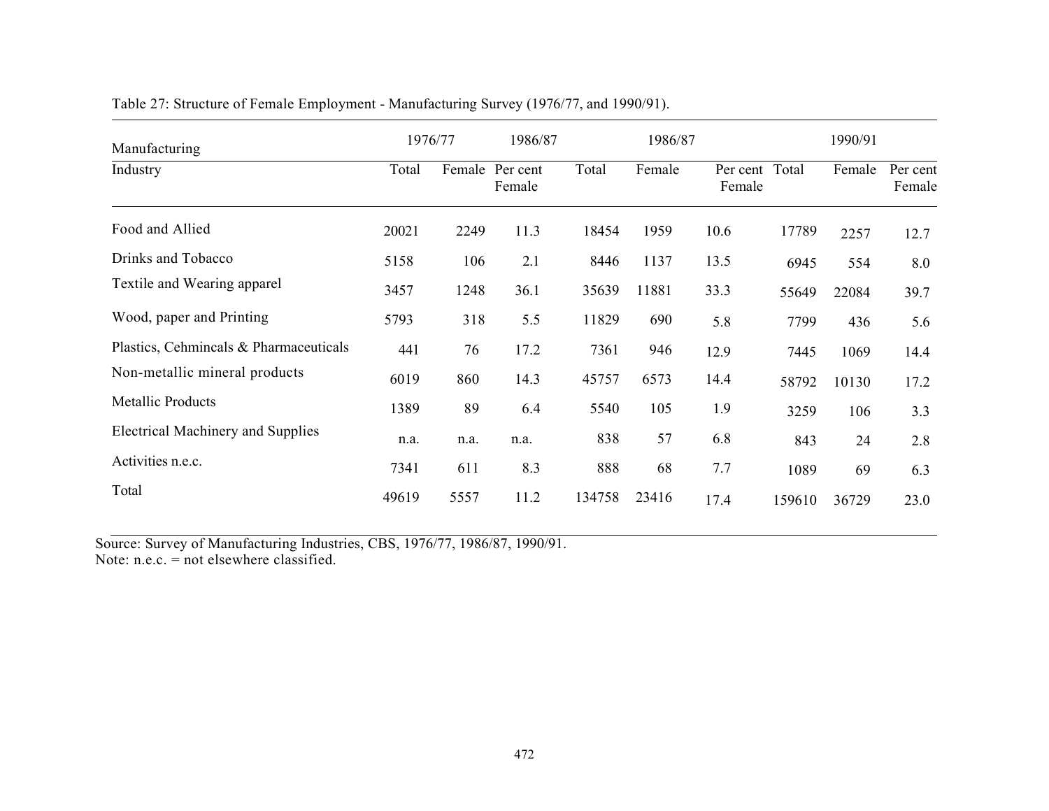Table 27: Structure of Female Employment - Manufacturing Survey (1976/77, and 1990/91).

| Manufacturing | 1976/77 | | 1986/87 | | 1986/87 | | | 1990/91 | |
|---|---|---|---|---|---|---|---|---|---|
| Industry | Total | Female | Per cent Female | Total | Female | Per cent Female | Total | Female | Per cent Female |
| Food and Allied | 20021 | 2249 | 11.3 | 18454 | 1959 | 10.6 | 17789 | 2257 | 12.7 |
| Drinks and Tobacco | 5158 | 106 | 2.1 | 8446 | 1137 | 13.5 | 6945 | 554 | 8.0 |
| Textile and Wearing apparel | 3457 | 1248 | 36.1 | 35639 | 11881 | 33.3 | 55649 | 22084 | 39.7 |
| Wood, paper and Printing | 5793 | 318 | 5.5 | 11829 | 690 | 5.8 | 7799 | 436 | 5.6 |
| Plastics, Cehmincals & Pharmaceuticals | 441 | 76 | 17.2 | 7361 | 946 | 12.9 | 7445 | 1069 | 14.4 |
| Non-metallic mineral products | 6019 | 860 | 14.3 | 45757 | 6573 | 14.4 | 58792 | 10130 | 17.2 |
| Metallic Products | 1389 | 89 | 6.4 | 5540 | 105 | 1.9 | 3259 | 106 | 3.3 |
| Electrical Machinery and Supplies | n.a. | n.a. | n.a. | 838 | 57 | 6.8 | 843 | 24 | 2.8 |
| Activities n.e.c. | 7341 | 611 | 8.3 | 888 | 68 | 7.7 | 1089 | 69 | 6.3 |
| Total | 49619 | 5557 | 11.2 | 134758 | 23416 | 17.4 | 159610 | 36729 | 23.0 |

Source: Survey of Manufacturing Industries, CBS, 1976/77, 1986/87, 1990/91.
Note: n.e.c. = not elsewhere classified.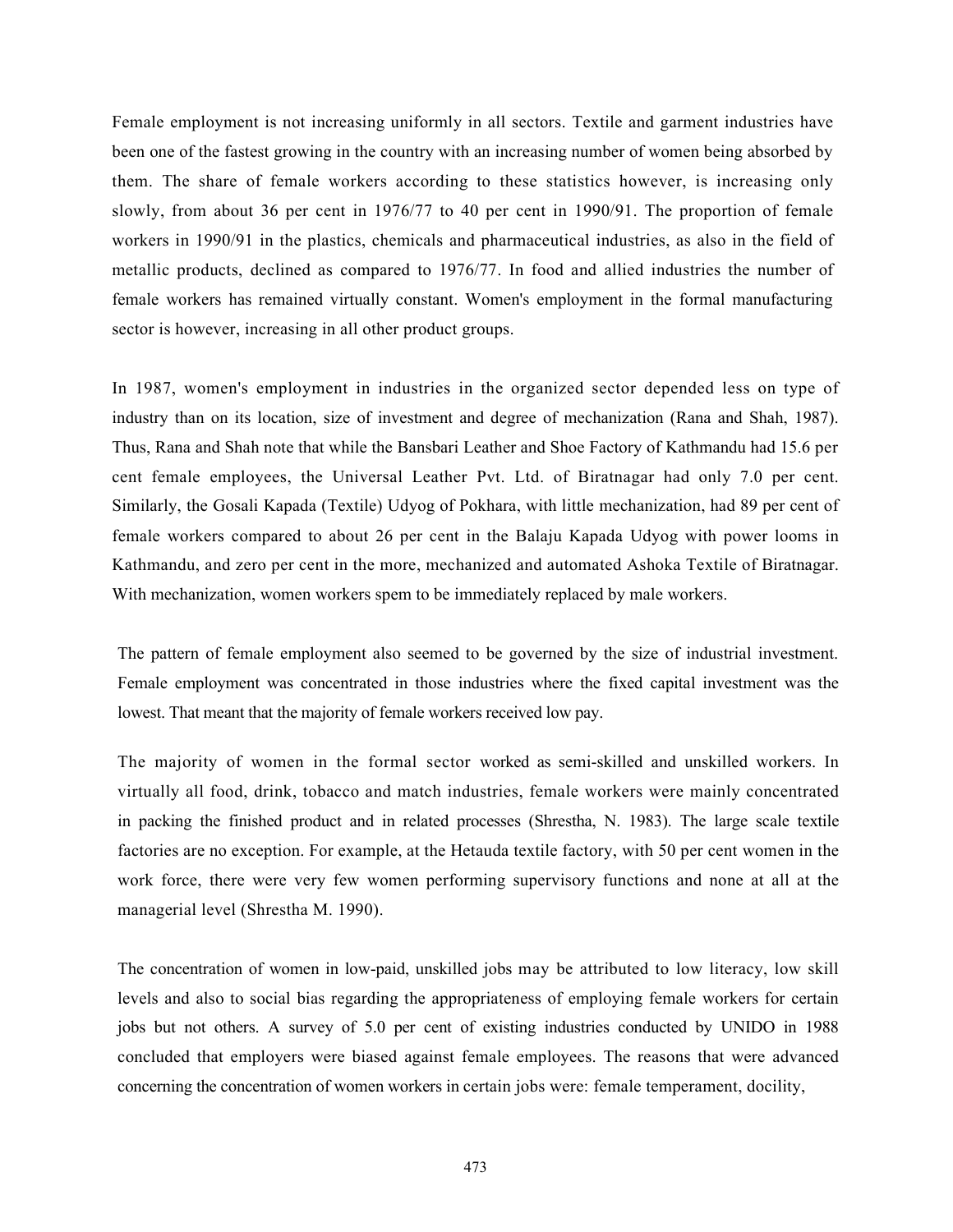Female employment is not increasing uniformly in all sectors. Textile and garment industries have been one of the fastest growing in the country with an increasing number of women being absorbed by them. The share of female workers according to these statistics however, is increasing only slowly, from about 36 per cent in 1976/77 to 40 per cent in 1990/91. The proportion of female workers in 1990/91 in the plastics, chemicals and pharmaceutical industries, as also in the field of metallic products, declined as compared to 1976/77. In food and allied industries the number of female workers has remained virtually constant. Women's employment in the formal manufacturing sector is however, increasing in all other product groups.

In 1987, women's employment in industries in the organized sector depended less on type of industry than on its location, size of investment and degree of mechanization (Rana and Shah, 1987). Thus, Rana and Shah note that while the Bansbari Leather and Shoe Factory of Kathmandu had 15.6 per cent female employees, the Universal Leather Pvt. Ltd. of Biratnagar had only 7.0 per cent. Similarly, the Gosali Kapada (Textile) Udyog of Pokhara, with little mechanization, had 89 per cent of female workers compared to about 26 per cent in the Balaju Kapada Udyog with power looms in Kathmandu, and zero per cent in the more, mechanized and automated Ashoka Textile of Biratnagar. With mechanization, women workers spem to be immediately replaced by male workers.

The pattern of female employment also seemed to be governed by the size of industrial investment. Female employment was concentrated in those industries where the fixed capital investment was the lowest. That meant that the majority of female workers received low pay.

The majority of women in the formal sector worked as semi-skilled and unskilled workers. In virtually all food, drink, tobacco and match industries, female workers were mainly concentrated in packing the finished product and in related processes (Shrestha, N. 1983). The large scale textile factories are no exception. For example, at the Hetauda textile factory, with 50 per cent women in the work force, there were very few women performing supervisory functions and none at all at the managerial level (Shrestha M. 1990).

The concentration of women in low-paid, unskilled jobs may be attributed to low literacy, low skill levels and also to social bias regarding the appropriateness of employing female workers for certain jobs but not others. A survey of 5.0 per cent of existing industries conducted by UNIDO in 1988 concluded that employers were biased against female employees. The reasons that were advanced concerning the concentration of women workers in certain jobs were: female temperament, docility,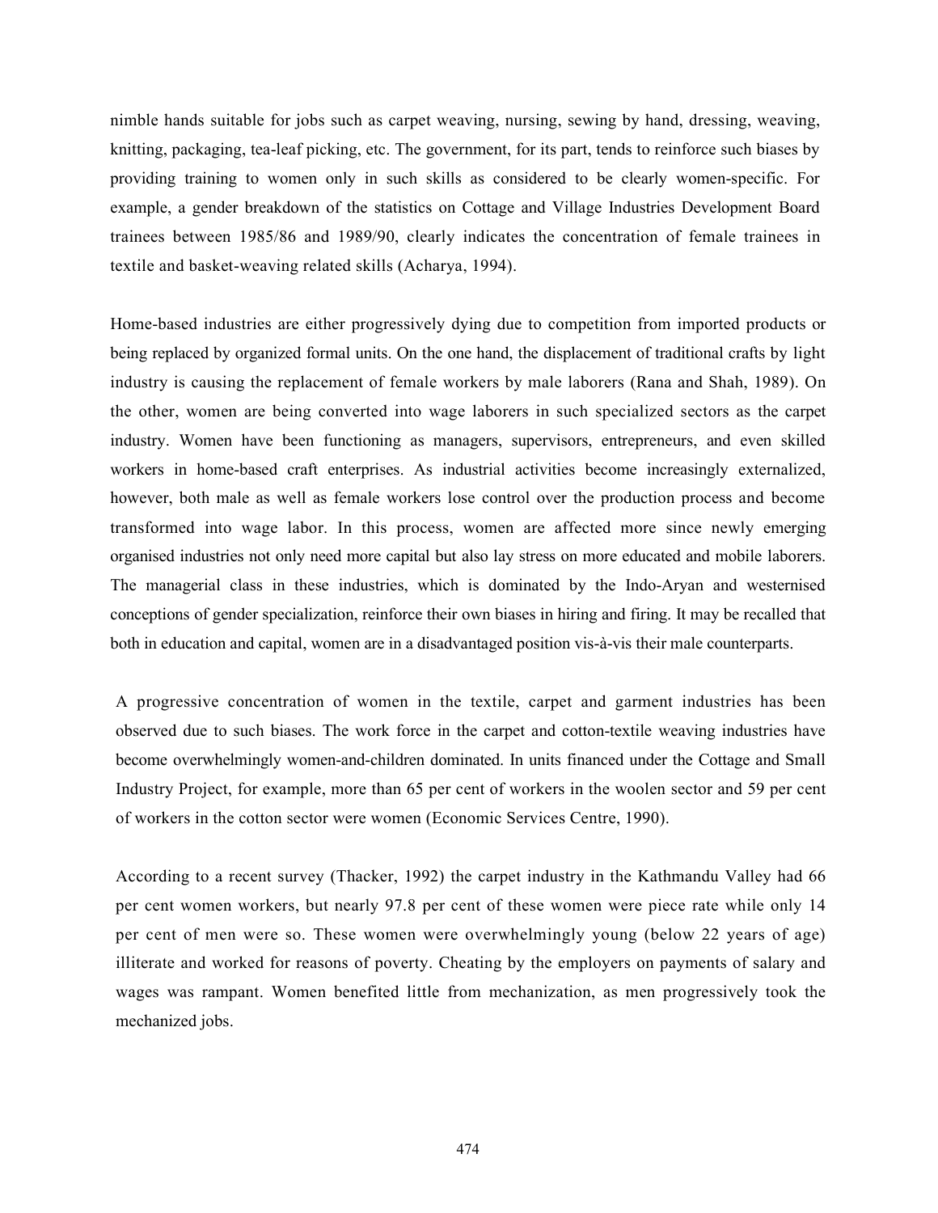nimble hands suitable for jobs such as carpet weaving, nursing, sewing by hand, dressing, weaving, knitting, packaging, tea-leaf picking, etc. The government, for its part, tends to reinforce such biases by providing training to women only in such skills as considered to be clearly women-specific. For example, a gender breakdown of the statistics on Cottage and Village Industries Development Board trainees between 1985/86 and 1989/90, clearly indicates the concentration of female trainees in textile and basket-weaving related skills (Acharya, 1994).

Home-based industries are either progressively dying due to competition from imported products or being replaced by organized formal units. On the one hand, the displacement of traditional crafts by light industry is causing the replacement of female workers by male laborers (Rana and Shah, 1989). On the other, women are being converted into wage laborers in such specialized sectors as the carpet industry. Women have been functioning as managers, supervisors, entrepreneurs, and even skilled workers in home-based craft enterprises. As industrial activities become increasingly externalized, however, both male as well as female workers lose control over the production process and become transformed into wage labor. In this process, women are affected more since newly emerging organised industries not only need more capital but also lay stress on more educated and mobile laborers. The managerial class in these industries, which is dominated by the Indo-Aryan and westernised conceptions of gender specialization, reinforce their own biases in hiring and firing. It may be recalled that both in education and capital, women are in a disadvantaged position vis-à-vis their male counterparts.

A progressive concentration of women in the textile, carpet and garment industries has been observed due to such biases. The work force in the carpet and cotton-textile weaving industries have become overwhelmingly women-and-children dominated. In units financed under the Cottage and Small Industry Project, for example, more than 65 per cent of workers in the woolen sector and 59 per cent of workers in the cotton sector were women (Economic Services Centre, 1990).

According to a recent survey (Thacker, 1992) the carpet industry in the Kathmandu Valley had 66 per cent women workers, but nearly 97.8 per cent of these women were piece rate while only 14 per cent of men were so. These women were overwhelmingly young (below 22 years of age) illiterate and worked for reasons of poverty. Cheating by the employers on payments of salary and wages was rampant. Women benefited little from mechanization, as men progressively took the mechanized jobs.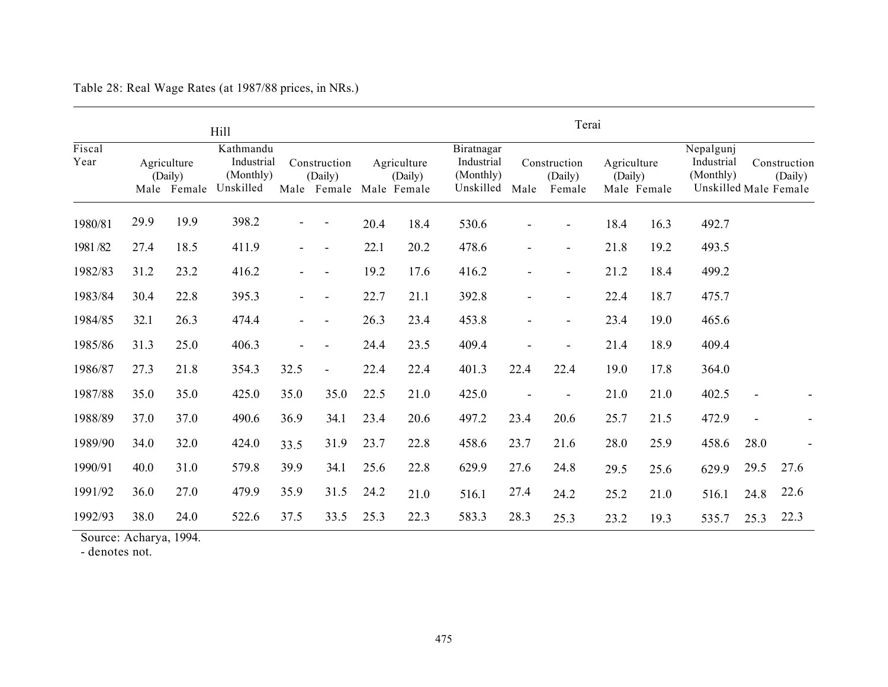Table 28: Real Wage Rates (at 1987/88 prices, in NRs.)

| Fiscal Year | Hill | | | | | Terai | | | | | | | | | | |
|---|---|---|---|---|---|---|---|---|---|---|---|---|---|---|---|---|
| | Agriculture (Daily) | | Kathmandu Industrial (Monthly) | Construction (Daily) | | Agriculture (Daily) | | Biratnagar Industrial (Monthly) | Construction (Daily) | | Agriculture (Daily) | | Nepalgunj Industrial (Monthly) | Construction (Daily) | |
| | Male | Female | Unskilled | Male | Female | Male | Female | Unskilled | Male | Female | Male | Female | Unskilled | Male | Female |
| 1980/81 | 29.9 | 19.9 | 398.2 | - | - | 20.4 | 18.4 | 530.6 | - | - | 18.4 | 16.3 | 492.7 | | |
| 1981/82 | 27.4 | 18.5 | 411.9 | - | - | 22.1 | 20.2 | 478.6 | - | - | 21.8 | 19.2 | 493.5 | | |
| 1982/83 | 31.2 | 23.2 | 416.2 | - | - | 19.2 | 17.6 | 416.2 | - | - | 21.2 | 18.4 | 499.2 | | |
| 1983/84 | 30.4 | 22.8 | 395.3 | - | - | 22.7 | 21.1 | 392.8 | - | - | 22.4 | 18.7 | 475.7 | | |
| 1984/85 | 32.1 | 26.3 | 474.4 | - | - | 26.3 | 23.4 | 453.8 | - | - | 23.4 | 19.0 | 465.6 | | |
| 1985/86 | 31.3 | 25.0 | 406.3 | - | - | 24.4 | 23.5 | 409.4 | - | - | 21.4 | 18.9 | 409.4 | | |
| 1986/87 | 27.3 | 21.8 | 354.3 | 32.5 | - | 22.4 | 22.4 | 401.3 | 22.4 | 22.4 | 19.0 | 17.8 | 364.0 | | |
| 1987/88 | 35.0 | 35.0 | 425.0 | 35.0 | 35.0 | 22.5 | 21.0 | 425.0 | - | - | 21.0 | 21.0 | 402.5 | - | - |
| 1988/89 | 37.0 | 37.0 | 490.6 | 36.9 | 34.1 | 23.4 | 20.6 | 497.2 | 23.4 | 20.6 | 25.7 | 21.5 | 472.9 | - | - |
| 1989/90 | 34.0 | 32.0 | 424.0 | 33.5 | 31.9 | 23.7 | 22.8 | 458.6 | 23.7 | 21.6 | 28.0 | 25.9 | 458.6 | 28.0 | - |
| 1990/91 | 40.0 | 31.0 | 579.8 | 39.9 | 34.1 | 25.6 | 22.8 | 629.9 | 27.6 | 24.8 | 29.5 | 25.6 | 629.9 | 29.5 | 27.6 |
| 1991/92 | 36.0 | 27.0 | 479.9 | 35.9 | 31.5 | 24.2 | 21.0 | 516.1 | 27.4 | 24.2 | 25.2 | 21.0 | 516.1 | 24.8 | 22.6 |
| 1992/93 | 38.0 | 24.0 | 522.6 | 37.5 | 33.5 | 25.3 | 22.3 | 583.3 | 28.3 | 25.3 | 23.2 | 19.3 | 535.7 | 25.3 | 22.3 |

Source: Acharya, 1994.
- denotes not.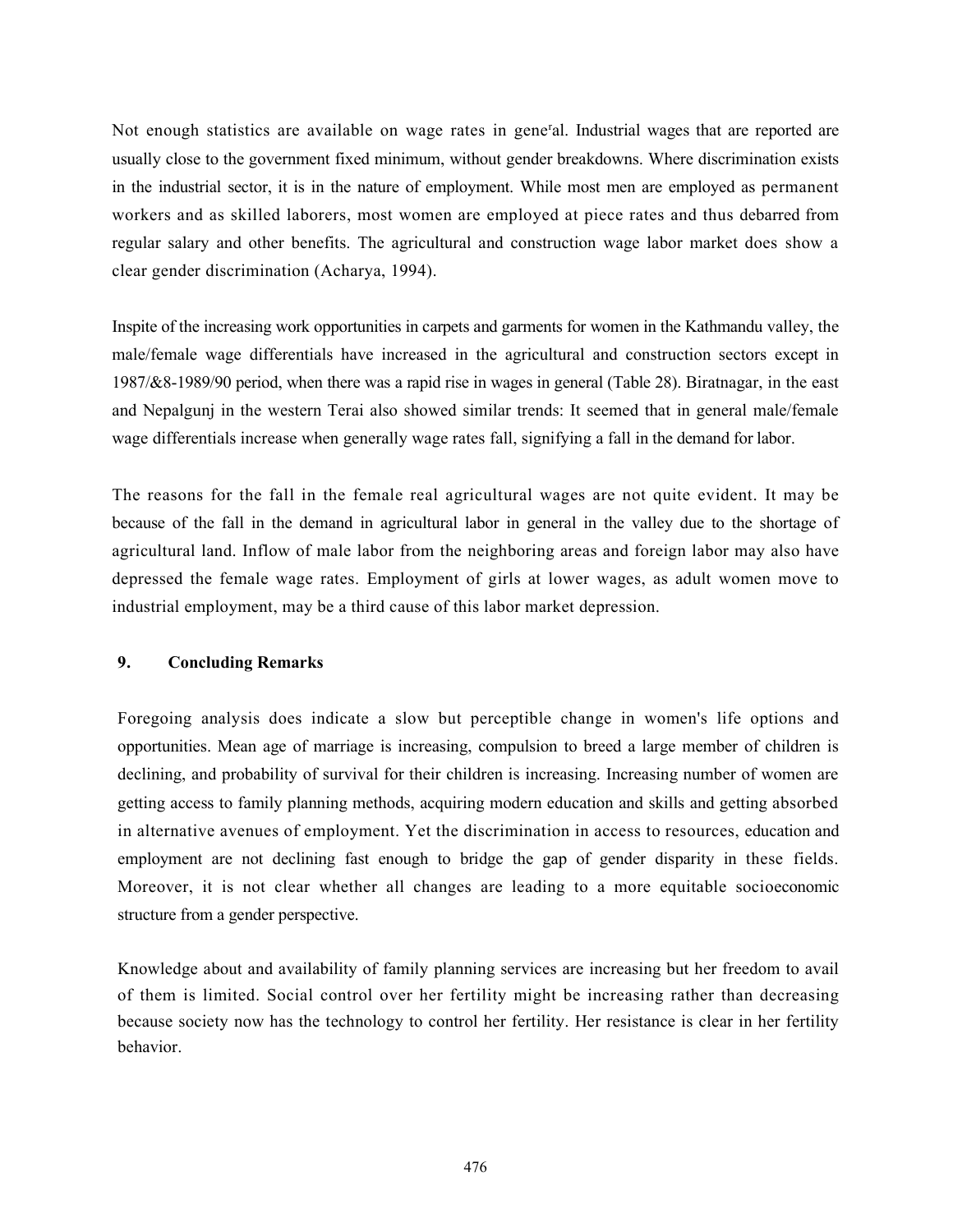Not enough statistics are available on wage rates in gene'al. Industrial wages that are reported are usually close to the government fixed minimum, without gender breakdowns. Where discrimination exists in the industrial sector, it is in the nature of employment. While most men are employed as permanent workers and as skilled laborers, most women are employed at piece rates and thus debarred from regular salary and other benefits. The agricultural and construction wage labor market does show a clear gender discrimination (Acharya, 1994).

Inspite of the increasing work opportunities in carpets and garments for women in the Kathmandu valley, the male/female wage differentials have increased in the agricultural and construction sectors except in 1987/&8-1989/90 period, when there was a rapid rise in wages in general (Table 28). Biratnagar, in the east and Nepalgunj in the western Terai also showed similar trends: It seemed that in general male/female wage differentials increase when generally wage rates fall, signifying a fall in the demand for labor.

The reasons for the fall in the female real agricultural wages are not quite evident. It may be because of the fall in the demand in agricultural labor in general in the valley due to the shortage of agricultural land. Inflow of male labor from the neighboring areas and foreign labor may also have depressed the female wage rates. Employment of girls at lower wages, as adult women move to industrial employment, may be a third cause of this labor market depression.

## 9. Concluding Remarks

Foregoing analysis does indicate a slow but perceptible change in women's life options and opportunities. Mean age of marriage is increasing, compulsion to breed a large member of children is declining, and probability of survival for their children is increasing. Increasing number of women are getting access to family planning methods, acquiring modern education and skills and getting absorbed in alternative avenues of employment. Yet the discrimination in access to resources, education and employment are not declining fast enough to bridge the gap of gender disparity in these fields. Moreover, it is not clear whether all changes are leading to a more equitable socioeconomic structure from a gender perspective.

Knowledge about and availability of family planning services are increasing but her freedom to avail of them is limited. Social control over her fertility might be increasing rather than decreasing because society now has the technology to control her fertility. Her resistance is clear in her fertility behavior.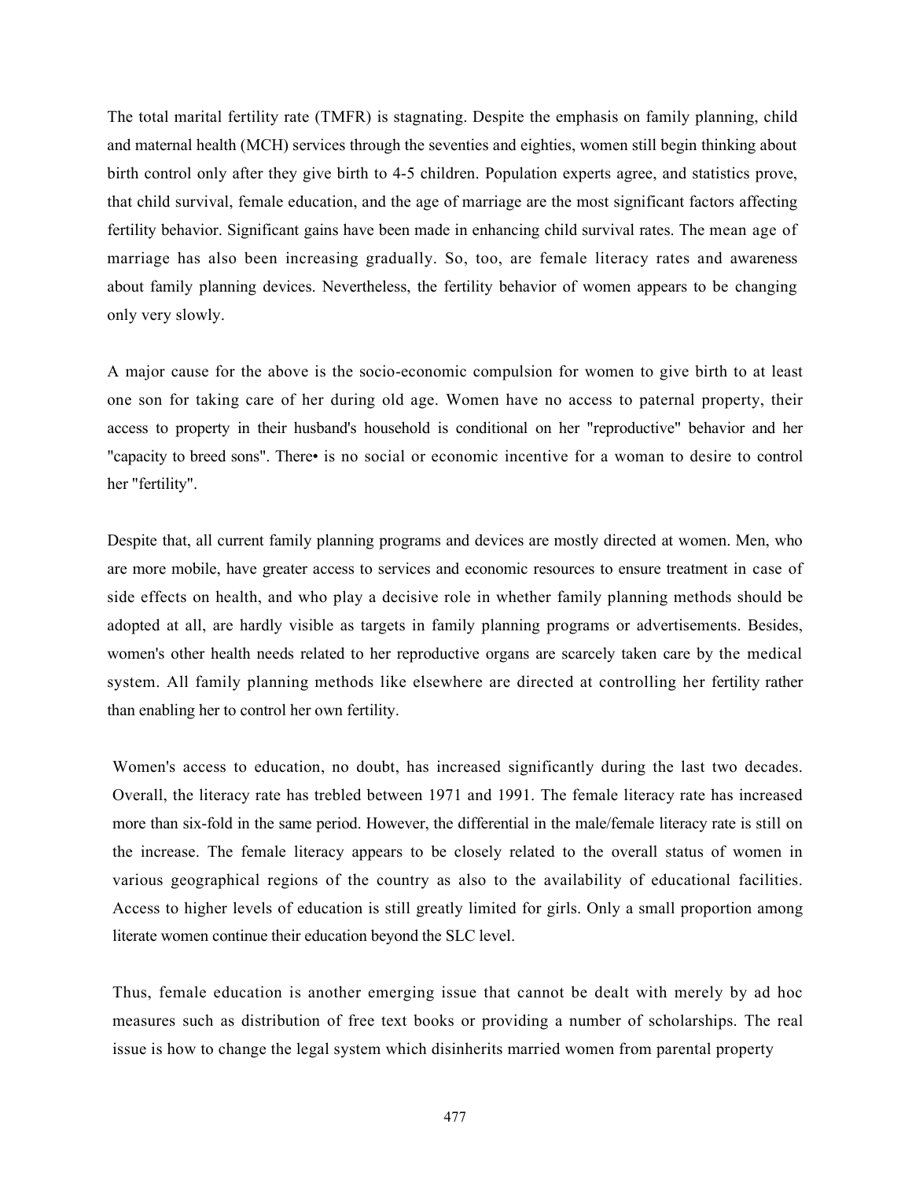The total marital fertility rate (TMFR) is stagnating. Despite the emphasis on family planning, child and maternal health (MCH) services through the seventies and eighties, women still begin thinking about birth control only after they give birth to 4-5 children. Population experts agree, and statistics prove, that child survival, female education, and the age of marriage are the most significant factors affecting fertility behavior. Significant gains have been made in enhancing child survival rates. The mean age of marriage has also been increasing gradually. So, too, are female literacy rates and awareness about family planning devices. Nevertheless, the fertility behavior of women appears to be changing only very slowly.

A major cause for the above is the socio-economic compulsion for women to give birth to at least one son for taking care of her during old age. Women have no access to paternal property, their access to property in their husband's household is conditional on her "reproductive" behavior and her "capacity to breed sons". There• is no social or economic incentive for a woman to desire to control her "fertility".

Despite that, all current family planning programs and devices are mostly directed at women. Men, who are more mobile, have greater access to services and economic resources to ensure treatment in case of side effects on health, and who play a decisive role in whether family planning methods should be adopted at all, are hardly visible as targets in family planning programs or advertisements. Besides, women's other health needs related to her reproductive organs are scarcely taken care by the medical system. All family planning methods like elsewhere are directed at controlling her fertility rather than enabling her to control her own fertility.

Women's access to education, no doubt, has increased significantly during the last two decades. Overall, the literacy rate has trebled between 1971 and 1991. The female literacy rate has increased more than six-fold in the same period. However, the differential in the male/female literacy rate is still on the increase. The female literacy appears to be closely related to the overall status of women in various geographical regions of the country as also to the availability of educational facilities. Access to higher levels of education is still greatly limited for girls. Only a small proportion among literate women continue their education beyond the SLC level.

Thus, female education is another emerging issue that cannot be dealt with merely by ad hoc measures such as distribution of free text books or providing a number of scholarships. The real issue is how to change the legal system which disinherits married women from parental property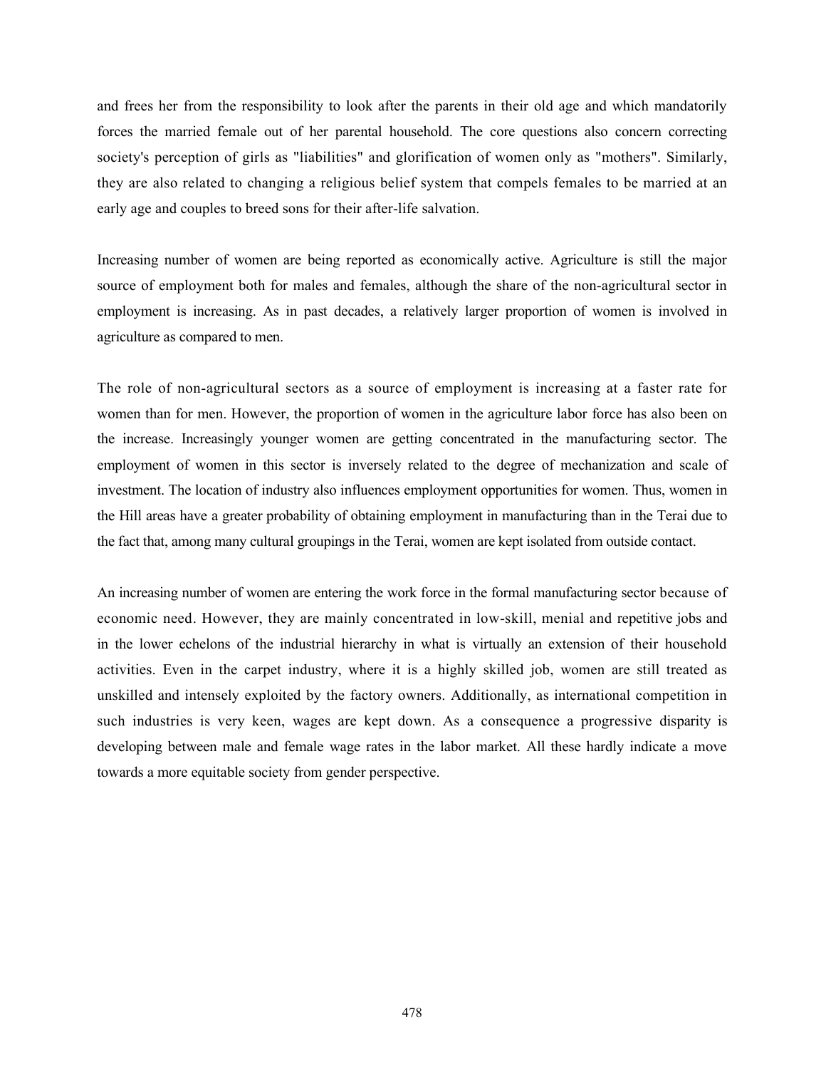and frees her from the responsibility to look after the parents in their old age and which mandatorily forces the married female out of her parental household. The core questions also concern correcting society's perception of girls as "liabilities" and glorification of women only as "mothers". Similarly, they are also related to changing a religious belief system that compels females to be married at an early age and couples to breed sons for their after-life salvation.

Increasing number of women are being reported as economically active. Agriculture is still the major source of employment both for males and females, although the share of the non-agricultural sector in employment is increasing. As in past decades, a relatively larger proportion of women is involved in agriculture as compared to men.

The role of non-agricultural sectors as a source of employment is increasing at a faster rate for women than for men. However, the proportion of women in the agriculture labor force has also been on the increase. Increasingly younger women are getting concentrated in the manufacturing sector. The employment of women in this sector is inversely related to the degree of mechanization and scale of investment. The location of industry also influences employment opportunities for women. Thus, women in the Hill areas have a greater probability of obtaining employment in manufacturing than in the Terai due to the fact that, among many cultural groupings in the Terai, women are kept isolated from outside contact.

An increasing number of women are entering the work force in the formal manufacturing sector because of economic need. However, they are mainly concentrated in low-skill, menial and repetitive jobs and in the lower echelons of the industrial hierarchy in what is virtually an extension of their household activities. Even in the carpet industry, where it is a highly skilled job, women are still treated as unskilled and intensely exploited by the factory owners. Additionally, as international competition in such industries is very keen, wages are kept down. As a consequence a progressive disparity is developing between male and female wage rates in the labor market. All these hardly indicate a move towards a more equitable society from gender perspective.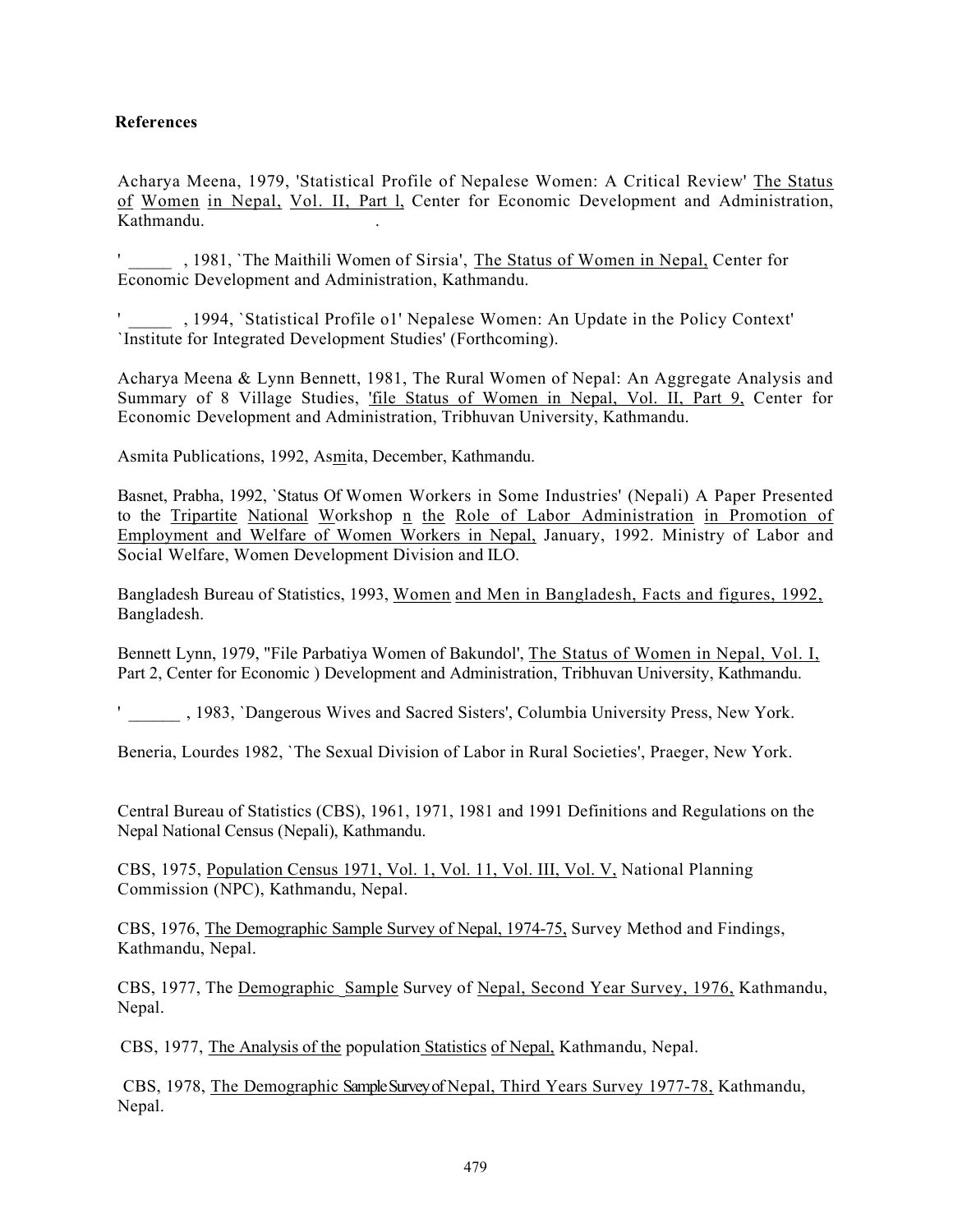**References**

Acharya Meena, 1979, 'Statistical Profile of Nepalese Women: A Critical Review' The Status of Women in Nepal, Vol. II, Part l, Center for Economic Development and Administration, Kathmandu.

' _____ , 1981, `The Maithili Women of Sirsia', The Status of Women in Nepal, Center for Economic Development and Administration, Kathmandu.

' _____ , 1994, `Statistical Profile o1' Nepalese Women: An Update in the Policy Context' `Institute for Integrated Development Studies' (Forthcoming).

Acharya Meena & Lynn Bennett, 1981, The Rural Women of Nepal: An Aggregate Analysis and Summary of 8 Village Studies, 'file Status of Women in Nepal, Vol. II, Part 9, Center for Economic Development and Administration, Tribhuvan University, Kathmandu.

Asmita Publications, 1992, Asmita, December, Kathmandu.

Basnet, Prabha, 1992, `Status Of Women Workers in Some Industries' (Nepali) A Paper Presented to the Tripartite National Workshop n the Role of Labor Administration in Promotion of Employment and Welfare of Women Workers in Nepal, January, 1992. Ministry of Labor and Social Welfare, Women Development Division and ILO.

Bangladesh Bureau of Statistics, 1993, Women and Men in Bangladesh, Facts and figures, 1992, Bangladesh.

Bennett Lynn, 1979, "File Parbatiya Women of Bakundol', The Status of Women in Nepal, Vol. I, Part 2, Center for Economic ) Development and Administration, Tribhuvan University, Kathmandu.

' ______ , 1983, `Dangerous Wives and Sacred Sisters', Columbia University Press, New York.

Beneria, Lourdes 1982, `The Sexual Division of Labor in Rural Societies', Praeger, New York.

Central Bureau of Statistics (CBS), 1961, 1971, 1981 and 1991 Definitions and Regulations on the Nepal National Census (Nepali), Kathmandu.

CBS, 1975, Population Census 1971, Vol. 1, Vol. 11, Vol. III, Vol. V, National Planning Commission (NPC), Kathmandu, Nepal.

CBS, 1976, The Demographic Sample Survey of Nepal, 1974-75, Survey Method and Findings, Kathmandu, Nepal.

CBS, 1977, The Demographic Sample Survey of Nepal, Second Year Survey, 1976, Kathmandu, Nepal.

CBS, 1977, The Analysis of the population Statistics of Nepal, Kathmandu, Nepal.

CBS, 1978, The Demographic Sample Survey of Nepal, Third Years Survey 1977-78, Kathmandu, Nepal.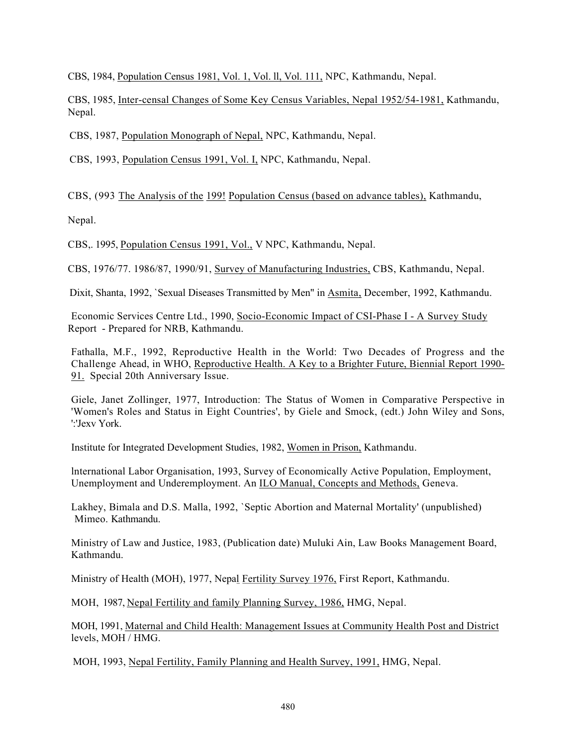CBS, 1984, Population Census 1981, Vol. 1, Vol. ll, Vol. 111, NPC, Kathmandu, Nepal.

CBS, 1985, Inter-censal Changes of Some Key Census Variables, Nepal 1952/54-1981, Kathmandu, Nepal.

CBS, 1987, Population Monograph of Nepal, NPC, Kathmandu, Nepal.

CBS, 1993, Population Census 1991, Vol. I, NPC, Kathmandu, Nepal.

CBS, (993 The Analysis of the 199! Population Census (based on advance tables), Kathmandu, Nepal.

CBS,. 1995, Population Census 1991, Vol., V NPC, Kathmandu, Nepal.

CBS, 1976/77. 1986/87, 1990/91, Survey of Manufacturing Industries, CBS, Kathmandu, Nepal.

Dixit, Shanta, 1992, `Sexual Diseases Transmitted by Men" in Asmita, December, 1992, Kathmandu.

Economic Services Centre Ltd., 1990, Socio-Economic Impact of CSI-Phase I - A Survey Study Report - Prepared for NRB, Kathmandu.

Fathalla, M.F., 1992, Reproductive Health in the World: Two Decades of Progress and the Challenge Ahead, in WHO, Reproductive Health. A Key to a Brighter Future, Biennial Report 1990-91. Special 20th Anniversary Issue.

Giele, Janet Zollinger, 1977, Introduction: The Status of Women in Comparative Perspective in 'Women's Roles and Status in Eight Countries', by Giele and Smock, (edt.) John Wiley and Sons, ':'Jexv York.

Institute for Integrated Development Studies, 1982, Women in Prison, Kathmandu.

lnternational Labor Organisation, 1993, Survey of Economically Active Population, Employment, Unemployment and Underemployment. An ILO Manual, Concepts and Methods, Geneva.

Lakhey, Bimala and D.S. Malla, 1992, `Septic Abortion and Maternal Mortality' (unpublished) Mimeo. Kathmandu.

Ministry of Law and Justice, 1983, (Publication date) Muluki Ain, Law Books Management Board, Kathmandu.

Ministry of Health (MOH), 1977, Nepal Fertility Survey 1976, First Report, Kathmandu.

MOH, 1987, Nepal Fertility and family Planning Survey, 1986, HMG, Nepal.

MOH, 1991, Maternal and Child Health: Management Issues at Community Health Post and District levels, MOH / HMG.

MOH, 1993, Nepal Fertility, Family Planning and Health Survey, 1991, HMG, Nepal.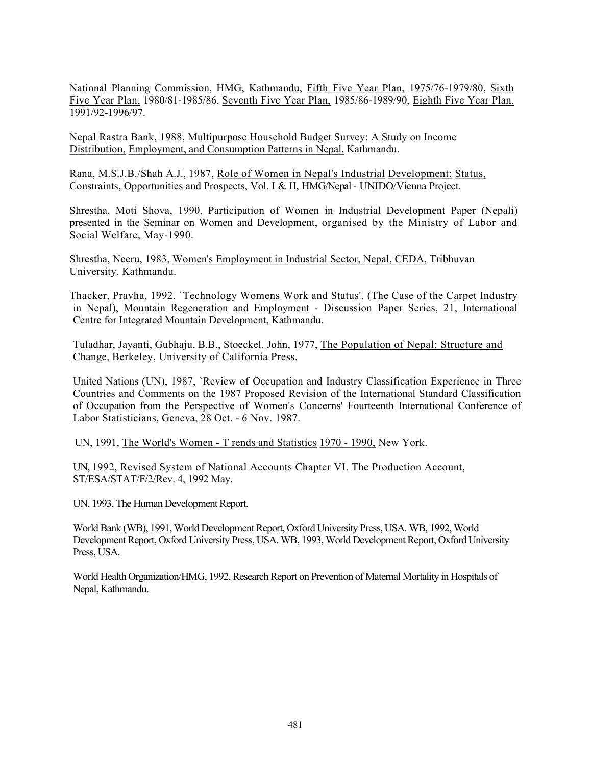National Planning Commission, HMG, Kathmandu, Fifth Five Year Plan, 1975/76-1979/80, Sixth Five Year Plan, 1980/81-1985/86, Seventh Five Year Plan, 1985/86-1989/90, Eighth Five Year Plan, 1991/92-1996/97.

Nepal Rastra Bank, 1988, Multipurpose Household Budget Survey: A Study on Income Distribution, Employment, and Consumption Patterns in Nepal, Kathmandu.

Rana, M.S.J.B./Shah A.J., 1987, Role of Women in Nepal's Industrial Development: Status, Constraints, Opportunities and Prospects, Vol. I & II, HMG/Nepal - UNIDO/Vienna Project.

Shrestha, Moti Shova, 1990, Participation of Women in Industrial Development Paper (Nepali) presented in the Seminar on Women and Development, organised by the Ministry of Labor and Social Welfare, May-1990.

Shrestha, Neeru, 1983, Women's Employment in Industrial Sector, Nepal, CEDA, Tribhuvan University, Kathmandu.

Thacker, Pravha, 1992, `Technology Womens Work and Status', (The Case of the Carpet Industry in Nepal), Mountain Regeneration and Employment - Discussion Paper Series, 21, International Centre for Integrated Mountain Development, Kathmandu.

Tuladhar, Jayanti, Gubhaju, B.B., Stoeckel, John, 1977, The Population of Nepal: Structure and Change, Berkeley, University of California Press.

United Nations (UN), 1987, `Review of Occupation and Industry Classification Experience in Three Countries and Comments on the 1987 Proposed Revision of the International Standard Classification of Occupation from the Perspective of Women's Concerns' Fourteenth International Conference of Labor Statisticians, Geneva, 28 Oct. - 6 Nov. 1987.

UN, 1991, The World's Women - T rends and Statistics 1970 - 1990, New York.

UN, 1992, Revised System of National Accounts Chapter VI. The Production Account, ST/ESA/STAT/F/2/Rev. 4, 1992 May.

UN, 1993, The Human Development Report.

World Bank (WB), 1991, World Development Report, Oxford University Press, USA. WB, 1992, World Development Report, Oxford University Press, USA. WB, 1993, World Development Report, Oxford University Press, USA.

World Health Organization/HMG, 1992, Research Report on Prevention of Maternal Mortality in Hospitals of Nepal, Kathmandu.